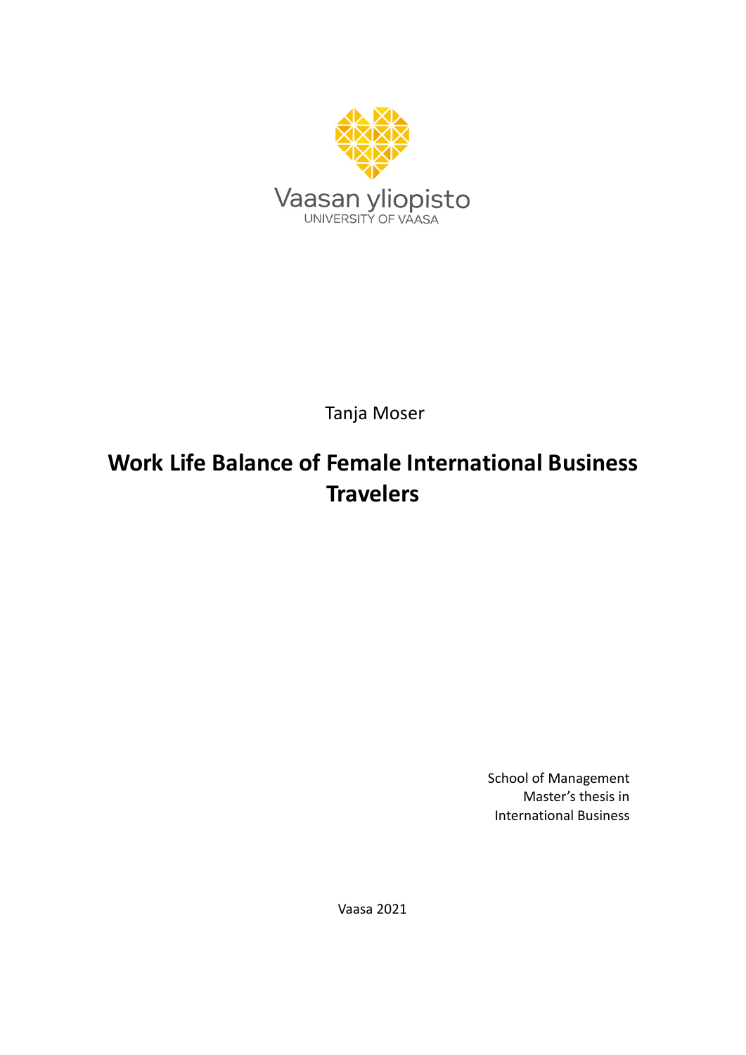Vaasan yliopisto
UNIVERSITY OF VAASA

Tanja Moser

# Work Life Balance of Female International Business Travelers

School of Management
Master's thesis in
International Business

Vaasa 2021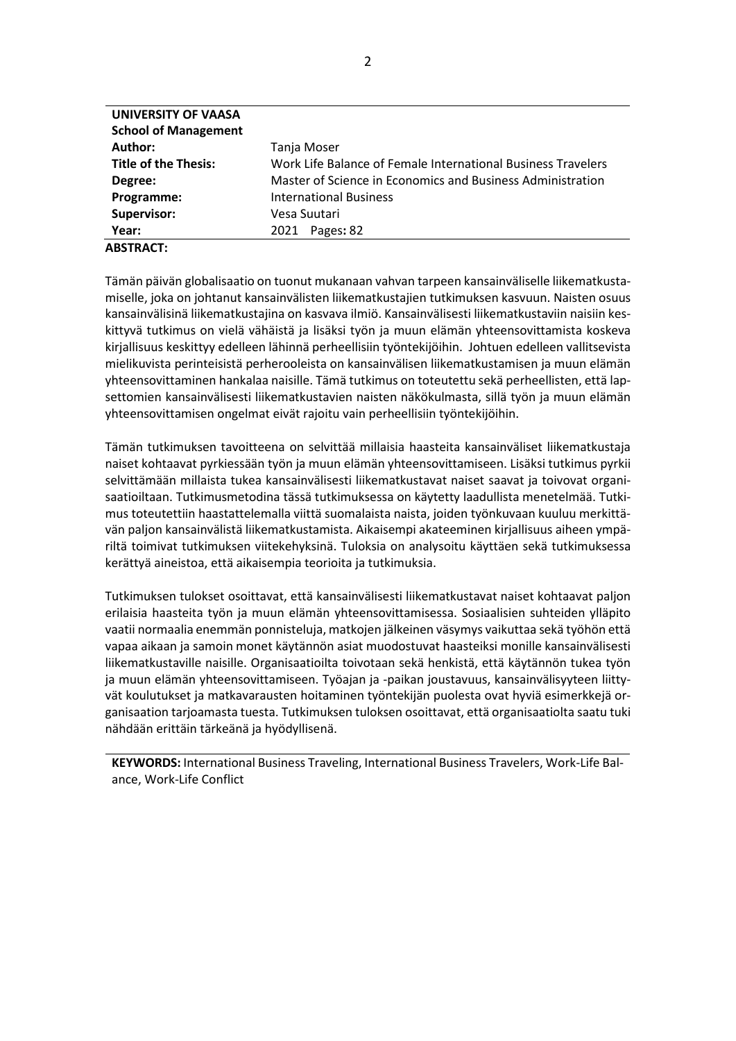| **UNIVERSITY OF VAASA** | |
|---|---|
| **School of Management** | |
| **Author:** | Tanja Moser |
| **Title of the Thesis:** | Work Life Balance of Female International Business Travelers |
| **Degree:** | Master of Science in Economics and Business Administration |
| **Programme:** | International Business |
| **Supervisor:** | Vesa Suutari |
| **Year:** | 2021 Pages**:** 82 |

**ABSTRACT:**

Tämän päivän globalisaatio on tuonut mukanaan vahvan tarpeen kansainväliselle liikematkustamiselle, joka on johtanut kansainvälisten liikematkustajien tutkimuksen kasvuun. Naisten osuus kansainvälisinä liikematkustajina on kasvava ilmiö. Kansainvälisesti liikematkustaviin naisiin keskittyvä tutkimus on vielä vähäistä ja lisäksi työn ja muun elämän yhteensovittamista koskeva kirjallisuus keskittyy edelleen lähinnä perheellisiin työntekijöihin. Johtuen edelleen vallitsevista mielikuvista perinteisistä perherooleista on kansainvälisen liikematkustamisen ja muun elämän yhteensovittaminen hankalaa naisille. Tämä tutkimus on toteutettu sekä perheellisten, että lapsettomien kansainvälisesti liikematkustavien naisten näkökulmasta, sillä työn ja muun elämän yhteensovittamisen ongelmat eivät rajoitu vain perheellisiin työntekijöihin.

Tämän tutkimuksen tavoitteena on selvittää millaisia haasteita kansainväliset liikematkustaja naiset kohtaavat pyrkiessään työn ja muun elämän yhteensovittamiseen. Lisäksi tutkimus pyrkii selvittämään millaista tukea kansainvälisesti liikematkustavat naiset saavat ja toivovat organisaatioiltaan. Tutkimusmetodina tässä tutkimuksessa on käytetty laadullista menetelmää. Tutkimus toteutettiin haastattelemalla viittä suomalaista naista, joiden työnkuvaan kuuluu merkittävän paljon kansainvälistä liikematkustamista. Aikaisempi akateeminen kirjallisuus aiheen ympäriltä toimivat tutkimuksen viitekehyksinä. Tuloksia on analysoitu käyttäen sekä tutkimuksessa kerättyä aineistoa, että aikaisempia teorioita ja tutkimuksia.

Tutkimuksen tulokset osoittavat, että kansainvälisesti liikematkustavat naiset kohtaavat paljon erilaisia haasteita työn ja muun elämän yhteensovittamisessa. Sosiaalisien suhteiden ylläpito vaatii normaalia enemmän ponnisteluja, matkojen jälkeinen väsymys vaikuttaa sekä työhön että vapaa aikaan ja samoin monet käytännön asiat muodostuvat haasteiksi monille kansainvälisesti liikematkustaville naisille. Organisaatioilta toivotaan sekä henkistä, että käytännön tukea työn ja muun elämän yhteensovittamiseen. Työajan ja -paikan joustavuus, kansainvälisyyteen liittyvät koulutukset ja matkavarausten hoitaminen työntekijän puolesta ovat hyviä esimerkkejä organisaation tarjoamasta tuesta. Tutkimuksen tuloksen osoittavat, että organisaatiolta saatu tuki nähdään erittäin tärkeänä ja hyödyllisenä.

**KEYWORDS:** International Business Traveling, International Business Travelers, Work-Life Balance, Work-Life Conflict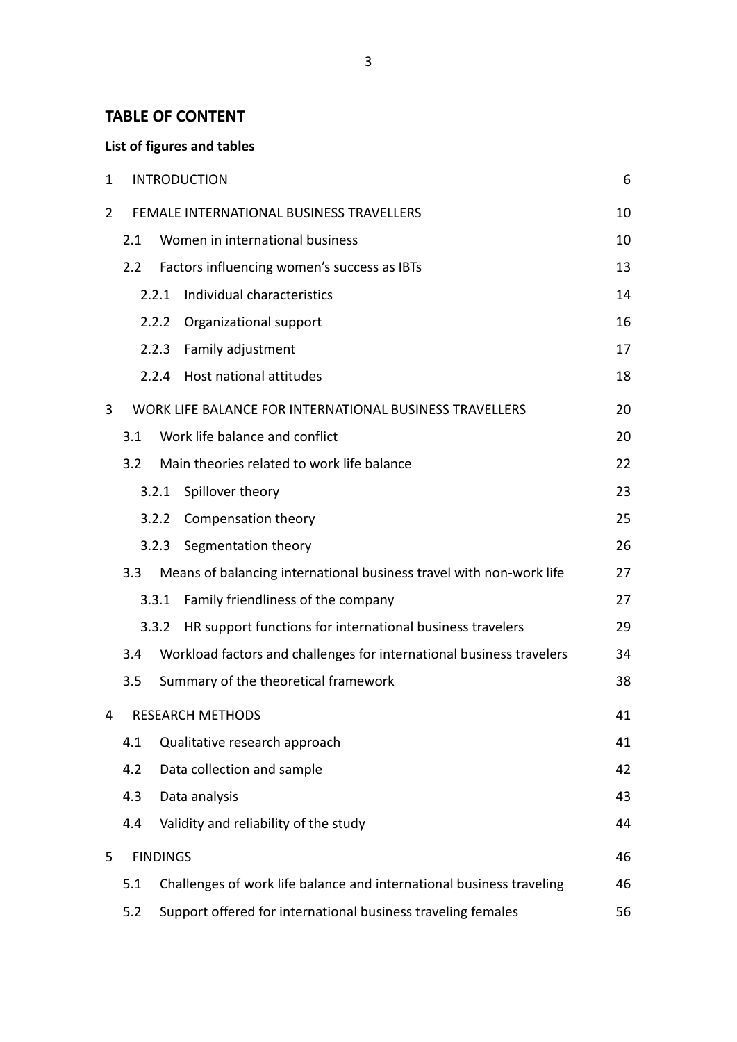## TABLE OF CONTENT

**List of figures and tables**

1 INTRODUCTION 6

2 FEMALE INTERNATIONAL BUSINESS TRAVELLERS 10

- 2.1 Women in international business 10
- 2.2 Factors influencing women's success as IBTs 13
  - 2.2.1 Individual characteristics 14
  - 2.2.2 Organizational support 16
  - 2.2.3 Family adjustment 17
  - 2.2.4 Host national attitudes 18

3 WORK LIFE BALANCE FOR INTERNATIONAL BUSINESS TRAVELLERS 20

- 3.1 Work life balance and conflict 20
- 3.2 Main theories related to work life balance 22
  - 3.2.1 Spillover theory 23
  - 3.2.2 Compensation theory 25
  - 3.2.3 Segmentation theory 26
- 3.3 Means of balancing international business travel with non-work life 27
  - 3.3.1 Family friendliness of the company 27
  - 3.3.2 HR support functions for international business travelers 29
- 3.4 Workload factors and challenges for international business travelers 34
- 3.5 Summary of the theoretical framework 38

4 RESEARCH METHODS 41

- 4.1 Qualitative research approach 41
- 4.2 Data collection and sample 42
- 4.3 Data analysis 43
- 4.4 Validity and reliability of the study 44

5 FINDINGS 46

- 5.1 Challenges of work life balance and international business traveling 46
- 5.2 Support offered for international business traveling females 56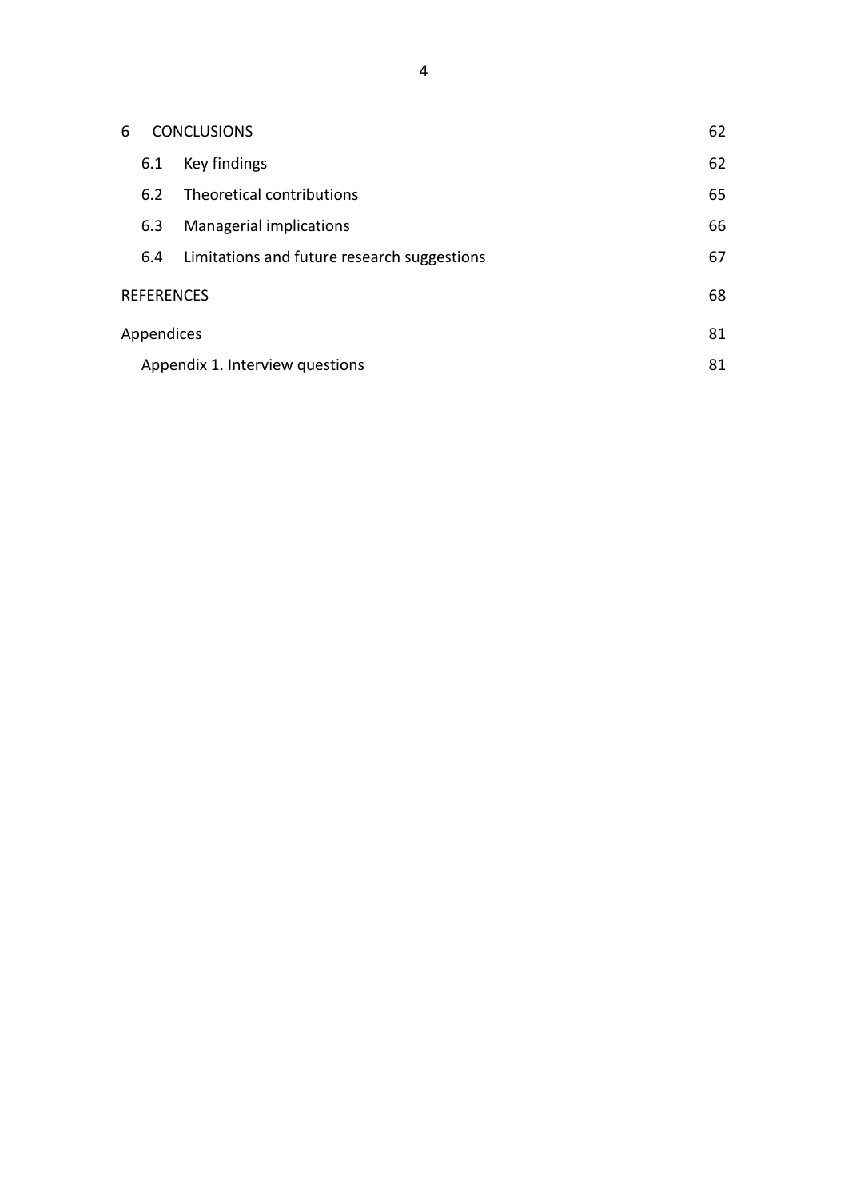6 CONCLUSIONS 62

6.1 Key findings 62

6.2 Theoretical contributions 65

6.3 Managerial implications 66

6.4 Limitations and future research suggestions 67

REFERENCES 68

Appendices 81

Appendix 1. Interview questions 81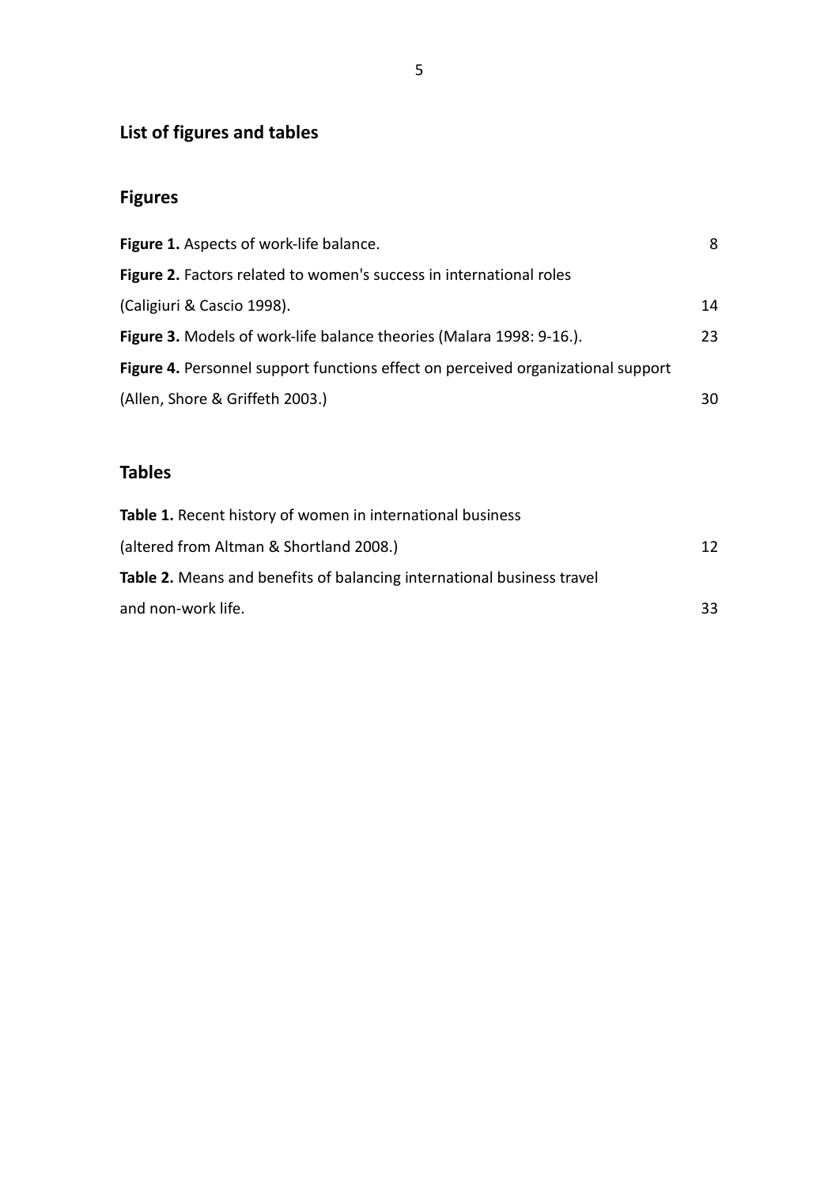## List of figures and tables

### Figures

**Figure 1.** Aspects of work-life balance. 8

**Figure 2.** Factors related to women's success in international roles (Caligiuri & Cascio 1998). 14

**Figure 3.** Models of work-life balance theories (Malara 1998: 9-16.). 23

**Figure 4.** Personnel support functions effect on perceived organizational support (Allen, Shore & Griffeth 2003.) 30

### Tables

**Table 1.** Recent history of women in international business (altered from Altman & Shortland 2008.) 12

**Table 2.** Means and benefits of balancing international business travel and non-work life. 33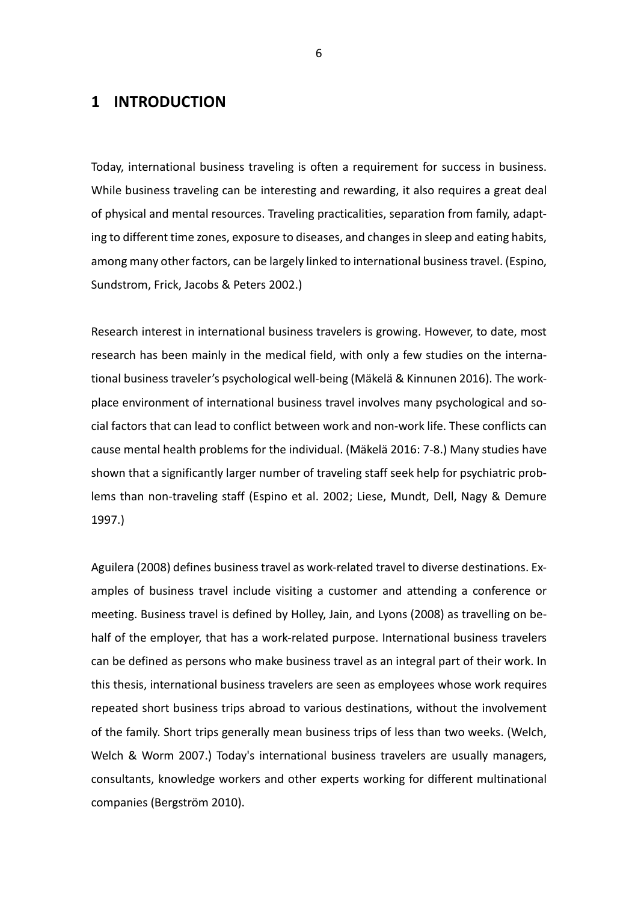# 1 INTRODUCTION

Today, international business traveling is often a requirement for success in business. While business traveling can be interesting and rewarding, it also requires a great deal of physical and mental resources. Traveling practicalities, separation from family, adapting to different time zones, exposure to diseases, and changes in sleep and eating habits, among many other factors, can be largely linked to international business travel. (Espino, Sundstrom, Frick, Jacobs & Peters 2002.)

Research interest in international business travelers is growing. However, to date, most research has been mainly in the medical field, with only a few studies on the international business traveler's psychological well-being (Mäkelä & Kinnunen 2016). The workplace environment of international business travel involves many psychological and social factors that can lead to conflict between work and non-work life. These conflicts can cause mental health problems for the individual. (Mäkelä 2016: 7-8.) Many studies have shown that a significantly larger number of traveling staff seek help for psychiatric problems than non-traveling staff (Espino et al. 2002; Liese, Mundt, Dell, Nagy & Demure 1997.)

Aguilera (2008) defines business travel as work-related travel to diverse destinations. Examples of business travel include visiting a customer and attending a conference or meeting. Business travel is defined by Holley, Jain, and Lyons (2008) as travelling on behalf of the employer, that has a work-related purpose. International business travelers can be defined as persons who make business travel as an integral part of their work. In this thesis, international business travelers are seen as employees whose work requires repeated short business trips abroad to various destinations, without the involvement of the family. Short trips generally mean business trips of less than two weeks. (Welch, Welch & Worm 2007.) Today's international business travelers are usually managers, consultants, knowledge workers and other experts working for different multinational companies (Bergström 2010).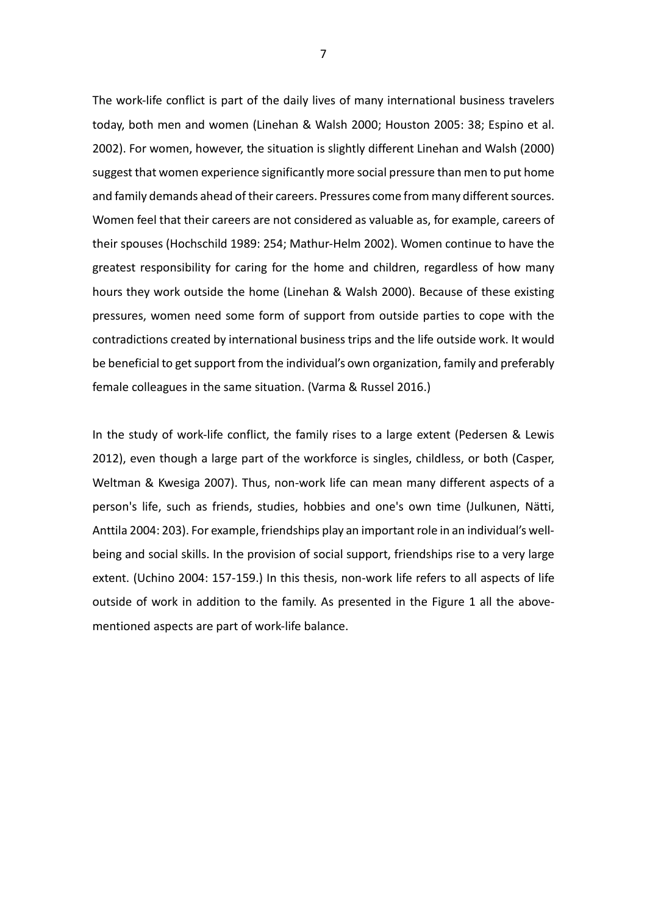The work-life conflict is part of the daily lives of many international business travelers today, both men and women (Linehan & Walsh 2000; Houston 2005: 38; Espino et al. 2002). For women, however, the situation is slightly different Linehan and Walsh (2000) suggest that women experience significantly more social pressure than men to put home and family demands ahead of their careers. Pressures come from many different sources. Women feel that their careers are not considered as valuable as, for example, careers of their spouses (Hochschild 1989: 254; Mathur-Helm 2002). Women continue to have the greatest responsibility for caring for the home and children, regardless of how many hours they work outside the home (Linehan & Walsh 2000). Because of these existing pressures, women need some form of support from outside parties to cope with the contradictions created by international business trips and the life outside work. It would be beneficial to get support from the individual's own organization, family and preferably female colleagues in the same situation. (Varma & Russel 2016.)

In the study of work-life conflict, the family rises to a large extent (Pedersen & Lewis 2012), even though a large part of the workforce is singles, childless, or both (Casper, Weltman & Kwesiga 2007). Thus, non-work life can mean many different aspects of a person's life, such as friends, studies, hobbies and one's own time (Julkunen, Nätti, Anttila 2004: 203). For example, friendships play an important role in an individual's well-being and social skills. In the provision of social support, friendships rise to a very large extent. (Uchino 2004: 157-159.) In this thesis, non-work life refers to all aspects of life outside of work in addition to the family. As presented in the Figure 1 all the above-mentioned aspects are part of work-life balance.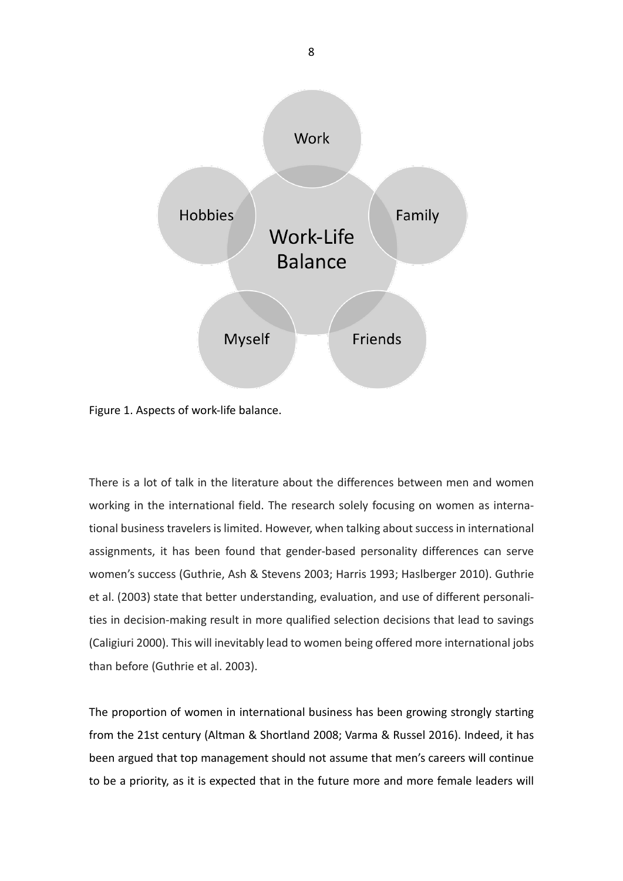Figure 1. Aspects of work-life balance.

There is a lot of talk in the literature about the differences between men and women working in the international field. The research solely focusing on women as international business travelers is limited. However, when talking about success in international assignments, it has been found that gender-based personality differences can serve women's success (Guthrie, Ash & Stevens 2003; Harris 1993; Haslberger 2010). Guthrie et al. (2003) state that better understanding, evaluation, and use of different personalities in decision-making result in more qualified selection decisions that lead to savings (Caligiuri 2000). This will inevitably lead to women being offered more international jobs than before (Guthrie et al. 2003).

The proportion of women in international business has been growing strongly starting from the 21st century (Altman & Shortland 2008; Varma & Russel 2016). Indeed, it has been argued that top management should not assume that men's careers will continue to be a priority, as it is expected that in the future more and more female leaders will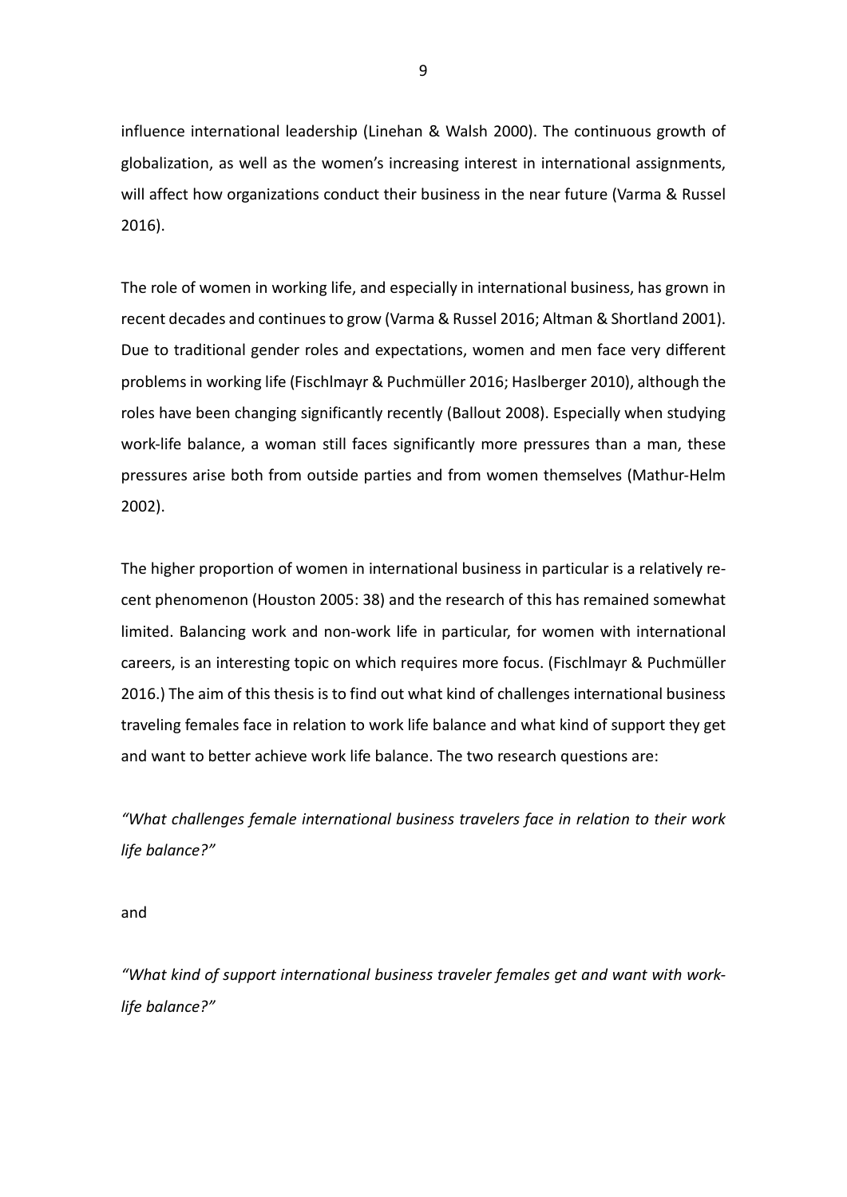influence international leadership (Linehan & Walsh 2000). The continuous growth of globalization, as well as the women's increasing interest in international assignments, will affect how organizations conduct their business in the near future (Varma & Russel 2016).

The role of women in working life, and especially in international business, has grown in recent decades and continues to grow (Varma & Russel 2016; Altman & Shortland 2001). Due to traditional gender roles and expectations, women and men face very different problems in working life (Fischlmayr & Puchmüller 2016; Haslberger 2010), although the roles have been changing significantly recently (Ballout 2008). Especially when studying work-life balance, a woman still faces significantly more pressures than a man, these pressures arise both from outside parties and from women themselves (Mathur-Helm 2002).

The higher proportion of women in international business in particular is a relatively recent phenomenon (Houston 2005: 38) and the research of this has remained somewhat limited. Balancing work and non-work life in particular, for women with international careers, is an interesting topic on which requires more focus. (Fischlmayr & Puchmüller 2016.) The aim of this thesis is to find out what kind of challenges international business traveling females face in relation to work life balance and what kind of support they get and want to better achieve work life balance. The two research questions are:

*"What challenges female international business travelers face in relation to their work life balance?"*

and

*"What kind of support international business traveler females get and want with work-life balance?"*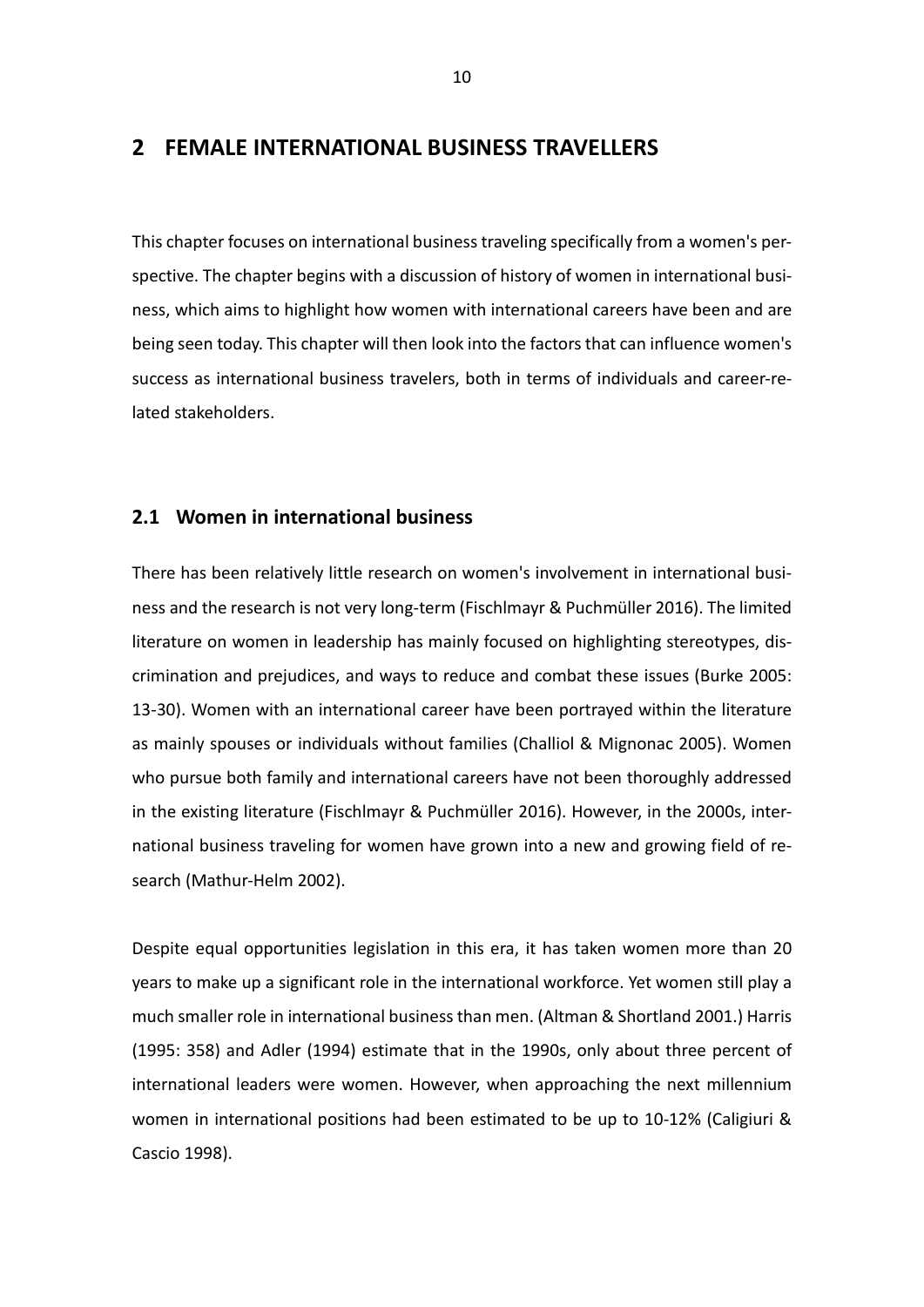# 2 FEMALE INTERNATIONAL BUSINESS TRAVELLERS

This chapter focuses on international business traveling specifically from a women's perspective. The chapter begins with a discussion of history of women in international business, which aims to highlight how women with international careers have been and are being seen today. This chapter will then look into the factors that can influence women's success as international business travelers, both in terms of individuals and career-related stakeholders.

## 2.1 Women in international business

There has been relatively little research on women's involvement in international business and the research is not very long-term (Fischlmayr & Puchmüller 2016). The limited literature on women in leadership has mainly focused on highlighting stereotypes, discrimination and prejudices, and ways to reduce and combat these issues (Burke 2005: 13-30). Women with an international career have been portrayed within the literature as mainly spouses or individuals without families (Challiol & Mignonac 2005). Women who pursue both family and international careers have not been thoroughly addressed in the existing literature (Fischlmayr & Puchmüller 2016). However, in the 2000s, international business traveling for women have grown into a new and growing field of research (Mathur-Helm 2002).

Despite equal opportunities legislation in this era, it has taken women more than 20 years to make up a significant role in the international workforce. Yet women still play a much smaller role in international business than men. (Altman & Shortland 2001.) Harris (1995: 358) and Adler (1994) estimate that in the 1990s, only about three percent of international leaders were women. However, when approaching the next millennium women in international positions had been estimated to be up to 10-12% (Caligiuri & Cascio 1998).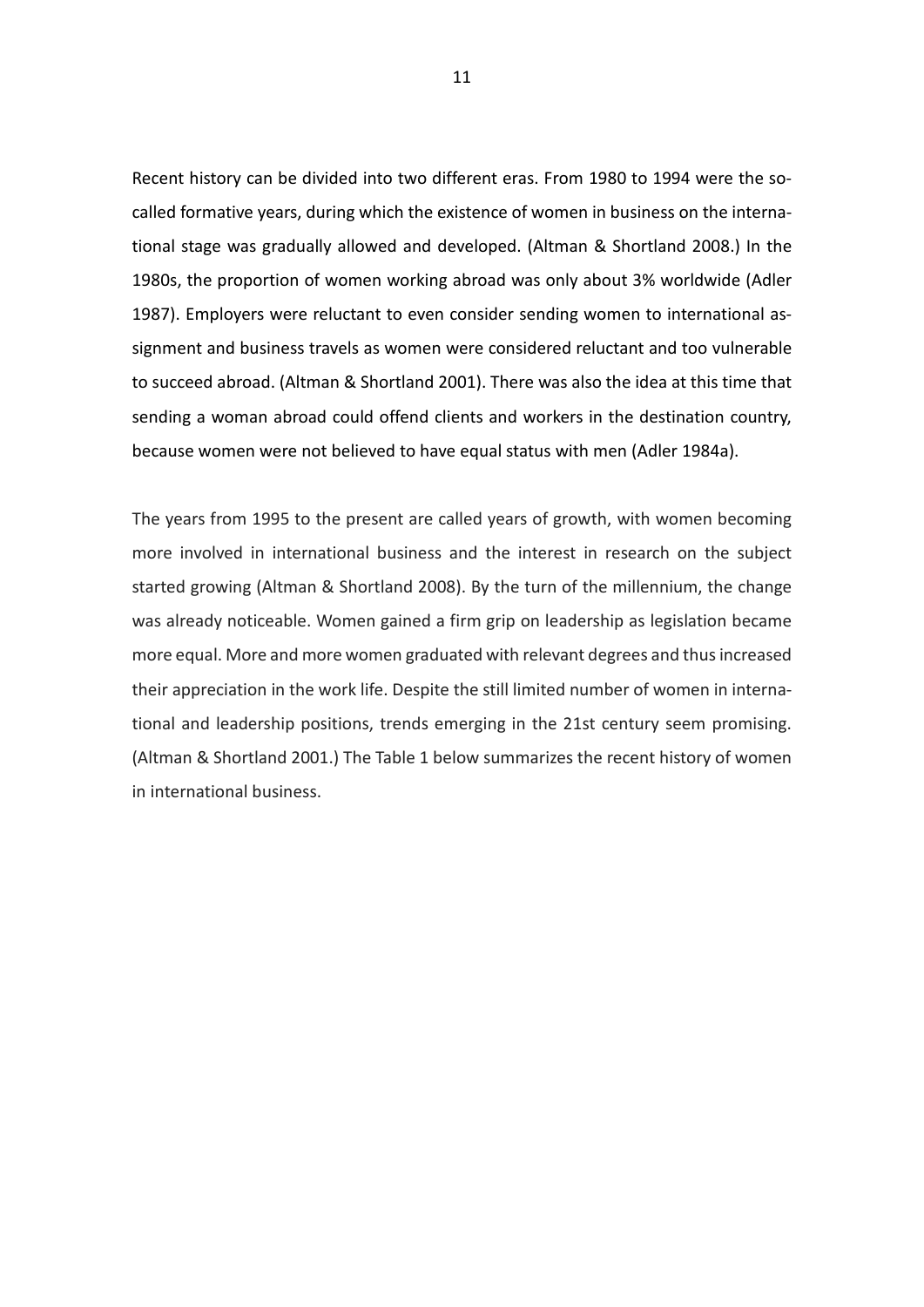Recent history can be divided into two different eras. From 1980 to 1994 were the so-called formative years, during which the existence of women in business on the international stage was gradually allowed and developed. (Altman & Shortland 2008.) In the 1980s, the proportion of women working abroad was only about 3% worldwide (Adler 1987). Employers were reluctant to even consider sending women to international assignment and business travels as women were considered reluctant and too vulnerable to succeed abroad. (Altman & Shortland 2001). There was also the idea at this time that sending a woman abroad could offend clients and workers in the destination country, because women were not believed to have equal status with men (Adler 1984a).

The years from 1995 to the present are called years of growth, with women becoming more involved in international business and the interest in research on the subject started growing (Altman & Shortland 2008). By the turn of the millennium, the change was already noticeable. Women gained a firm grip on leadership as legislation became more equal. More and more women graduated with relevant degrees and thus increased their appreciation in the work life. Despite the still limited number of women in international and leadership positions, trends emerging in the 21st century seem promising. (Altman & Shortland 2001.) The Table 1 below summarizes the recent history of women in international business.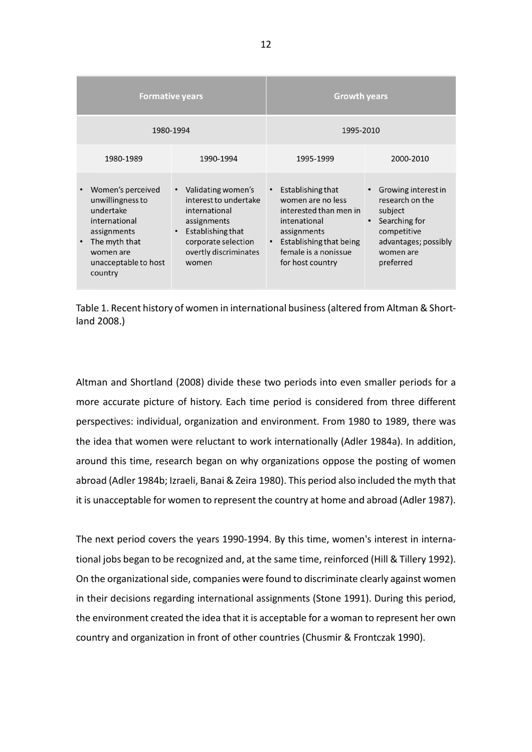| Formative years | | Growth years | |
|---|---|---|---|
| 1980-1994 | | 1995-2010 | |
| 1980-1989 | 1990-1994 | 1995-1999 | 2000-2010 |
| • Women's perceived unwillingness to undertake international assignments<br>• The myth that women are unacceptable to host country | • Validating women's interest to undertake international assignments<br>• Establishing that corporate selection overtly discriminates women | • Establishing that women are no less interested than men in intenational assignments<br>• Establishing that being female is a nonissue for host country | • Growing interest in research on the subject<br>• Searching for competitive advantages; possibly women are preferred |

Table 1. Recent history of women in international business (altered from Altman & Shortland 2008.)

Altman and Shortland (2008) divide these two periods into even smaller periods for a more accurate picture of history. Each time period is considered from three different perspectives: individual, organization and environment. From 1980 to 1989, there was the idea that women were reluctant to work internationally (Adler 1984a). In addition, around this time, research began on why organizations oppose the posting of women abroad (Adler 1984b; Izraeli, Banai & Zeira 1980). This period also included the myth that it is unacceptable for women to represent the country at home and abroad (Adler 1987).

The next period covers the years 1990-1994. By this time, women's interest in international jobs began to be recognized and, at the same time, reinforced (Hill & Tillery 1992). On the organizational side, companies were found to discriminate clearly against women in their decisions regarding international assignments (Stone 1991). During this period, the environment created the idea that it is acceptable for a woman to represent her own country and organization in front of other countries (Chusmir & Frontczak 1990).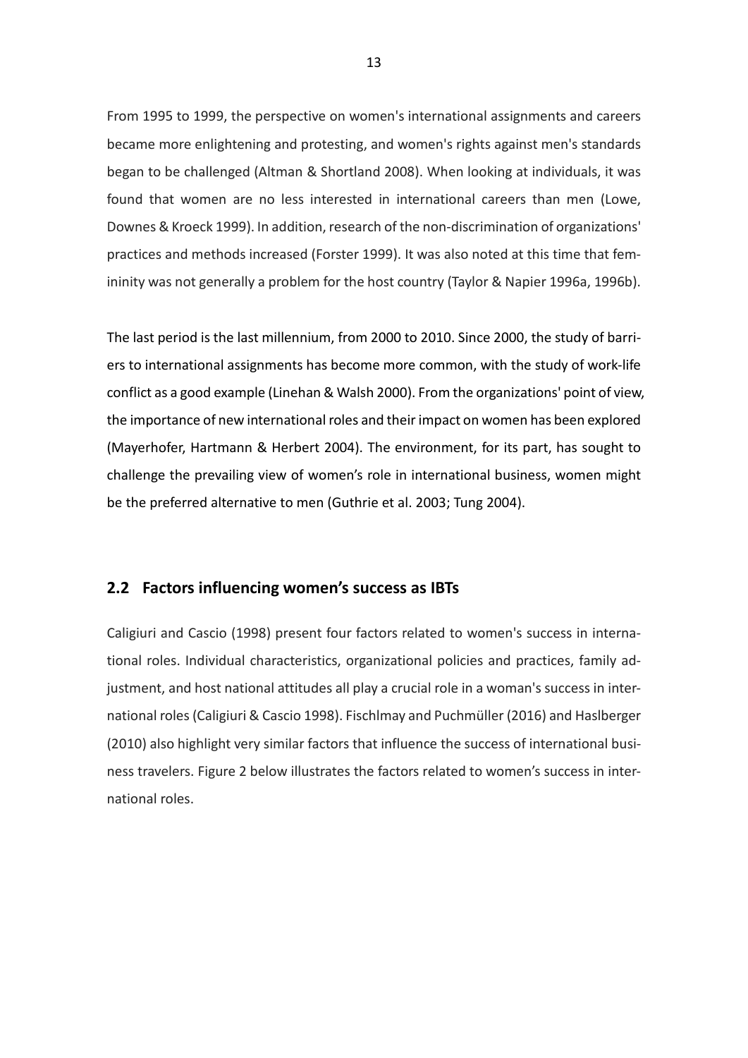From 1995 to 1999, the perspective on women's international assignments and careers became more enlightening and protesting, and women's rights against men's standards began to be challenged (Altman & Shortland 2008). When looking at individuals, it was found that women are no less interested in international careers than men (Lowe, Downes & Kroeck 1999). In addition, research of the non-discrimination of organizations' practices and methods increased (Forster 1999). It was also noted at this time that femininity was not generally a problem for the host country (Taylor & Napier 1996a, 1996b).

The last period is the last millennium, from 2000 to 2010. Since 2000, the study of barriers to international assignments has become more common, with the study of work-life conflict as a good example (Linehan & Walsh 2000). From the organizations' point of view, the importance of new international roles and their impact on women has been explored (Mayerhofer, Hartmann & Herbert 2004). The environment, for its part, has sought to challenge the prevailing view of women's role in international business, women might be the preferred alternative to men (Guthrie et al. 2003; Tung 2004).

## 2.2 Factors influencing women's success as IBTs

Caligiuri and Cascio (1998) present four factors related to women's success in international roles. Individual characteristics, organizational policies and practices, family adjustment, and host national attitudes all play a crucial role in a woman's success in international roles (Caligiuri & Cascio 1998). Fischlmay and Puchmüller (2016) and Haslberger (2010) also highlight very similar factors that influence the success of international business travelers. Figure 2 below illustrates the factors related to women's success in international roles.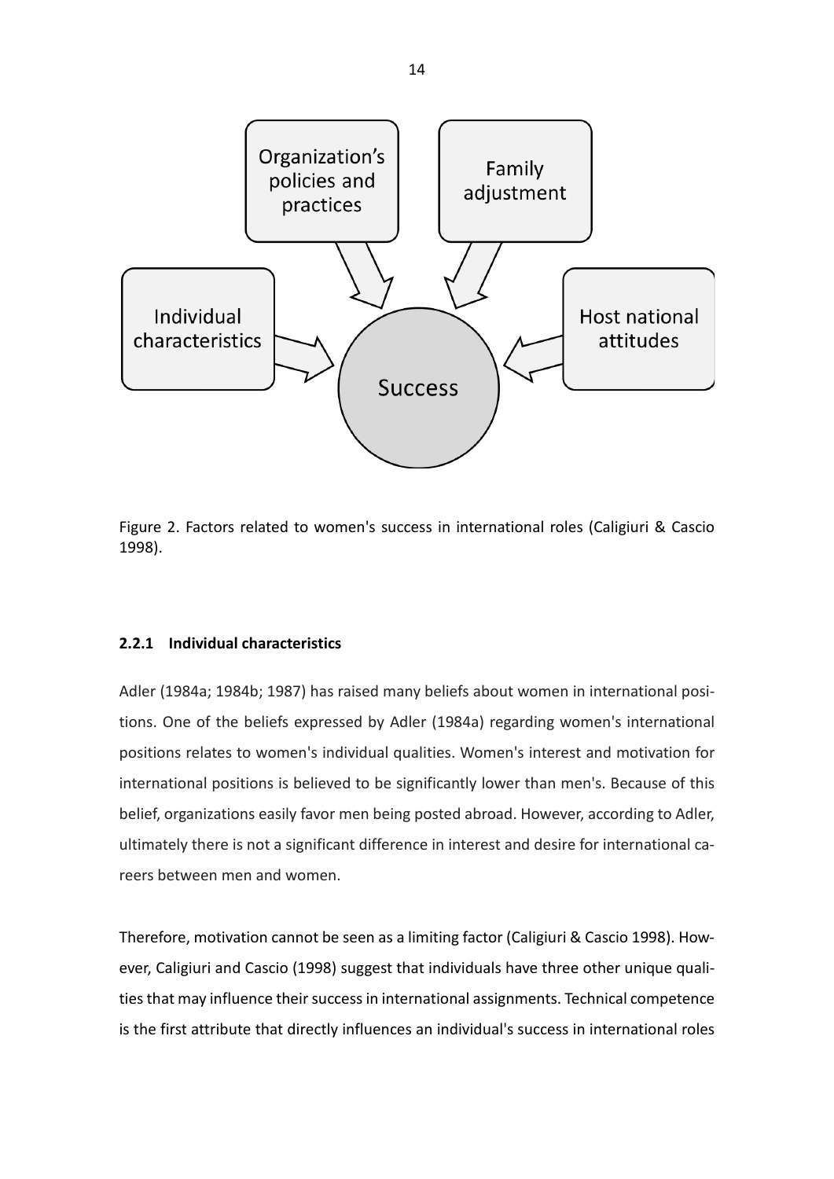Figure 2. Factors related to women's success in international roles (Caligiuri & Cascio 1998).

### 2.2.1 Individual characteristics

Adler (1984a; 1984b; 1987) has raised many beliefs about women in international positions. One of the beliefs expressed by Adler (1984a) regarding women's international positions relates to women's individual qualities. Women's interest and motivation for international positions is believed to be significantly lower than men's. Because of this belief, organizations easily favor men being posted abroad. However, according to Adler, ultimately there is not a significant difference in interest and desire for international careers between men and women.

Therefore, motivation cannot be seen as a limiting factor (Caligiuri & Cascio 1998). However, Caligiuri and Cascio (1998) suggest that individuals have three other unique qualities that may influence their success in international assignments. Technical competence is the first attribute that directly influences an individual's success in international roles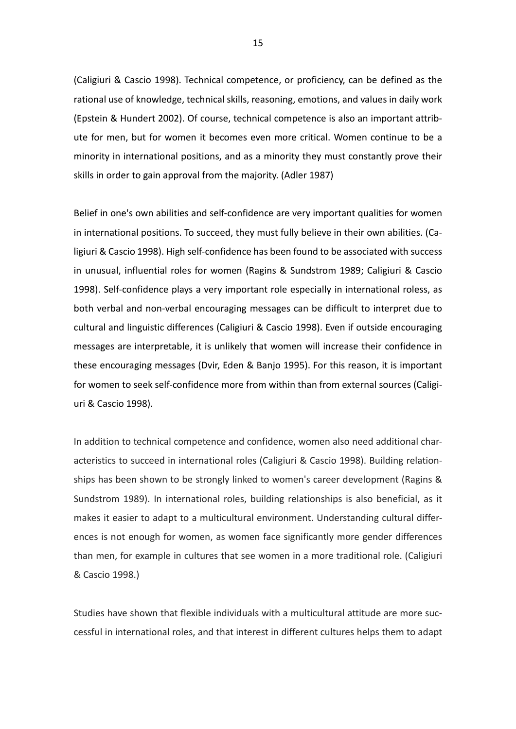(Caligiuri & Cascio 1998). Technical competence, or proficiency, can be defined as the rational use of knowledge, technical skills, reasoning, emotions, and values in daily work (Epstein & Hundert 2002). Of course, technical competence is also an important attribute for men, but for women it becomes even more critical. Women continue to be a minority in international positions, and as a minority they must constantly prove their skills in order to gain approval from the majority. (Adler 1987)

Belief in one's own abilities and self-confidence are very important qualities for women in international positions. To succeed, they must fully believe in their own abilities. (Caligiuri & Cascio 1998). High self-confidence has been found to be associated with success in unusual, influential roles for women (Ragins & Sundstrom 1989; Caligiuri & Cascio 1998). Self-confidence plays a very important role especially in international roless, as both verbal and non-verbal encouraging messages can be difficult to interpret due to cultural and linguistic differences (Caligiuri & Cascio 1998). Even if outside encouraging messages are interpretable, it is unlikely that women will increase their confidence in these encouraging messages (Dvir, Eden & Banjo 1995). For this reason, it is important for women to seek self-confidence more from within than from external sources (Caligiuri & Cascio 1998).

In addition to technical competence and confidence, women also need additional characteristics to succeed in international roles (Caligiuri & Cascio 1998). Building relationships has been shown to be strongly linked to women's career development (Ragins & Sundstrom 1989). In international roles, building relationships is also beneficial, as it makes it easier to adapt to a multicultural environment. Understanding cultural differences is not enough for women, as women face significantly more gender differences than men, for example in cultures that see women in a more traditional role. (Caligiuri & Cascio 1998.)

Studies have shown that flexible individuals with a multicultural attitude are more successful in international roles, and that interest in different cultures helps them to adapt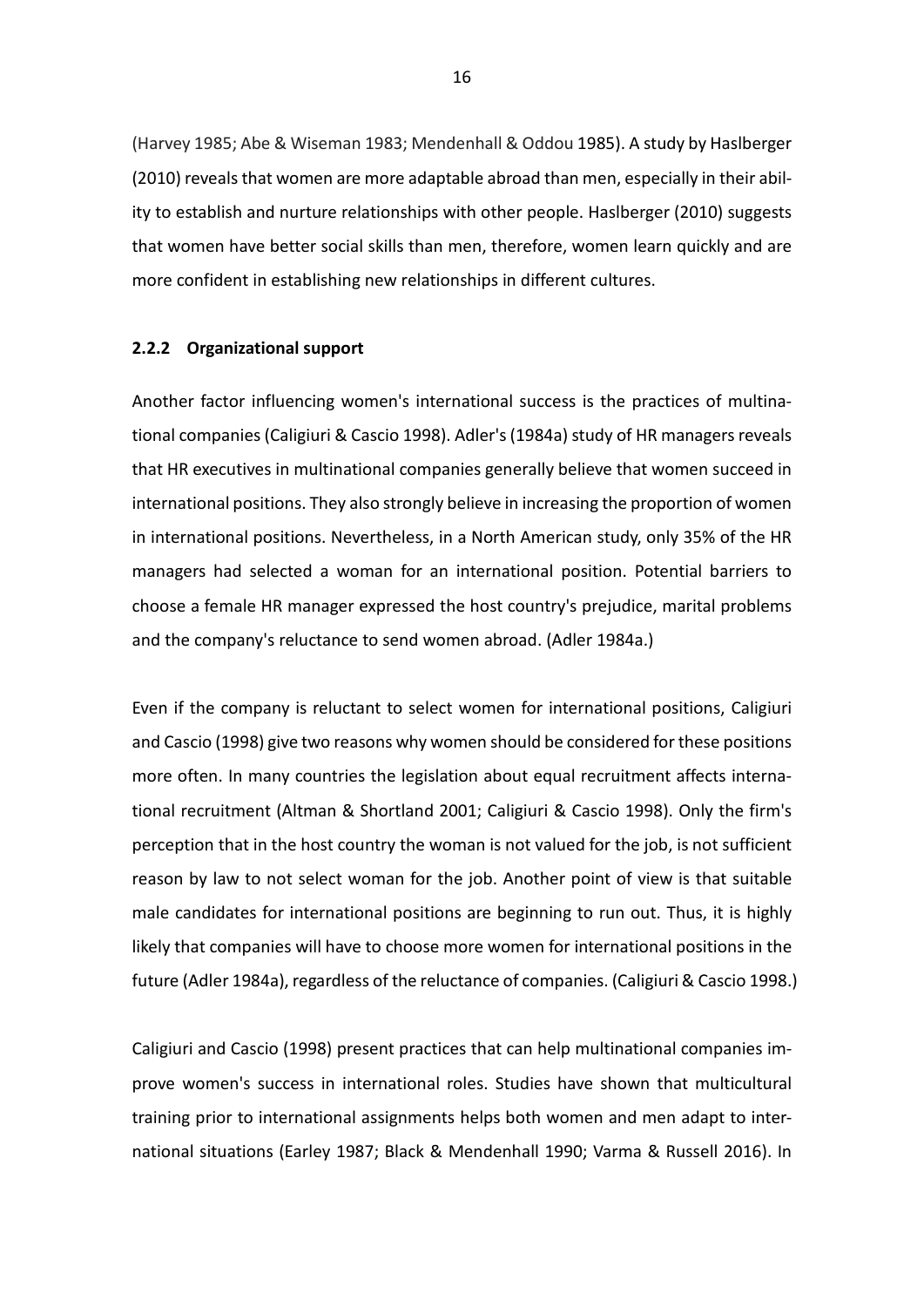(Harvey 1985; Abe & Wiseman 1983; Mendenhall & Oddou 1985). A study by Haslberger (2010) reveals that women are more adaptable abroad than men, especially in their ability to establish and nurture relationships with other people. Haslberger (2010) suggests that women have better social skills than men, therefore, women learn quickly and are more confident in establishing new relationships in different cultures.

### 2.2.2 Organizational support

Another factor influencing women's international success is the practices of multinational companies (Caligiuri & Cascio 1998). Adler's (1984a) study of HR managers reveals that HR executives in multinational companies generally believe that women succeed in international positions. They also strongly believe in increasing the proportion of women in international positions. Nevertheless, in a North American study, only 35% of the HR managers had selected a woman for an international position. Potential barriers to choose a female HR manager expressed the host country's prejudice, marital problems and the company's reluctance to send women abroad. (Adler 1984a.)

Even if the company is reluctant to select women for international positions, Caligiuri and Cascio (1998) give two reasons why women should be considered for these positions more often. In many countries the legislation about equal recruitment affects international recruitment (Altman & Shortland 2001; Caligiuri & Cascio 1998). Only the firm's perception that in the host country the woman is not valued for the job, is not sufficient reason by law to not select woman for the job. Another point of view is that suitable male candidates for international positions are beginning to run out. Thus, it is highly likely that companies will have to choose more women for international positions in the future (Adler 1984a), regardless of the reluctance of companies. (Caligiuri & Cascio 1998.)

Caligiuri and Cascio (1998) present practices that can help multinational companies improve women's success in international roles. Studies have shown that multicultural training prior to international assignments helps both women and men adapt to international situations (Earley 1987; Black & Mendenhall 1990; Varma & Russell 2016). In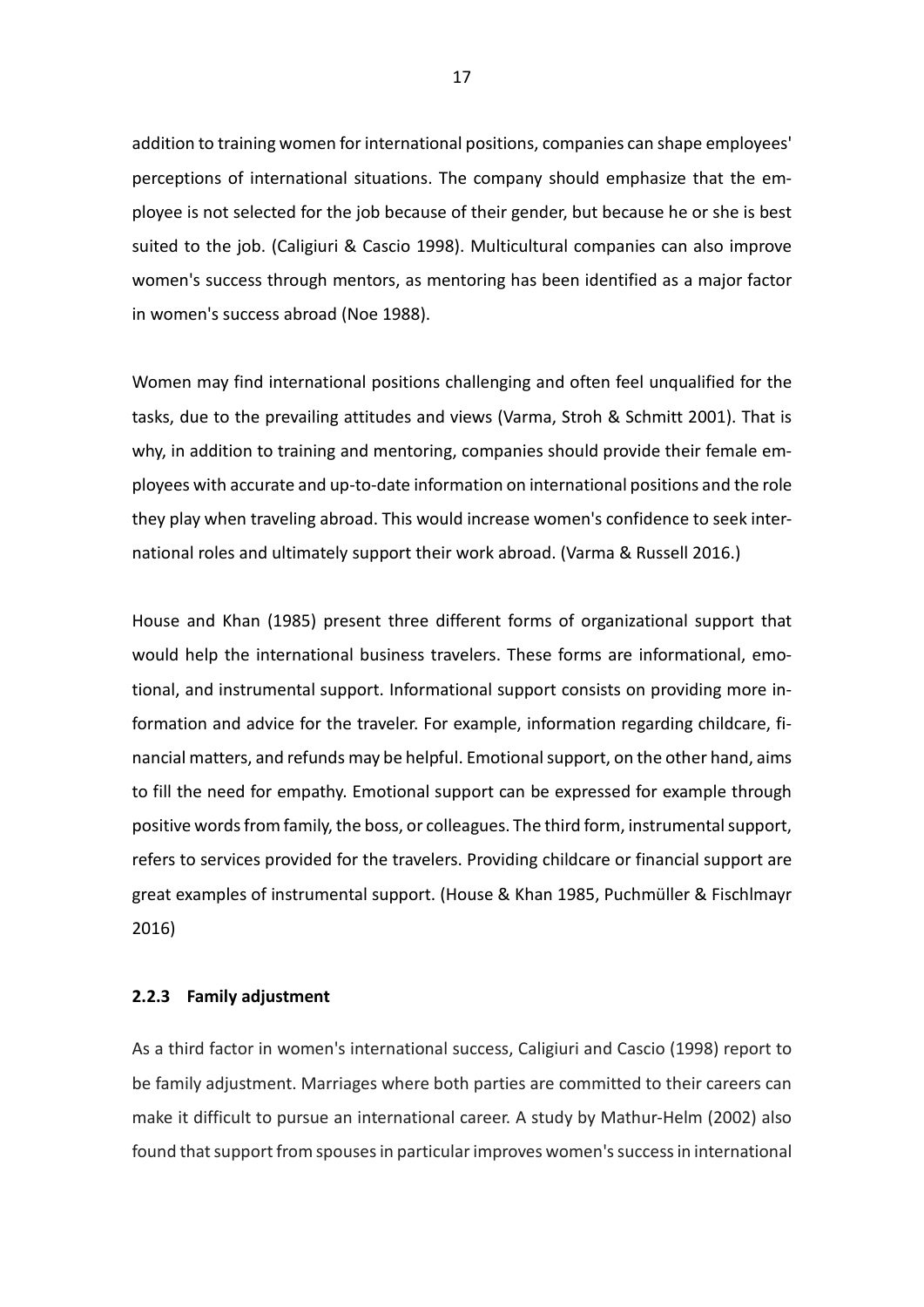addition to training women for international positions, companies can shape employees' perceptions of international situations. The company should emphasize that the employee is not selected for the job because of their gender, but because he or she is best suited to the job. (Caligiuri & Cascio 1998). Multicultural companies can also improve women's success through mentors, as mentoring has been identified as a major factor in women's success abroad (Noe 1988).

Women may find international positions challenging and often feel unqualified for the tasks, due to the prevailing attitudes and views (Varma, Stroh & Schmitt 2001). That is why, in addition to training and mentoring, companies should provide their female employees with accurate and up-to-date information on international positions and the role they play when traveling abroad. This would increase women's confidence to seek international roles and ultimately support their work abroad. (Varma & Russell 2016.)

House and Khan (1985) present three different forms of organizational support that would help the international business travelers. These forms are informational, emotional, and instrumental support. Informational support consists on providing more information and advice for the traveler. For example, information regarding childcare, financial matters, and refunds may be helpful. Emotional support, on the other hand, aims to fill the need for empathy. Emotional support can be expressed for example through positive words from family, the boss, or colleagues. The third form, instrumental support, refers to services provided for the travelers. Providing childcare or financial support are great examples of instrumental support. (House & Khan 1985, Puchmüller & Fischlmayr 2016)

### 2.2.3 Family adjustment

As a third factor in women's international success, Caligiuri and Cascio (1998) report to be family adjustment. Marriages where both parties are committed to their careers can make it difficult to pursue an international career. A study by Mathur-Helm (2002) also found that support from spouses in particular improves women's success in international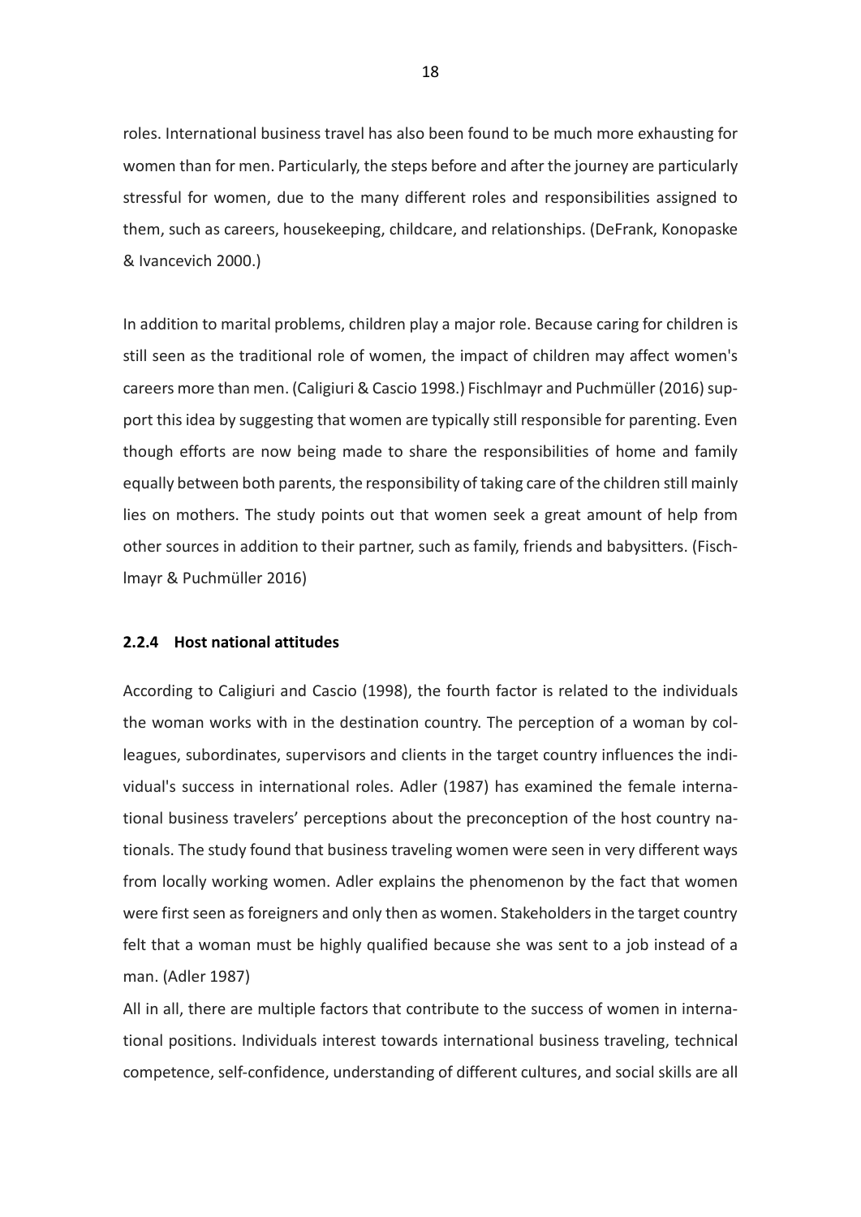roles. International business travel has also been found to be much more exhausting for women than for men. Particularly, the steps before and after the journey are particularly stressful for women, due to the many different roles and responsibilities assigned to them, such as careers, housekeeping, childcare, and relationships. (DeFrank, Konopaske & Ivancevich 2000.)

In addition to marital problems, children play a major role. Because caring for children is still seen as the traditional role of women, the impact of children may affect women's careers more than men. (Caligiuri & Cascio 1998.) Fischlmayr and Puchmüller (2016) support this idea by suggesting that women are typically still responsible for parenting. Even though efforts are now being made to share the responsibilities of home and family equally between both parents, the responsibility of taking care of the children still mainly lies on mothers. The study points out that women seek a great amount of help from other sources in addition to their partner, such as family, friends and babysitters. (Fischlmayr & Puchmüller 2016)

### 2.2.4 Host national attitudes

According to Caligiuri and Cascio (1998), the fourth factor is related to the individuals the woman works with in the destination country. The perception of a woman by colleagues, subordinates, supervisors and clients in the target country influences the individual's success in international roles. Adler (1987) has examined the female international business travelers' perceptions about the preconception of the host country nationals. The study found that business traveling women were seen in very different ways from locally working women. Adler explains the phenomenon by the fact that women were first seen as foreigners and only then as women. Stakeholders in the target country felt that a woman must be highly qualified because she was sent to a job instead of a man. (Adler 1987)

All in all, there are multiple factors that contribute to the success of women in international positions. Individuals interest towards international business traveling, technical competence, self-confidence, understanding of different cultures, and social skills are all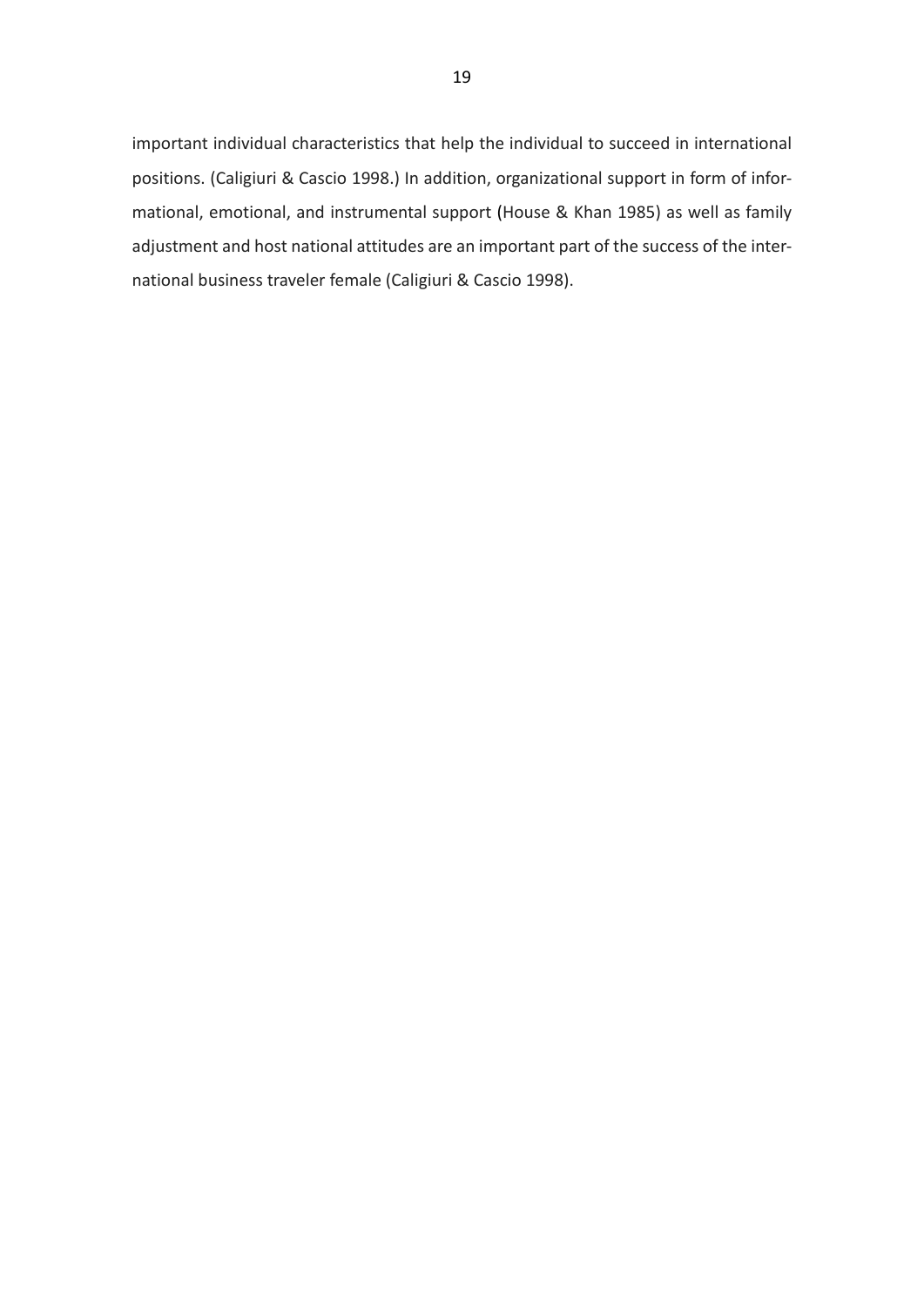important individual characteristics that help the individual to succeed in international positions. (Caligiuri & Cascio 1998.) In addition, organizational support in form of informational, emotional, and instrumental support (House & Khan 1985) as well as family adjustment and host national attitudes are an important part of the success of the international business traveler female (Caligiuri & Cascio 1998).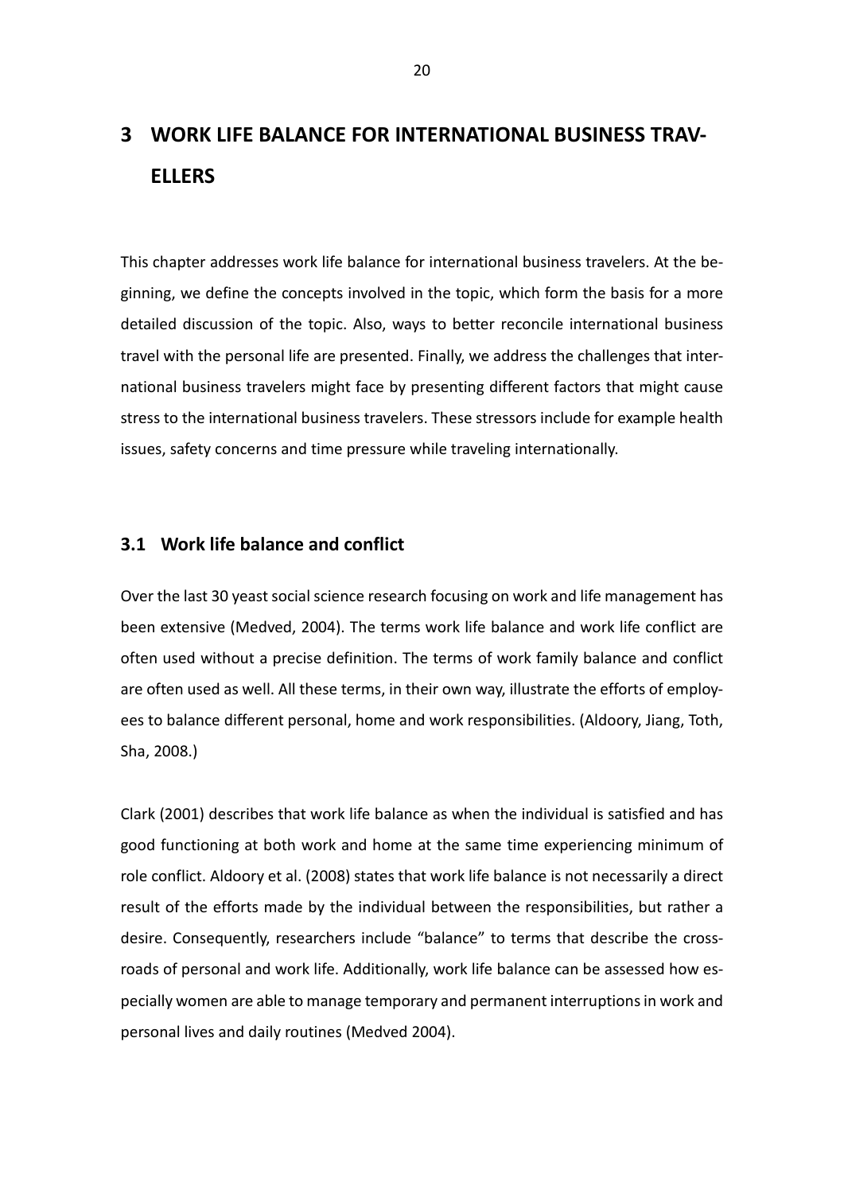# 3 WORK LIFE BALANCE FOR INTERNATIONAL BUSINESS TRAVELLERS

This chapter addresses work life balance for international business travelers. At the beginning, we define the concepts involved in the topic, which form the basis for a more detailed discussion of the topic. Also, ways to better reconcile international business travel with the personal life are presented. Finally, we address the challenges that international business travelers might face by presenting different factors that might cause stress to the international business travelers. These stressors include for example health issues, safety concerns and time pressure while traveling internationally.

## 3.1 Work life balance and conflict

Over the last 30 yeast social science research focusing on work and life management has been extensive (Medved, 2004). The terms work life balance and work life conflict are often used without a precise definition. The terms of work family balance and conflict are often used as well. All these terms, in their own way, illustrate the efforts of employees to balance different personal, home and work responsibilities. (Aldoory, Jiang, Toth, Sha, 2008.)

Clark (2001) describes that work life balance as when the individual is satisfied and has good functioning at both work and home at the same time experiencing minimum of role conflict. Aldoory et al. (2008) states that work life balance is not necessarily a direct result of the efforts made by the individual between the responsibilities, but rather a desire. Consequently, researchers include "balance" to terms that describe the crossroads of personal and work life. Additionally, work life balance can be assessed how especially women are able to manage temporary and permanent interruptions in work and personal lives and daily routines (Medved 2004).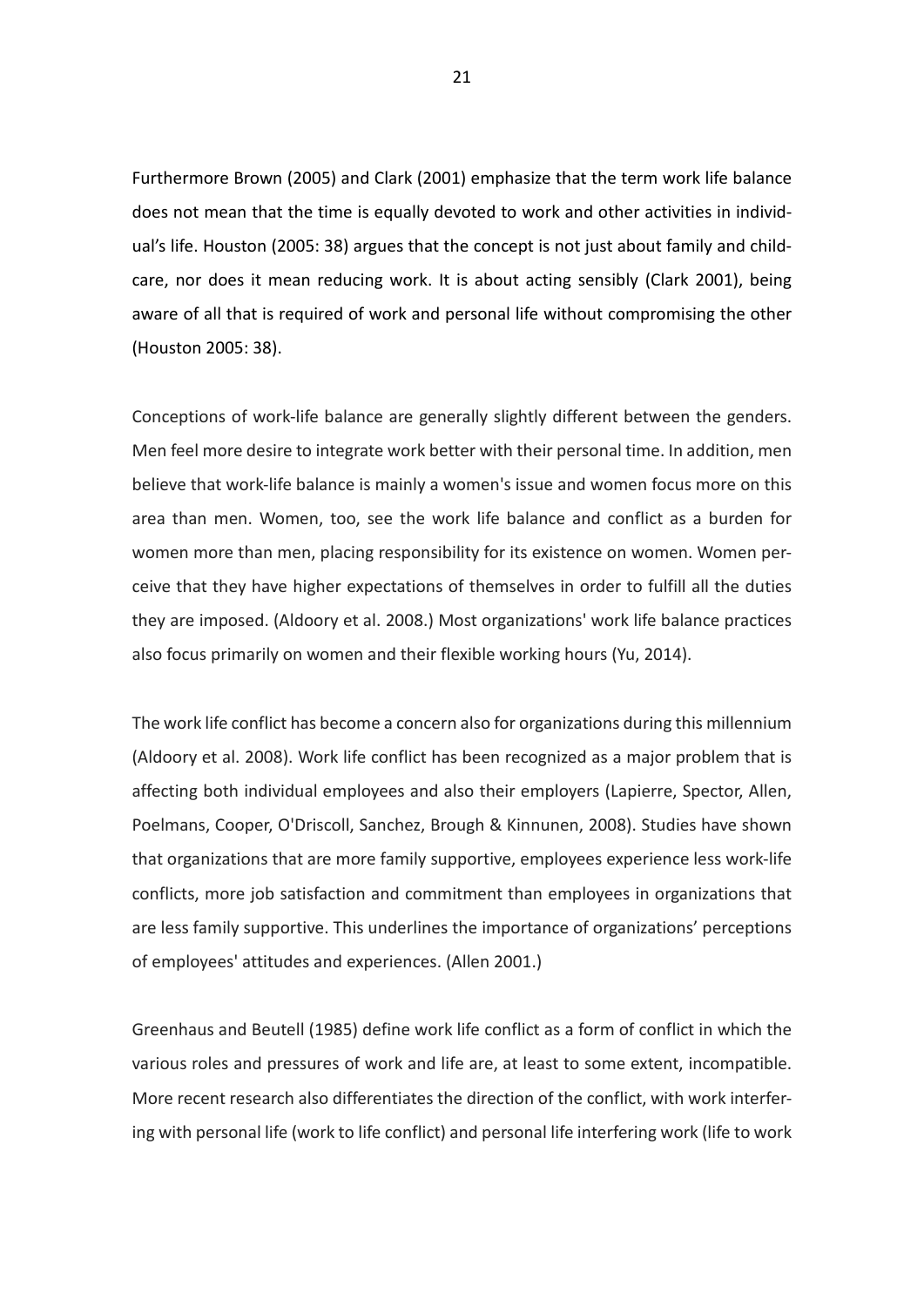Furthermore Brown (2005) and Clark (2001) emphasize that the term work life balance does not mean that the time is equally devoted to work and other activities in individual's life. Houston (2005: 38) argues that the concept is not just about family and childcare, nor does it mean reducing work. It is about acting sensibly (Clark 2001), being aware of all that is required of work and personal life without compromising the other (Houston 2005: 38).

Conceptions of work-life balance are generally slightly different between the genders. Men feel more desire to integrate work better with their personal time. In addition, men believe that work-life balance is mainly a women's issue and women focus more on this area than men. Women, too, see the work life balance and conflict as a burden for women more than men, placing responsibility for its existence on women. Women perceive that they have higher expectations of themselves in order to fulfill all the duties they are imposed. (Aldoory et al. 2008.) Most organizations' work life balance practices also focus primarily on women and their flexible working hours (Yu, 2014).

The work life conflict has become a concern also for organizations during this millennium (Aldoory et al. 2008). Work life conflict has been recognized as a major problem that is affecting both individual employees and also their employers (Lapierre, Spector, Allen, Poelmans, Cooper, O'Driscoll, Sanchez, Brough & Kinnunen, 2008). Studies have shown that organizations that are more family supportive, employees experience less work-life conflicts, more job satisfaction and commitment than employees in organizations that are less family supportive. This underlines the importance of organizations' perceptions of employees' attitudes and experiences. (Allen 2001.)

Greenhaus and Beutell (1985) define work life conflict as a form of conflict in which the various roles and pressures of work and life are, at least to some extent, incompatible. More recent research also differentiates the direction of the conflict, with work interfering with personal life (work to life conflict) and personal life interfering work (life to work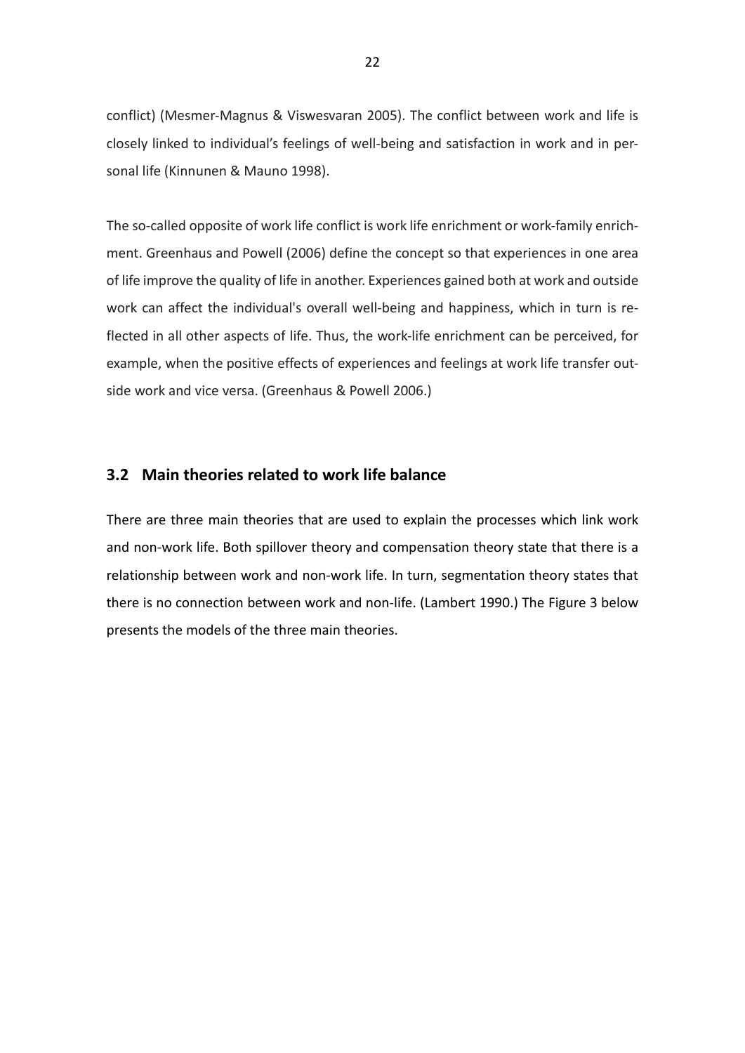conflict) (Mesmer-Magnus & Viswesvaran 2005). The conflict between work and life is closely linked to individual's feelings of well-being and satisfaction in work and in personal life (Kinnunen & Mauno 1998).

The so-called opposite of work life conflict is work life enrichment or work-family enrichment. Greenhaus and Powell (2006) define the concept so that experiences in one area of life improve the quality of life in another. Experiences gained both at work and outside work can affect the individual's overall well-being and happiness, which in turn is reflected in all other aspects of life. Thus, the work-life enrichment can be perceived, for example, when the positive effects of experiences and feelings at work life transfer outside work and vice versa. (Greenhaus & Powell 2006.)

## 3.2 Main theories related to work life balance

There are three main theories that are used to explain the processes which link work and non-work life. Both spillover theory and compensation theory state that there is a relationship between work and non-work life. In turn, segmentation theory states that there is no connection between work and non-life. (Lambert 1990.) The Figure 3 below presents the models of the three main theories.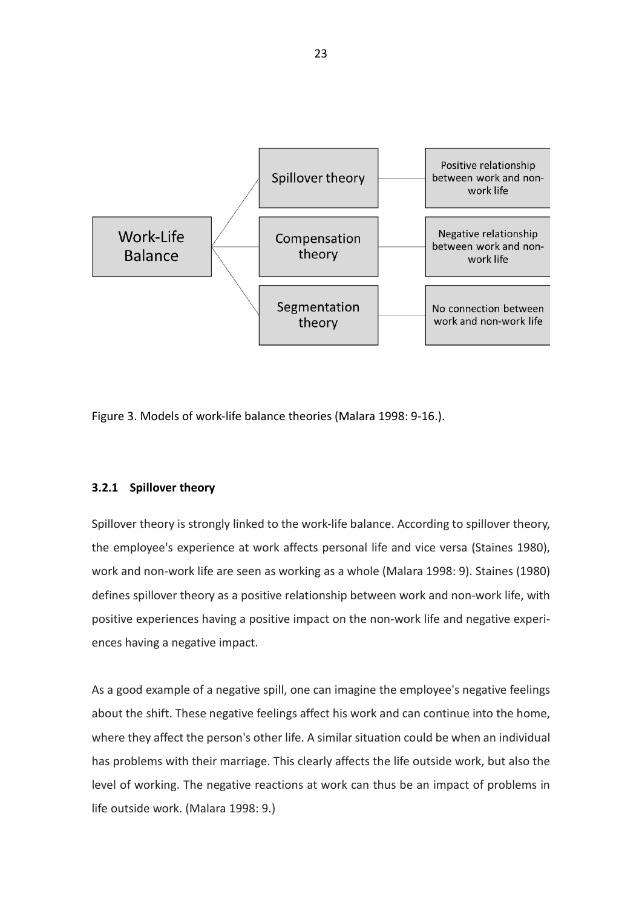| Work-Life Balance | | |
| --- | --- | --- |
| | Spillover theory | Positive relationship between work and non-work life |
| | Compensation theory | Negative relationship between work and non-work life |
| | Segmentation theory | No connection between work and non-work life |

Figure 3. Models of work-life balance theories (Malara 1998: 9-16.).

### 3.2.1 Spillover theory

Spillover theory is strongly linked to the work-life balance. According to spillover theory, the employee's experience at work affects personal life and vice versa (Staines 1980), work and non-work life are seen as working as a whole (Malara 1998: 9). Staines (1980) defines spillover theory as a positive relationship between work and non-work life, with positive experiences having a positive impact on the non-work life and negative experiences having a negative impact.

As a good example of a negative spill, one can imagine the employee's negative feelings about the shift. These negative feelings affect his work and can continue into the home, where they affect the person's other life. A similar situation could be when an individual has problems with their marriage. This clearly affects the life outside work, but also the level of working. The negative reactions at work can thus be an impact of problems in life outside work. (Malara 1998: 9.)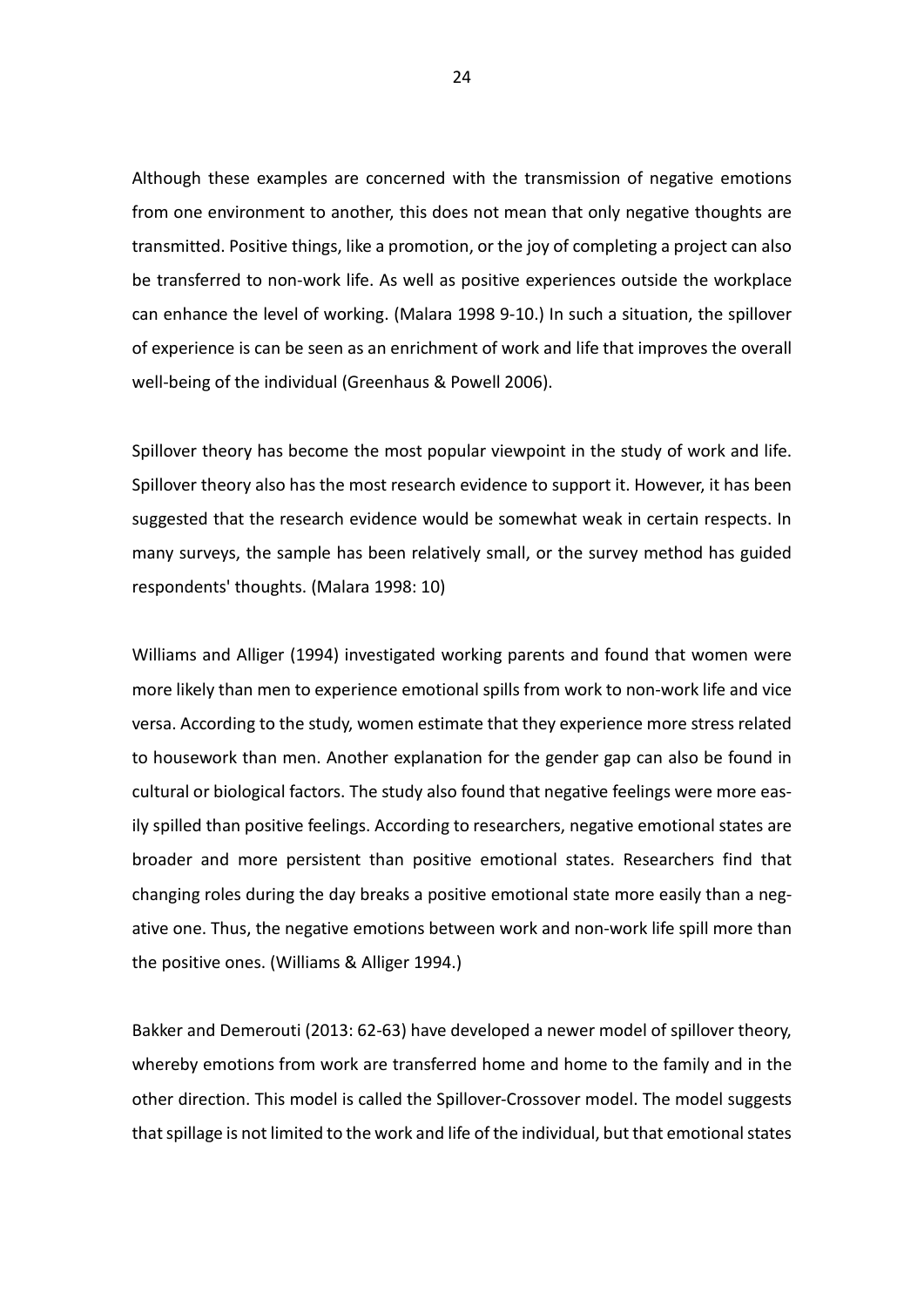Although these examples are concerned with the transmission of negative emotions from one environment to another, this does not mean that only negative thoughts are transmitted. Positive things, like a promotion, or the joy of completing a project can also be transferred to non-work life. As well as positive experiences outside the workplace can enhance the level of working. (Malara 1998 9-10.) In such a situation, the spillover of experience is can be seen as an enrichment of work and life that improves the overall well-being of the individual (Greenhaus & Powell 2006).

Spillover theory has become the most popular viewpoint in the study of work and life. Spillover theory also has the most research evidence to support it. However, it has been suggested that the research evidence would be somewhat weak in certain respects. In many surveys, the sample has been relatively small, or the survey method has guided respondents' thoughts. (Malara 1998: 10)

Williams and Alliger (1994) investigated working parents and found that women were more likely than men to experience emotional spills from work to non-work life and vice versa. According to the study, women estimate that they experience more stress related to housework than men. Another explanation for the gender gap can also be found in cultural or biological factors. The study also found that negative feelings were more easily spilled than positive feelings. According to researchers, negative emotional states are broader and more persistent than positive emotional states. Researchers find that changing roles during the day breaks a positive emotional state more easily than a negative one. Thus, the negative emotions between work and non-work life spill more than the positive ones. (Williams & Alliger 1994.)

Bakker and Demerouti (2013: 62-63) have developed a newer model of spillover theory, whereby emotions from work are transferred home and home to the family and in the other direction. This model is called the Spillover-Crossover model. The model suggests that spillage is not limited to the work and life of the individual, but that emotional states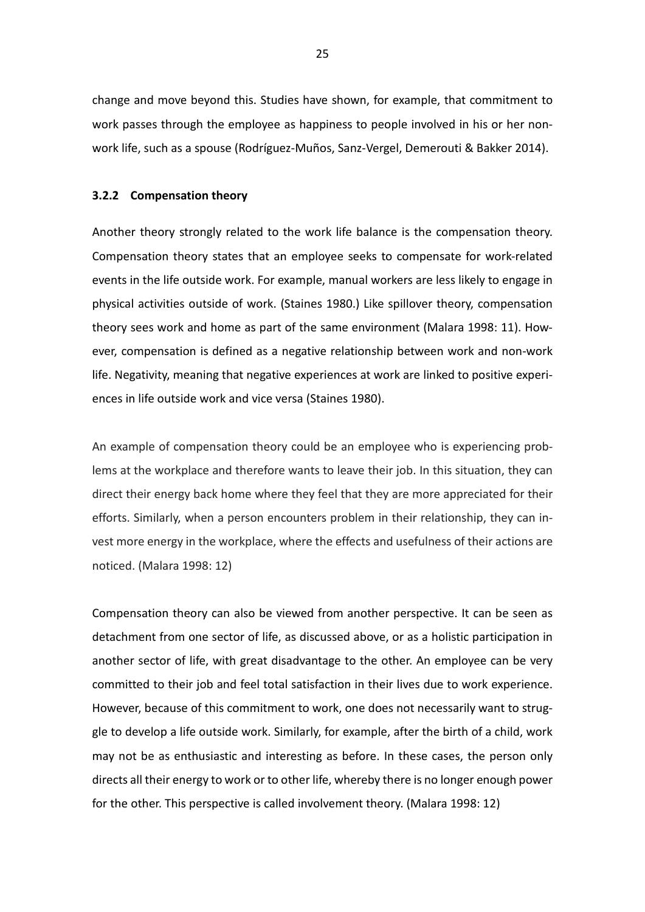change and move beyond this. Studies have shown, for example, that commitment to work passes through the employee as happiness to people involved in his or her non-work life, such as a spouse (Rodríguez-Muños, Sanz-Vergel, Demerouti & Bakker 2014).

### 3.2.2 Compensation theory

Another theory strongly related to the work life balance is the compensation theory. Compensation theory states that an employee seeks to compensate for work-related events in the life outside work. For example, manual workers are less likely to engage in physical activities outside of work. (Staines 1980.) Like spillover theory, compensation theory sees work and home as part of the same environment (Malara 1998: 11). However, compensation is defined as a negative relationship between work and non-work life. Negativity, meaning that negative experiences at work are linked to positive experiences in life outside work and vice versa (Staines 1980).

An example of compensation theory could be an employee who is experiencing problems at the workplace and therefore wants to leave their job. In this situation, they can direct their energy back home where they feel that they are more appreciated for their efforts. Similarly, when a person encounters problem in their relationship, they can invest more energy in the workplace, where the effects and usefulness of their actions are noticed. (Malara 1998: 12)

Compensation theory can also be viewed from another perspective. It can be seen as detachment from one sector of life, as discussed above, or as a holistic participation in another sector of life, with great disadvantage to the other. An employee can be very committed to their job and feel total satisfaction in their lives due to work experience. However, because of this commitment to work, one does not necessarily want to struggle to develop a life outside work. Similarly, for example, after the birth of a child, work may not be as enthusiastic and interesting as before. In these cases, the person only directs all their energy to work or to other life, whereby there is no longer enough power for the other. This perspective is called involvement theory. (Malara 1998: 12)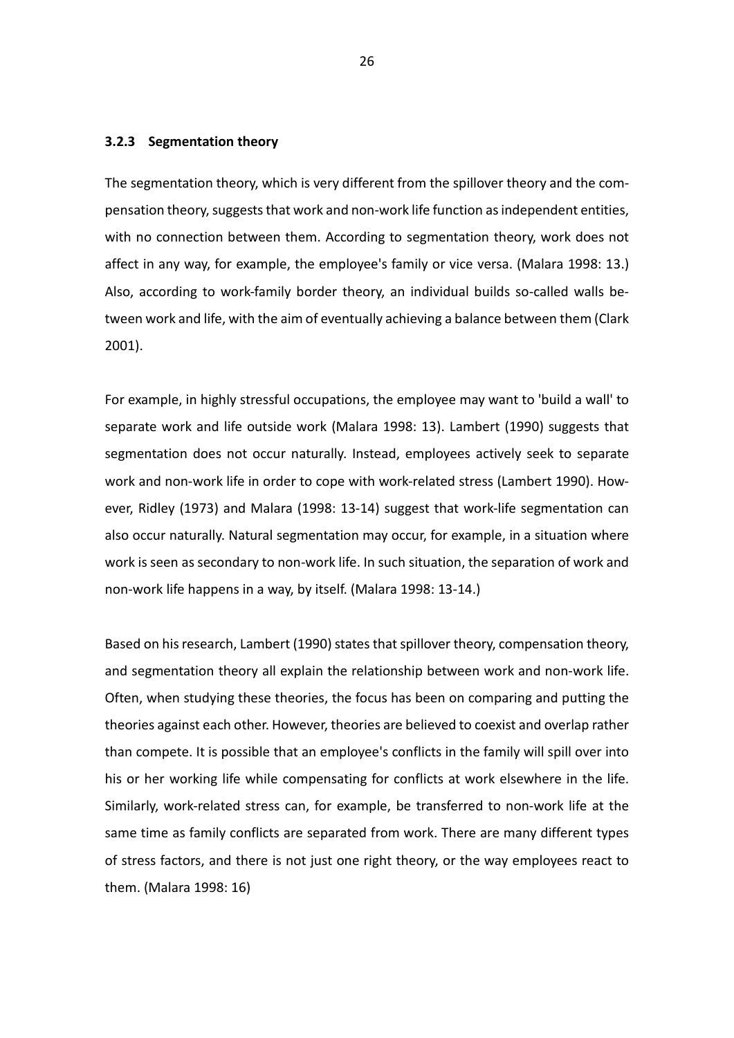### 3.2.3 Segmentation theory

The segmentation theory, which is very different from the spillover theory and the compensation theory, suggests that work and non-work life function as independent entities, with no connection between them. According to segmentation theory, work does not affect in any way, for example, the employee's family or vice versa. (Malara 1998: 13.) Also, according to work-family border theory, an individual builds so-called walls between work and life, with the aim of eventually achieving a balance between them (Clark 2001).

For example, in highly stressful occupations, the employee may want to 'build a wall' to separate work and life outside work (Malara 1998: 13). Lambert (1990) suggests that segmentation does not occur naturally. Instead, employees actively seek to separate work and non-work life in order to cope with work-related stress (Lambert 1990). However, Ridley (1973) and Malara (1998: 13-14) suggest that work-life segmentation can also occur naturally. Natural segmentation may occur, for example, in a situation where work is seen as secondary to non-work life. In such situation, the separation of work and non-work life happens in a way, by itself. (Malara 1998: 13-14.)

Based on his research, Lambert (1990) states that spillover theory, compensation theory, and segmentation theory all explain the relationship between work and non-work life. Often, when studying these theories, the focus has been on comparing and putting the theories against each other. However, theories are believed to coexist and overlap rather than compete. It is possible that an employee's conflicts in the family will spill over into his or her working life while compensating for conflicts at work elsewhere in the life. Similarly, work-related stress can, for example, be transferred to non-work life at the same time as family conflicts are separated from work. There are many different types of stress factors, and there is not just one right theory, or the way employees react to them. (Malara 1998: 16)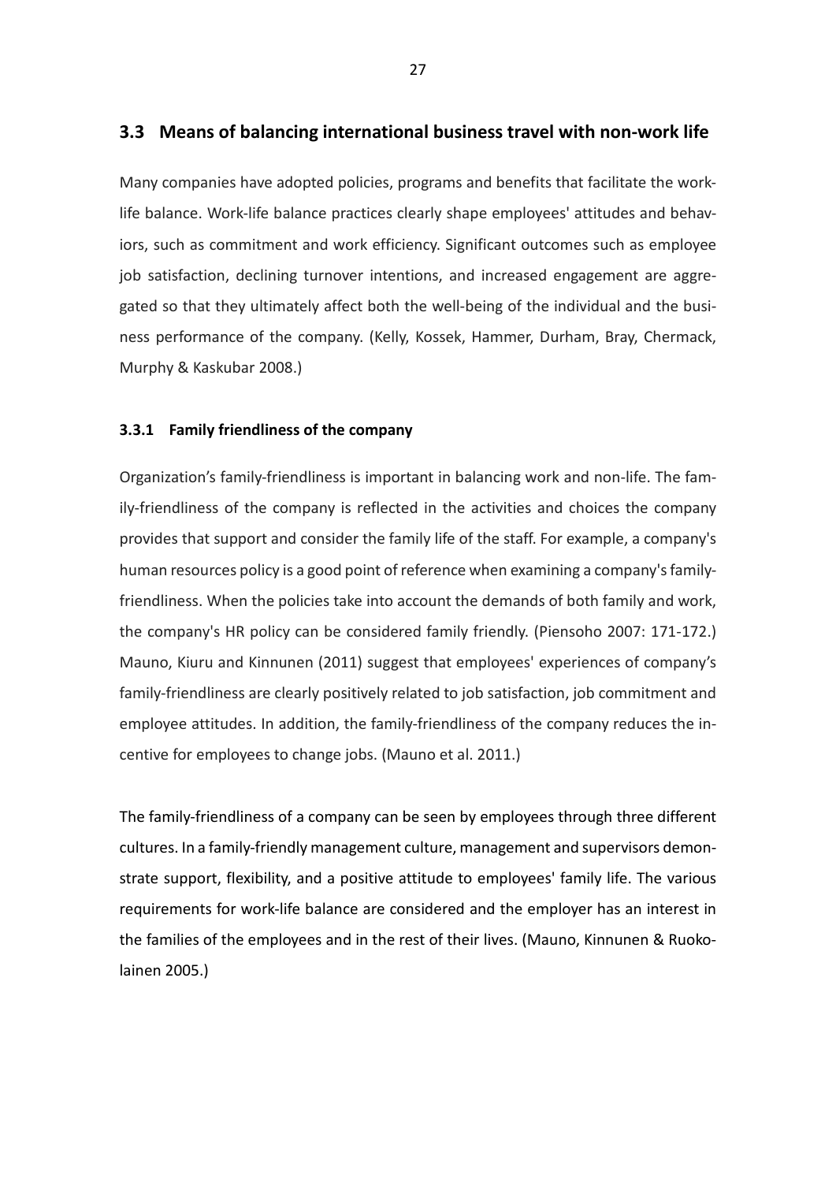## 3.3 Means of balancing international business travel with non-work life

Many companies have adopted policies, programs and benefits that facilitate the work-life balance. Work-life balance practices clearly shape employees' attitudes and behaviors, such as commitment and work efficiency. Significant outcomes such as employee job satisfaction, declining turnover intentions, and increased engagement are aggregated so that they ultimately affect both the well-being of the individual and the business performance of the company. (Kelly, Kossek, Hammer, Durham, Bray, Chermack, Murphy & Kaskubar 2008.)

### 3.3.1 Family friendliness of the company

Organization's family-friendliness is important in balancing work and non-life. The family-friendliness of the company is reflected in the activities and choices the company provides that support and consider the family life of the staff. For example, a company's human resources policy is a good point of reference when examining a company's family-friendliness. When the policies take into account the demands of both family and work, the company's HR policy can be considered family friendly. (Piensoho 2007: 171-172.) Mauno, Kiuru and Kinnunen (2011) suggest that employees' experiences of company's family-friendliness are clearly positively related to job satisfaction, job commitment and employee attitudes. In addition, the family-friendliness of the company reduces the incentive for employees to change jobs. (Mauno et al. 2011.)

The family-friendliness of a company can be seen by employees through three different cultures. In a family-friendly management culture, management and supervisors demonstrate support, flexibility, and a positive attitude to employees' family life. The various requirements for work-life balance are considered and the employer has an interest in the families of the employees and in the rest of their lives. (Mauno, Kinnunen & Ruokolainen 2005.)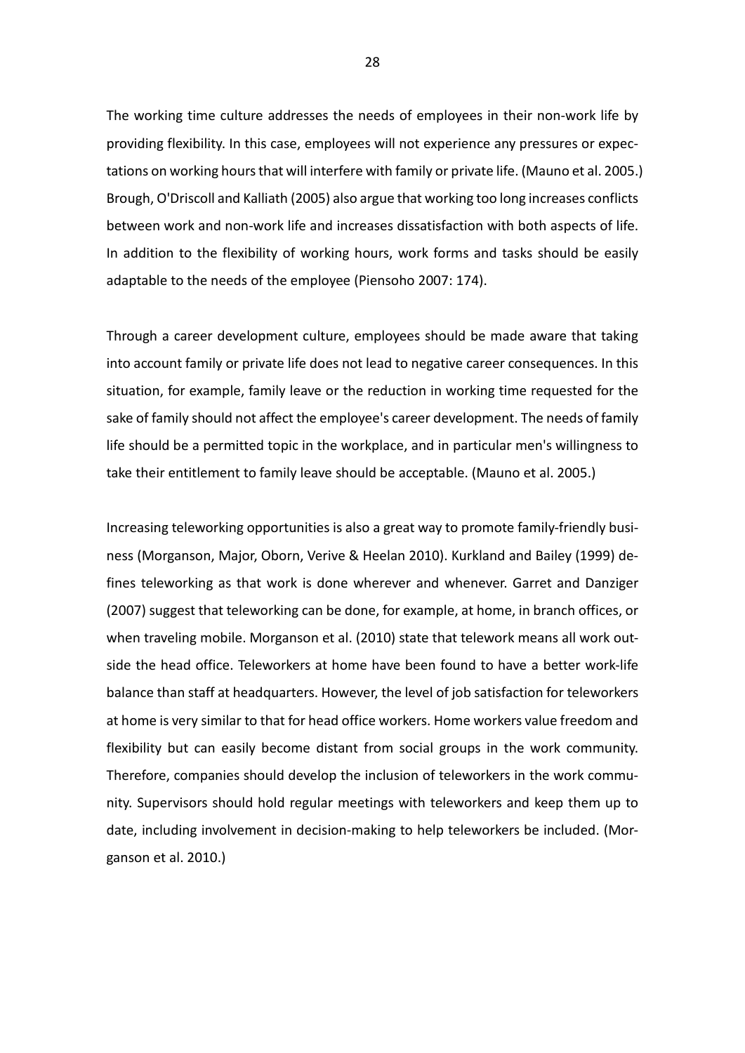The working time culture addresses the needs of employees in their non-work life by providing flexibility. In this case, employees will not experience any pressures or expectations on working hours that will interfere with family or private life. (Mauno et al. 2005.) Brough, O'Driscoll and Kalliath (2005) also argue that working too long increases conflicts between work and non-work life and increases dissatisfaction with both aspects of life. In addition to the flexibility of working hours, work forms and tasks should be easily adaptable to the needs of the employee (Piensoho 2007: 174).

Through a career development culture, employees should be made aware that taking into account family or private life does not lead to negative career consequences. In this situation, for example, family leave or the reduction in working time requested for the sake of family should not affect the employee's career development. The needs of family life should be a permitted topic in the workplace, and in particular men's willingness to take their entitlement to family leave should be acceptable. (Mauno et al. 2005.)

Increasing teleworking opportunities is also a great way to promote family-friendly business (Morganson, Major, Oborn, Verive & Heelan 2010). Kurkland and Bailey (1999) defines teleworking as that work is done wherever and whenever. Garret and Danziger (2007) suggest that teleworking can be done, for example, at home, in branch offices, or when traveling mobile. Morganson et al. (2010) state that telework means all work outside the head office. Teleworkers at home have been found to have a better work-life balance than staff at headquarters. However, the level of job satisfaction for teleworkers at home is very similar to that for head office workers. Home workers value freedom and flexibility but can easily become distant from social groups in the work community. Therefore, companies should develop the inclusion of teleworkers in the work community. Supervisors should hold regular meetings with teleworkers and keep them up to date, including involvement in decision-making to help teleworkers be included. (Morganson et al. 2010.)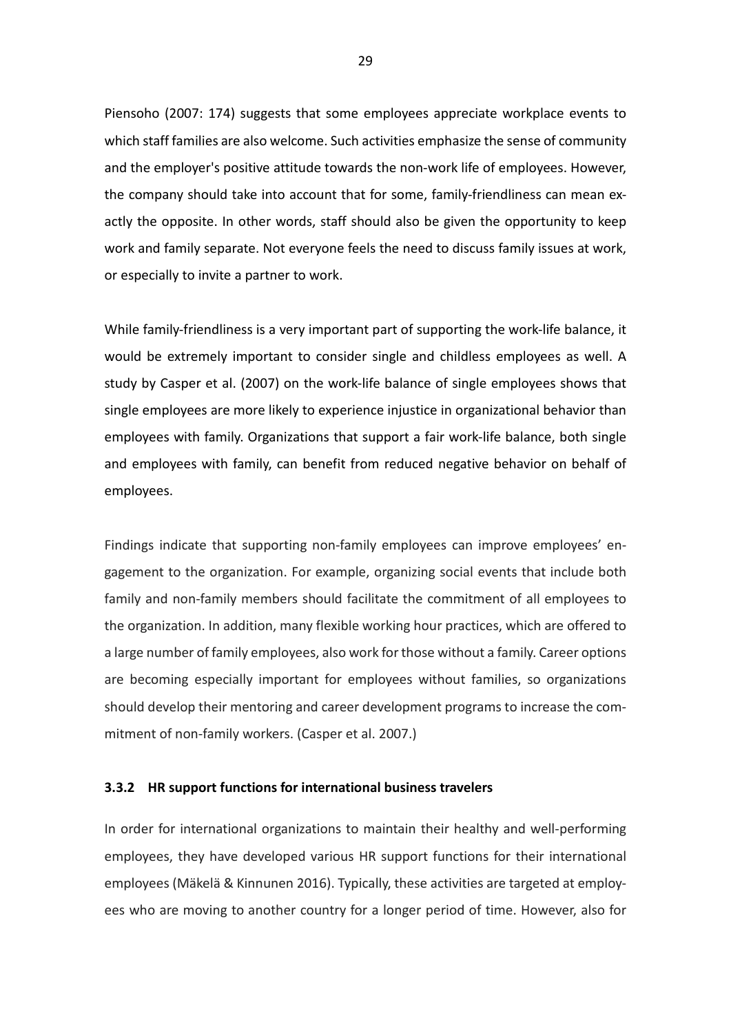Piensoho (2007: 174) suggests that some employees appreciate workplace events to which staff families are also welcome. Such activities emphasize the sense of community and the employer's positive attitude towards the non-work life of employees. However, the company should take into account that for some, family-friendliness can mean exactly the opposite. In other words, staff should also be given the opportunity to keep work and family separate. Not everyone feels the need to discuss family issues at work, or especially to invite a partner to work.

While family-friendliness is a very important part of supporting the work-life balance, it would be extremely important to consider single and childless employees as well. A study by Casper et al. (2007) on the work-life balance of single employees shows that single employees are more likely to experience injustice in organizational behavior than employees with family. Organizations that support a fair work-life balance, both single and employees with family, can benefit from reduced negative behavior on behalf of employees.

Findings indicate that supporting non-family employees can improve employees' engagement to the organization. For example, organizing social events that include both family and non-family members should facilitate the commitment of all employees to the organization. In addition, many flexible working hour practices, which are offered to a large number of family employees, also work for those without a family. Career options are becoming especially important for employees without families, so organizations should develop their mentoring and career development programs to increase the commitment of non-family workers. (Casper et al. 2007.)

### 3.3.2 HR support functions for international business travelers

In order for international organizations to maintain their healthy and well-performing employees, they have developed various HR support functions for their international employees (Mäkelä & Kinnunen 2016). Typically, these activities are targeted at employees who are moving to another country for a longer period of time. However, also for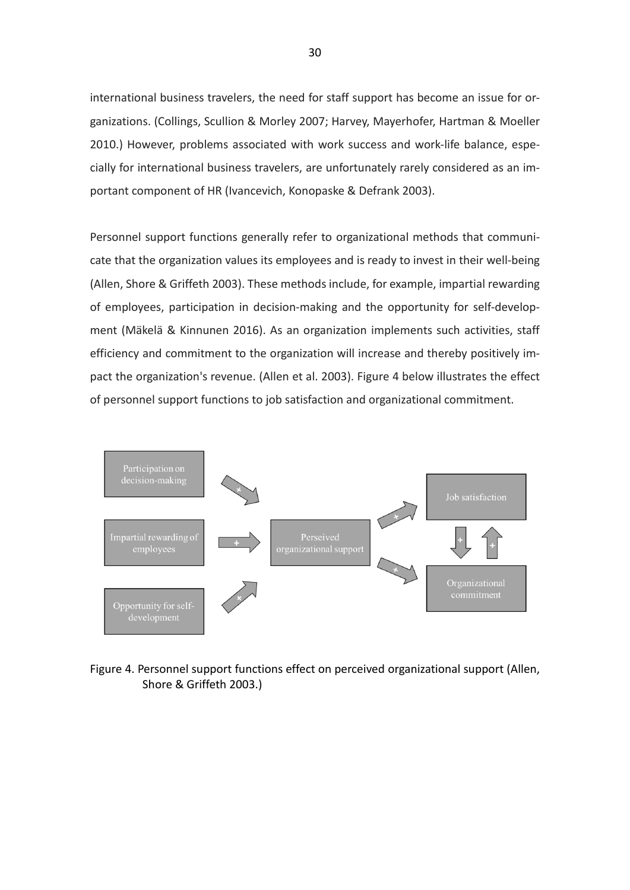international business travelers, the need for staff support has become an issue for organizations. (Collings, Scullion & Morley 2007; Harvey, Mayerhofer, Hartman & Moeller 2010.) However, problems associated with work success and work-life balance, especially for international business travelers, are unfortunately rarely considered as an important component of HR (Ivancevich, Konopaske & Defrank 2003).

Personnel support functions generally refer to organizational methods that communicate that the organization values its employees and is ready to invest in their well-being (Allen, Shore & Griffeth 2003). These methods include, for example, impartial rewarding of employees, participation in decision-making and the opportunity for self-development (Mäkelä & Kinnunen 2016). As an organization implements such activities, staff efficiency and commitment to the organization will increase and thereby positively impact the organization's revenue. (Allen et al. 2003). Figure 4 below illustrates the effect of personnel support functions to job satisfaction and organizational commitment.

Participation on decision-making

Impartial rewarding of employees

Opportunity for self-development

Perseived organizational support

Job satisfaction

Organizational commitment

Figure 4. Personnel support functions effect on perceived organizational support (Allen, Shore & Griffeth 2003.)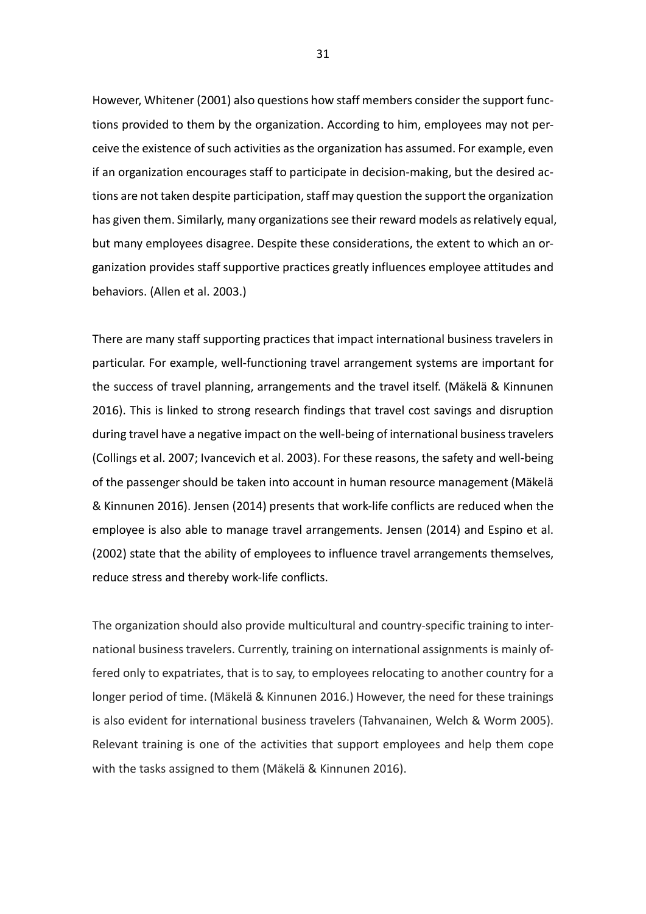However, Whitener (2001) also questions how staff members consider the support functions provided to them by the organization. According to him, employees may not perceive the existence of such activities as the organization has assumed. For example, even if an organization encourages staff to participate in decision-making, but the desired actions are not taken despite participation, staff may question the support the organization has given them. Similarly, many organizations see their reward models as relatively equal, but many employees disagree. Despite these considerations, the extent to which an organization provides staff supportive practices greatly influences employee attitudes and behaviors. (Allen et al. 2003.)

There are many staff supporting practices that impact international business travelers in particular. For example, well-functioning travel arrangement systems are important for the success of travel planning, arrangements and the travel itself. (Mäkelä & Kinnunen 2016). This is linked to strong research findings that travel cost savings and disruption during travel have a negative impact on the well-being of international business travelers (Collings et al. 2007; Ivancevich et al. 2003). For these reasons, the safety and well-being of the passenger should be taken into account in human resource management (Mäkelä & Kinnunen 2016). Jensen (2014) presents that work-life conflicts are reduced when the employee is also able to manage travel arrangements. Jensen (2014) and Espino et al. (2002) state that the ability of employees to influence travel arrangements themselves, reduce stress and thereby work-life conflicts.

The organization should also provide multicultural and country-specific training to international business travelers. Currently, training on international assignments is mainly offered only to expatriates, that is to say, to employees relocating to another country for a longer period of time. (Mäkelä & Kinnunen 2016.) However, the need for these trainings is also evident for international business travelers (Tahvanainen, Welch & Worm 2005). Relevant training is one of the activities that support employees and help them cope with the tasks assigned to them (Mäkelä & Kinnunen 2016).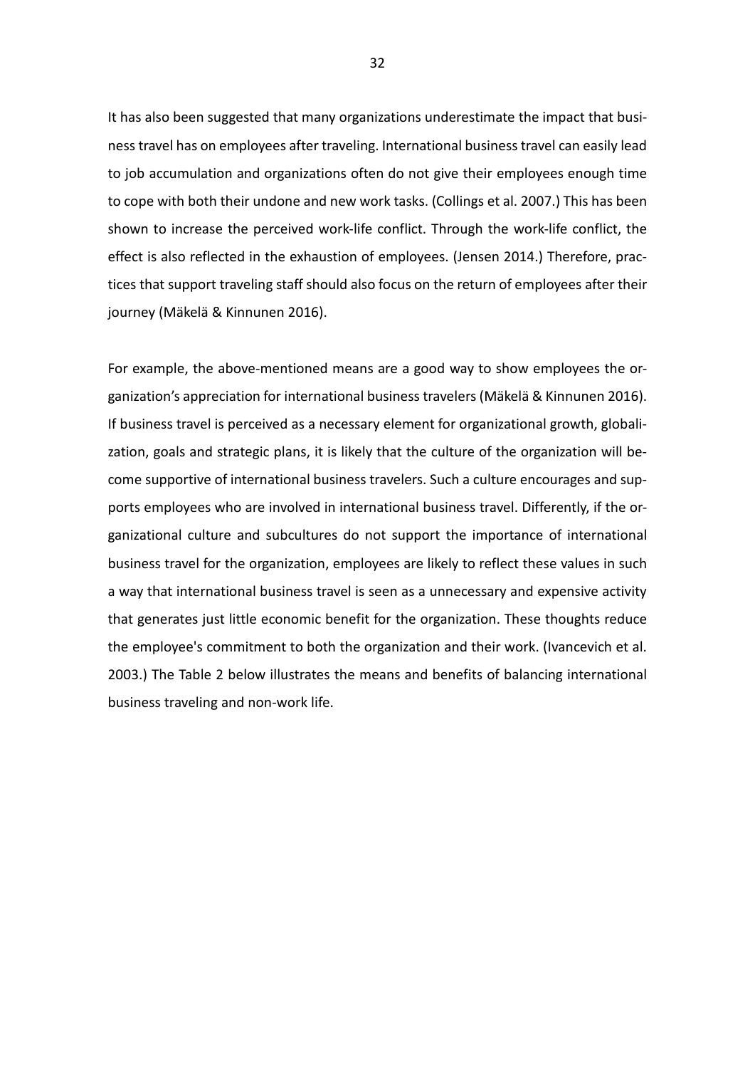It has also been suggested that many organizations underestimate the impact that business travel has on employees after traveling. International business travel can easily lead to job accumulation and organizations often do not give their employees enough time to cope with both their undone and new work tasks. (Collings et al. 2007.) This has been shown to increase the perceived work-life conflict. Through the work-life conflict, the effect is also reflected in the exhaustion of employees. (Jensen 2014.) Therefore, practices that support traveling staff should also focus on the return of employees after their journey (Mäkelä & Kinnunen 2016).

For example, the above-mentioned means are a good way to show employees the organization's appreciation for international business travelers (Mäkelä & Kinnunen 2016). If business travel is perceived as a necessary element for organizational growth, globalization, goals and strategic plans, it is likely that the culture of the organization will become supportive of international business travelers. Such a culture encourages and supports employees who are involved in international business travel. Differently, if the organizational culture and subcultures do not support the importance of international business travel for the organization, employees are likely to reflect these values in such a way that international business travel is seen as a unnecessary and expensive activity that generates just little economic benefit for the organization. These thoughts reduce the employee's commitment to both the organization and their work. (Ivancevich et al. 2003.) The Table 2 below illustrates the means and benefits of balancing international business traveling and non-work life.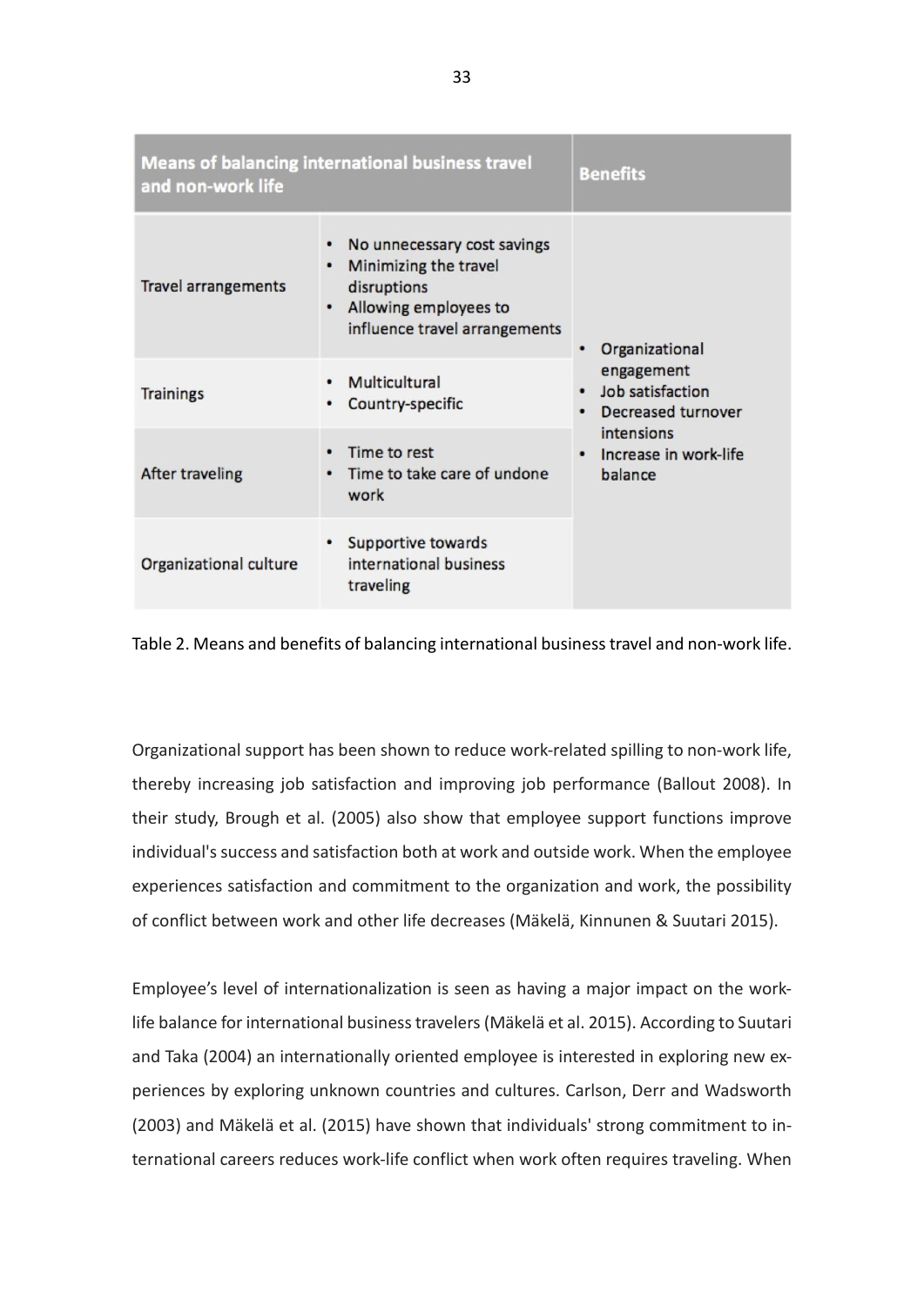| Means of balancing international business travel and non-work life | | Benefits |
|---|---|---|
| Travel arrangements | • No unnecessary cost savings<br>• Minimizing the travel disruptions<br>• Allowing employees to influence travel arrangements | • Organizational engagement<br>• Job satisfaction<br>• Decreased turnover intensions<br>• Increase in work-life balance |
| Trainings | • Multicultural<br>• Country-specific | |
| After traveling | • Time to rest<br>• Time to take care of undone work | |
| Organizational culture | • Supportive towards international business traveling | |

Table 2. Means and benefits of balancing international business travel and non-work life.

Organizational support has been shown to reduce work-related spilling to non-work life, thereby increasing job satisfaction and improving job performance (Ballout 2008). In their study, Brough et al. (2005) also show that employee support functions improve individual's success and satisfaction both at work and outside work. When the employee experiences satisfaction and commitment to the organization and work, the possibility of conflict between work and other life decreases (Mäkelä, Kinnunen & Suutari 2015).

Employee's level of internationalization is seen as having a major impact on the work-life balance for international business travelers (Mäkelä et al. 2015). According to Suutari and Taka (2004) an internationally oriented employee is interested in exploring new experiences by exploring unknown countries and cultures. Carlson, Derr and Wadsworth (2003) and Mäkelä et al. (2015) have shown that individuals' strong commitment to international careers reduces work-life conflict when work often requires traveling. When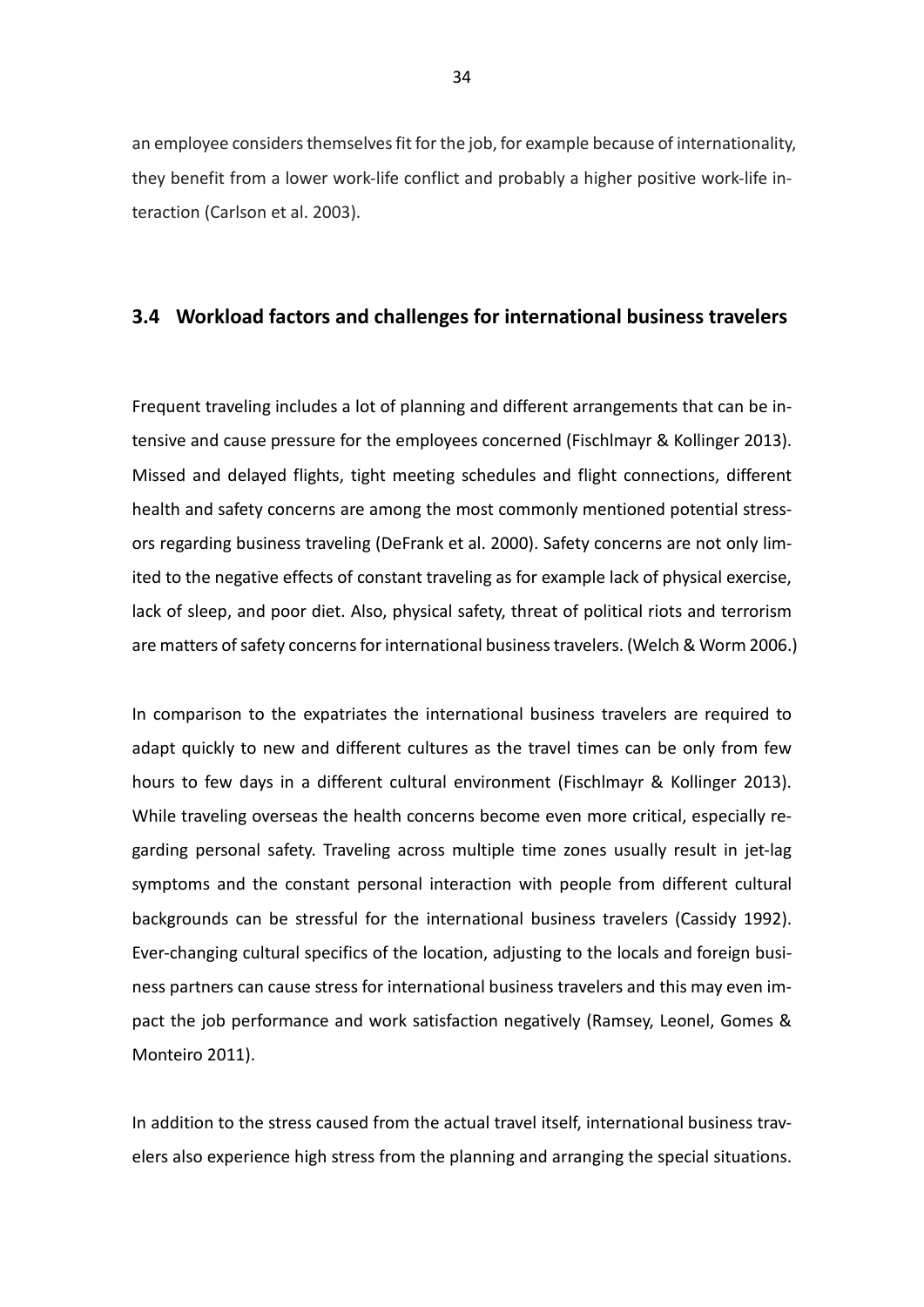an employee considers themselves fit for the job, for example because of internationality, they benefit from a lower work-life conflict and probably a higher positive work-life interaction (Carlson et al. 2003).

## 3.4 Workload factors and challenges for international business travelers

Frequent traveling includes a lot of planning and different arrangements that can be intensive and cause pressure for the employees concerned (Fischlmayr & Kollinger 2013). Missed and delayed flights, tight meeting schedules and flight connections, different health and safety concerns are among the most commonly mentioned potential stressors regarding business traveling (DeFrank et al. 2000). Safety concerns are not only limited to the negative effects of constant traveling as for example lack of physical exercise, lack of sleep, and poor diet. Also, physical safety, threat of political riots and terrorism are matters of safety concerns for international business travelers. (Welch & Worm 2006.)

In comparison to the expatriates the international business travelers are required to adapt quickly to new and different cultures as the travel times can be only from few hours to few days in a different cultural environment (Fischlmayr & Kollinger 2013). While traveling overseas the health concerns become even more critical, especially regarding personal safety. Traveling across multiple time zones usually result in jet-lag symptoms and the constant personal interaction with people from different cultural backgrounds can be stressful for the international business travelers (Cassidy 1992). Ever-changing cultural specifics of the location, adjusting to the locals and foreign business partners can cause stress for international business travelers and this may even impact the job performance and work satisfaction negatively (Ramsey, Leonel, Gomes & Monteiro 2011).

In addition to the stress caused from the actual travel itself, international business travelers also experience high stress from the planning and arranging the special situations.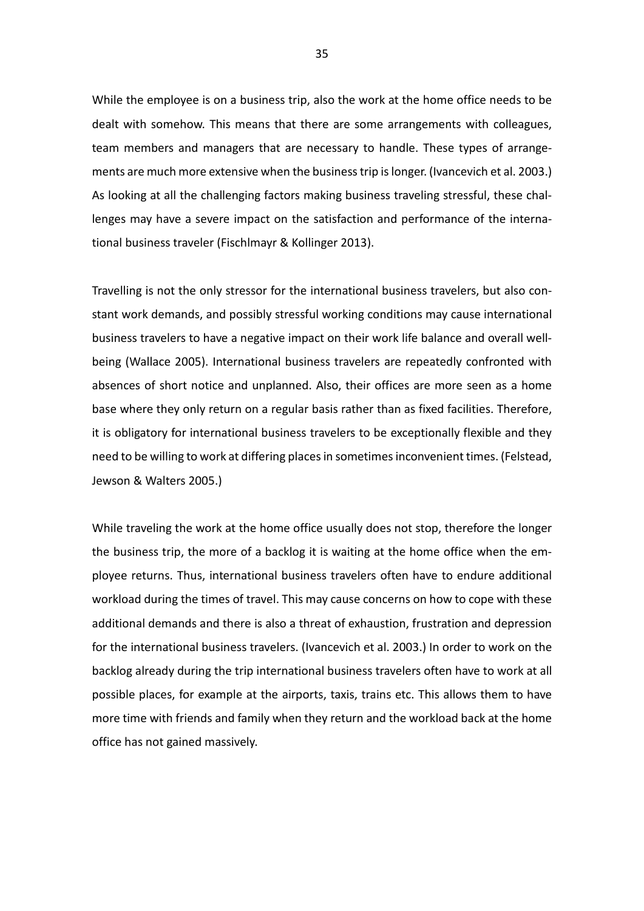While the employee is on a business trip, also the work at the home office needs to be dealt with somehow. This means that there are some arrangements with colleagues, team members and managers that are necessary to handle. These types of arrangements are much more extensive when the business trip is longer. (Ivancevich et al. 2003.) As looking at all the challenging factors making business traveling stressful, these challenges may have a severe impact on the satisfaction and performance of the international business traveler (Fischlmayr & Kollinger 2013).

Travelling is not the only stressor for the international business travelers, but also constant work demands, and possibly stressful working conditions may cause international business travelers to have a negative impact on their work life balance and overall wellbeing (Wallace 2005). International business travelers are repeatedly confronted with absences of short notice and unplanned. Also, their offices are more seen as a home base where they only return on a regular basis rather than as fixed facilities. Therefore, it is obligatory for international business travelers to be exceptionally flexible and they need to be willing to work at differing places in sometimes inconvenient times. (Felstead, Jewson & Walters 2005.)

While traveling the work at the home office usually does not stop, therefore the longer the business trip, the more of a backlog it is waiting at the home office when the employee returns. Thus, international business travelers often have to endure additional workload during the times of travel. This may cause concerns on how to cope with these additional demands and there is also a threat of exhaustion, frustration and depression for the international business travelers. (Ivancevich et al. 2003.) In order to work on the backlog already during the trip international business travelers often have to work at all possible places, for example at the airports, taxis, trains etc. This allows them to have more time with friends and family when they return and the workload back at the home office has not gained massively.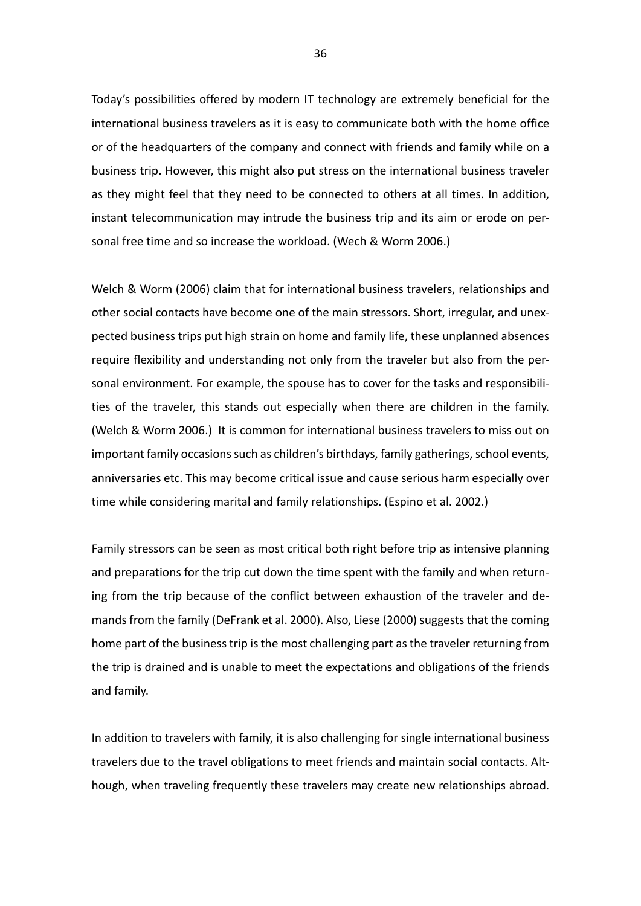Today's possibilities offered by modern IT technology are extremely beneficial for the international business travelers as it is easy to communicate both with the home office or of the headquarters of the company and connect with friends and family while on a business trip. However, this might also put stress on the international business traveler as they might feel that they need to be connected to others at all times. In addition, instant telecommunication may intrude the business trip and its aim or erode on personal free time and so increase the workload. (Wech & Worm 2006.)

Welch & Worm (2006) claim that for international business travelers, relationships and other social contacts have become one of the main stressors. Short, irregular, and unexpected business trips put high strain on home and family life, these unplanned absences require flexibility and understanding not only from the traveler but also from the personal environment. For example, the spouse has to cover for the tasks and responsibilities of the traveler, this stands out especially when there are children in the family. (Welch & Worm 2006.) It is common for international business travelers to miss out on important family occasions such as children's birthdays, family gatherings, school events, anniversaries etc. This may become critical issue and cause serious harm especially over time while considering marital and family relationships. (Espino et al. 2002.)

Family stressors can be seen as most critical both right before trip as intensive planning and preparations for the trip cut down the time spent with the family and when returning from the trip because of the conflict between exhaustion of the traveler and demands from the family (DeFrank et al. 2000). Also, Liese (2000) suggests that the coming home part of the business trip is the most challenging part as the traveler returning from the trip is drained and is unable to meet the expectations and obligations of the friends and family.

In addition to travelers with family, it is also challenging for single international business travelers due to the travel obligations to meet friends and maintain social contacts. Although, when traveling frequently these travelers may create new relationships abroad.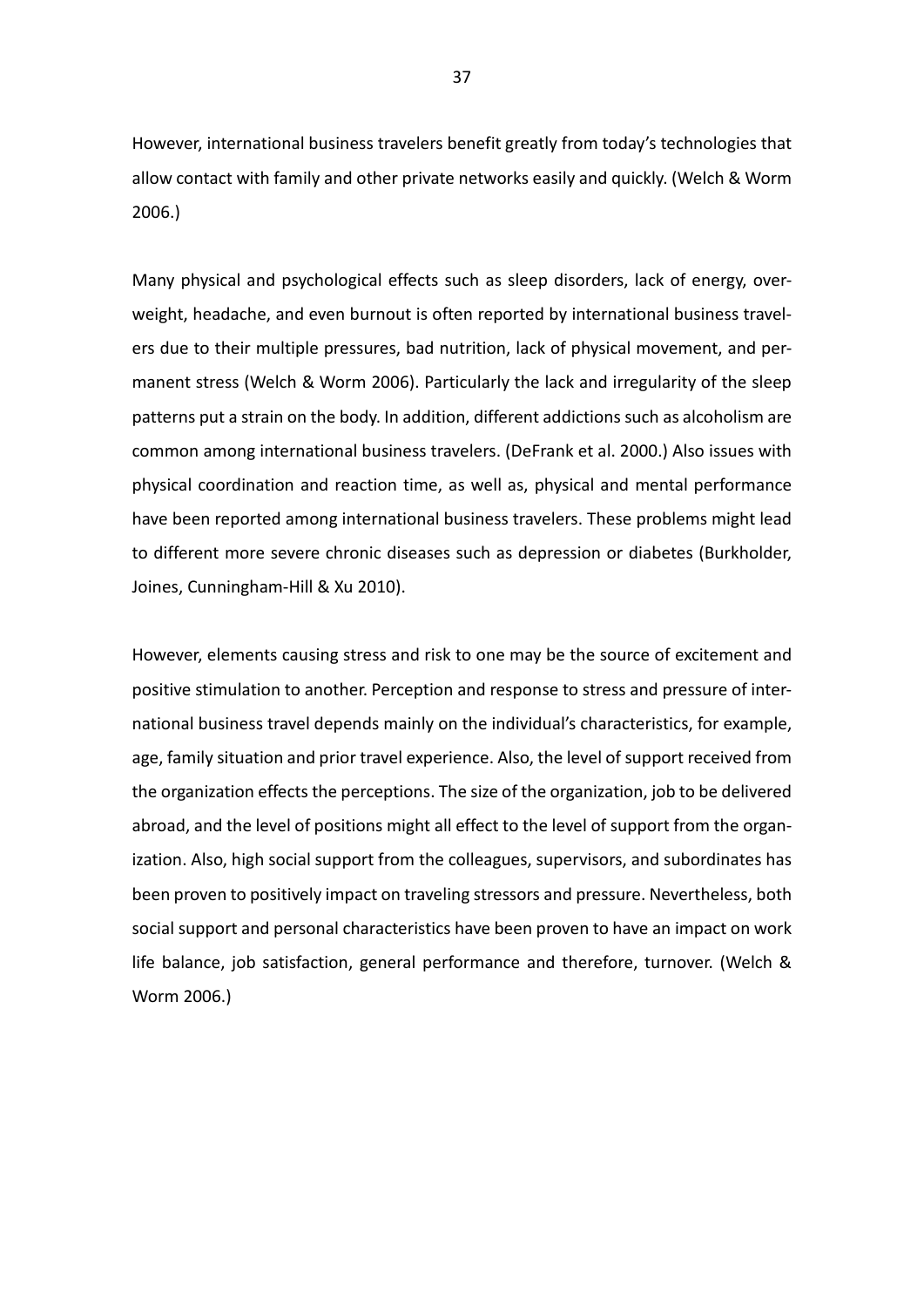However, international business travelers benefit greatly from today's technologies that allow contact with family and other private networks easily and quickly. (Welch & Worm 2006.)

Many physical and psychological effects such as sleep disorders, lack of energy, overweight, headache, and even burnout is often reported by international business travelers due to their multiple pressures, bad nutrition, lack of physical movement, and permanent stress (Welch & Worm 2006). Particularly the lack and irregularity of the sleep patterns put a strain on the body. In addition, different addictions such as alcoholism are common among international business travelers. (DeFrank et al. 2000.) Also issues with physical coordination and reaction time, as well as, physical and mental performance have been reported among international business travelers. These problems might lead to different more severe chronic diseases such as depression or diabetes (Burkholder, Joines, Cunningham-Hill & Xu 2010).

However, elements causing stress and risk to one may be the source of excitement and positive stimulation to another. Perception and response to stress and pressure of international business travel depends mainly on the individual's characteristics, for example, age, family situation and prior travel experience. Also, the level of support received from the organization effects the perceptions. The size of the organization, job to be delivered abroad, and the level of positions might all effect to the level of support from the organization. Also, high social support from the colleagues, supervisors, and subordinates has been proven to positively impact on traveling stressors and pressure. Nevertheless, both social support and personal characteristics have been proven to have an impact on work life balance, job satisfaction, general performance and therefore, turnover. (Welch & Worm 2006.)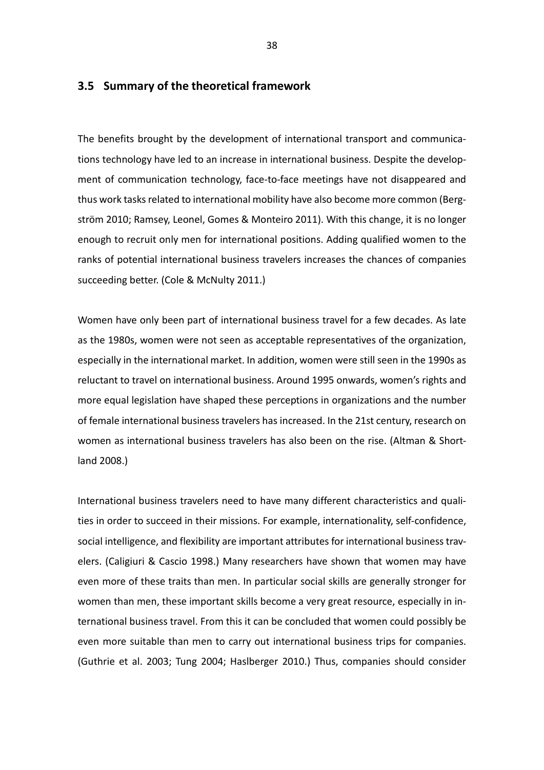## 3.5 Summary of the theoretical framework

The benefits brought by the development of international transport and communications technology have led to an increase in international business. Despite the development of communication technology, face-to-face meetings have not disappeared and thus work tasks related to international mobility have also become more common (Bergström 2010; Ramsey, Leonel, Gomes & Monteiro 2011). With this change, it is no longer enough to recruit only men for international positions. Adding qualified women to the ranks of potential international business travelers increases the chances of companies succeeding better. (Cole & McNulty 2011.)

Women have only been part of international business travel for a few decades. As late as the 1980s, women were not seen as acceptable representatives of the organization, especially in the international market. In addition, women were still seen in the 1990s as reluctant to travel on international business. Around 1995 onwards, women's rights and more equal legislation have shaped these perceptions in organizations and the number of female international business travelers has increased. In the 21st century, research on women as international business travelers has also been on the rise. (Altman & Shortland 2008.)

International business travelers need to have many different characteristics and qualities in order to succeed in their missions. For example, internationality, self-confidence, social intelligence, and flexibility are important attributes for international business travelers. (Caligiuri & Cascio 1998.) Many researchers have shown that women may have even more of these traits than men. In particular social skills are generally stronger for women than men, these important skills become a very great resource, especially in international business travel. From this it can be concluded that women could possibly be even more suitable than men to carry out international business trips for companies. (Guthrie et al. 2003; Tung 2004; Haslberger 2010.) Thus, companies should consider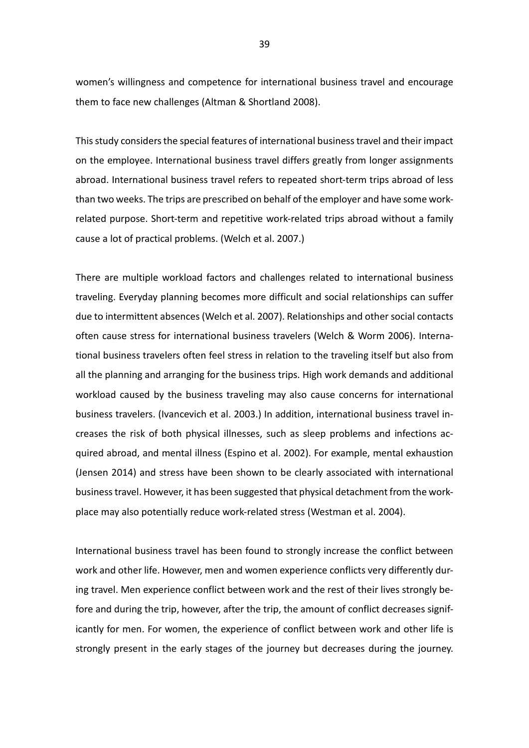women's willingness and competence for international business travel and encourage them to face new challenges (Altman & Shortland 2008).

This study considers the special features of international business travel and their impact on the employee. International business travel differs greatly from longer assignments abroad. International business travel refers to repeated short-term trips abroad of less than two weeks. The trips are prescribed on behalf of the employer and have some work-related purpose. Short-term and repetitive work-related trips abroad without a family cause a lot of practical problems. (Welch et al. 2007.)

There are multiple workload factors and challenges related to international business traveling. Everyday planning becomes more difficult and social relationships can suffer due to intermittent absences (Welch et al. 2007). Relationships and other social contacts often cause stress for international business travelers (Welch & Worm 2006). International business travelers often feel stress in relation to the traveling itself but also from all the planning and arranging for the business trips. High work demands and additional workload caused by the business traveling may also cause concerns for international business travelers. (Ivancevich et al. 2003.) In addition, international business travel increases the risk of both physical illnesses, such as sleep problems and infections acquired abroad, and mental illness (Espino et al. 2002). For example, mental exhaustion (Jensen 2014) and stress have been shown to be clearly associated with international business travel. However, it has been suggested that physical detachment from the workplace may also potentially reduce work-related stress (Westman et al. 2004).

International business travel has been found to strongly increase the conflict between work and other life. However, men and women experience conflicts very differently during travel. Men experience conflict between work and the rest of their lives strongly before and during the trip, however, after the trip, the amount of conflict decreases significantly for men. For women, the experience of conflict between work and other life is strongly present in the early stages of the journey but decreases during the journey.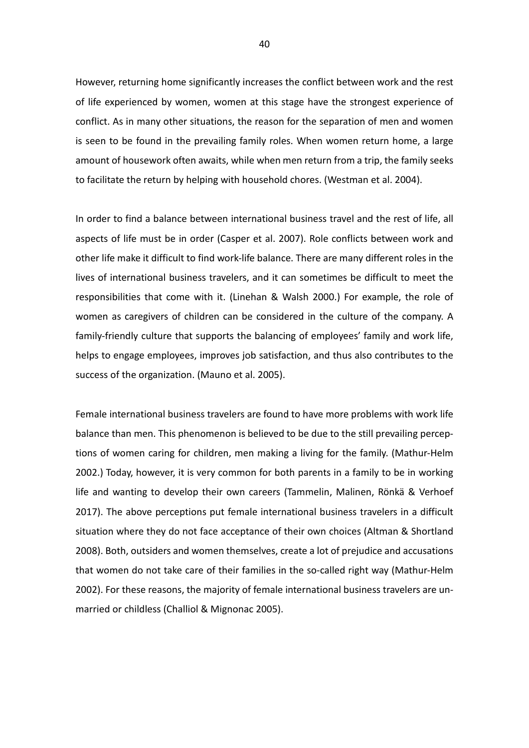However, returning home significantly increases the conflict between work and the rest of life experienced by women, women at this stage have the strongest experience of conflict. As in many other situations, the reason for the separation of men and women is seen to be found in the prevailing family roles. When women return home, a large amount of housework often awaits, while when men return from a trip, the family seeks to facilitate the return by helping with household chores. (Westman et al. 2004).

In order to find a balance between international business travel and the rest of life, all aspects of life must be in order (Casper et al. 2007). Role conflicts between work and other life make it difficult to find work-life balance. There are many different roles in the lives of international business travelers, and it can sometimes be difficult to meet the responsibilities that come with it. (Linehan & Walsh 2000.) For example, the role of women as caregivers of children can be considered in the culture of the company. A family-friendly culture that supports the balancing of employees' family and work life, helps to engage employees, improves job satisfaction, and thus also contributes to the success of the organization. (Mauno et al. 2005).

Female international business travelers are found to have more problems with work life balance than men. This phenomenon is believed to be due to the still prevailing perceptions of women caring for children, men making a living for the family. (Mathur-Helm 2002.) Today, however, it is very common for both parents in a family to be in working life and wanting to develop their own careers (Tammelin, Malinen, Rönkä & Verhoef 2017). The above perceptions put female international business travelers in a difficult situation where they do not face acceptance of their own choices (Altman & Shortland 2008). Both, outsiders and women themselves, create a lot of prejudice and accusations that women do not take care of their families in the so-called right way (Mathur-Helm 2002). For these reasons, the majority of female international business travelers are unmarried or childless (Challiol & Mignonac 2005).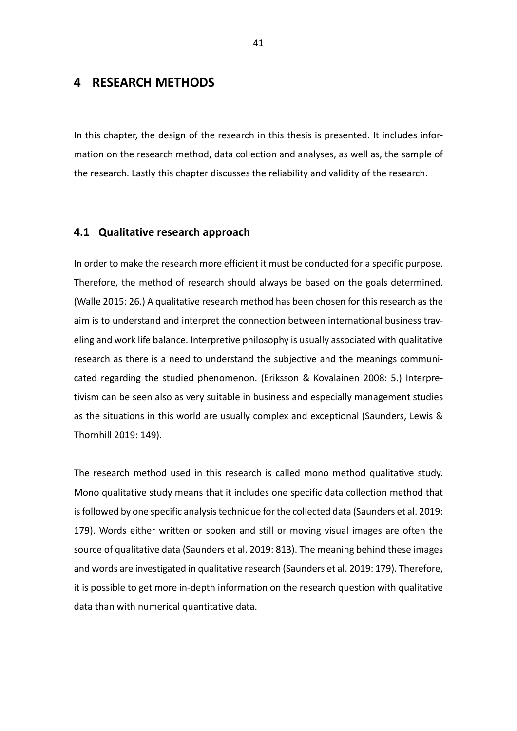# 4 RESEARCH METHODS

In this chapter, the design of the research in this thesis is presented. It includes information on the research method, data collection and analyses, as well as, the sample of the research. Lastly this chapter discusses the reliability and validity of the research.

## 4.1 Qualitative research approach

In order to make the research more efficient it must be conducted for a specific purpose. Therefore, the method of research should always be based on the goals determined. (Walle 2015: 26.) A qualitative research method has been chosen for this research as the aim is to understand and interpret the connection between international business traveling and work life balance. Interpretive philosophy is usually associated with qualitative research as there is a need to understand the subjective and the meanings communicated regarding the studied phenomenon. (Eriksson & Kovalainen 2008: 5.) Interpretivism can be seen also as very suitable in business and especially management studies as the situations in this world are usually complex and exceptional (Saunders, Lewis & Thornhill 2019: 149).

The research method used in this research is called mono method qualitative study. Mono qualitative study means that it includes one specific data collection method that is followed by one specific analysis technique for the collected data (Saunders et al. 2019: 179). Words either written or spoken and still or moving visual images are often the source of qualitative data (Saunders et al. 2019: 813). The meaning behind these images and words are investigated in qualitative research (Saunders et al. 2019: 179). Therefore, it is possible to get more in-depth information on the research question with qualitative data than with numerical quantitative data.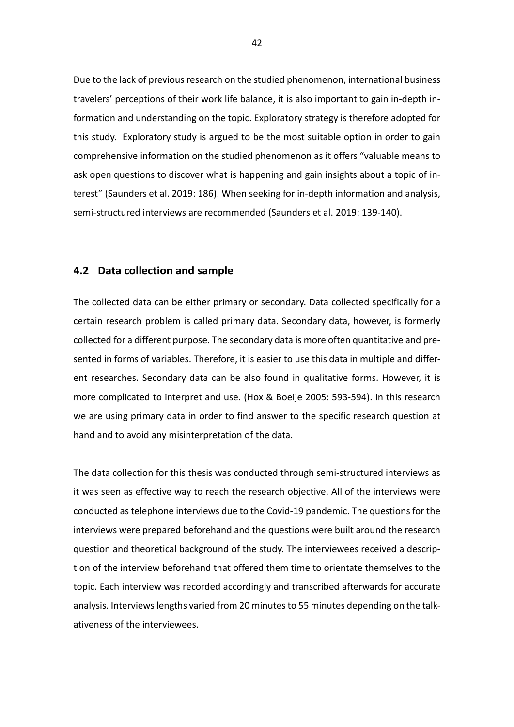Due to the lack of previous research on the studied phenomenon, international business travelers' perceptions of their work life balance, it is also important to gain in-depth information and understanding on the topic. Exploratory strategy is therefore adopted for this study. Exploratory study is argued to be the most suitable option in order to gain comprehensive information on the studied phenomenon as it offers "valuable means to ask open questions to discover what is happening and gain insights about a topic of interest" (Saunders et al. 2019: 186). When seeking for in-depth information and analysis, semi-structured interviews are recommended (Saunders et al. 2019: 139-140).

## 4.2 Data collection and sample

The collected data can be either primary or secondary. Data collected specifically for a certain research problem is called primary data. Secondary data, however, is formerly collected for a different purpose. The secondary data is more often quantitative and presented in forms of variables. Therefore, it is easier to use this data in multiple and different researches. Secondary data can be also found in qualitative forms. However, it is more complicated to interpret and use. (Hox & Boeije 2005: 593-594). In this research we are using primary data in order to find answer to the specific research question at hand and to avoid any misinterpretation of the data.

The data collection for this thesis was conducted through semi-structured interviews as it was seen as effective way to reach the research objective. All of the interviews were conducted as telephone interviews due to the Covid-19 pandemic. The questions for the interviews were prepared beforehand and the questions were built around the research question and theoretical background of the study. The interviewees received a description of the interview beforehand that offered them time to orientate themselves to the topic. Each interview was recorded accordingly and transcribed afterwards for accurate analysis. Interviews lengths varied from 20 minutes to 55 minutes depending on the talkativeness of the interviewees.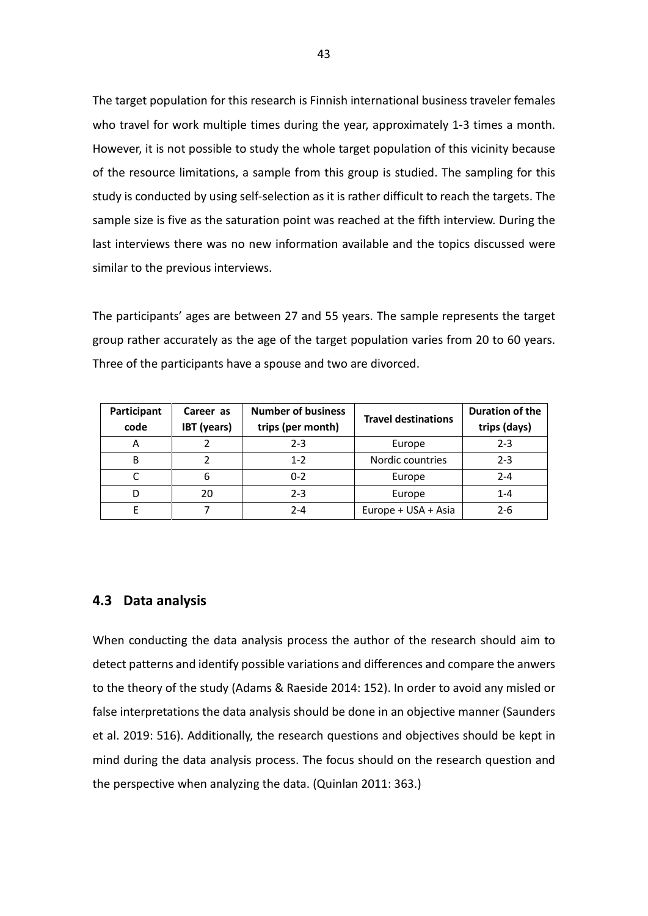The target population for this research is Finnish international business traveler females who travel for work multiple times during the year, approximately 1-3 times a month. However, it is not possible to study the whole target population of this vicinity because of the resource limitations, a sample from this group is studied. The sampling for this study is conducted by using self-selection as it is rather difficult to reach the targets. The sample size is five as the saturation point was reached at the fifth interview. During the last interviews there was no new information available and the topics discussed were similar to the previous interviews.

The participants' ages are between 27 and 55 years. The sample represents the target group rather accurately as the age of the target population varies from 20 to 60 years. Three of the participants have a spouse and two are divorced.

| Participant code | Career as IBT (years) | Number of business trips (per month) | Travel destinations | Duration of the trips (days) |
|---|---|---|---|---|
| A | 2 | 2-3 | Europe | 2-3 |
| B | 2 | 1-2 | Nordic countries | 2-3 |
| C | 6 | 0-2 | Europe | 2-4 |
| D | 20 | 2-3 | Europe | 1-4 |
| E | 7 | 2-4 | Europe + USA + Asia | 2-6 |

## 4.3 Data analysis

When conducting the data analysis process the author of the research should aim to detect patterns and identify possible variations and differences and compare the anwers to the theory of the study (Adams & Raeside 2014: 152). In order to avoid any misled or false interpretations the data analysis should be done in an objective manner (Saunders et al. 2019: 516). Additionally, the research questions and objectives should be kept in mind during the data analysis process. The focus should on the research question and the perspective when analyzing the data. (Quinlan 2011: 363.)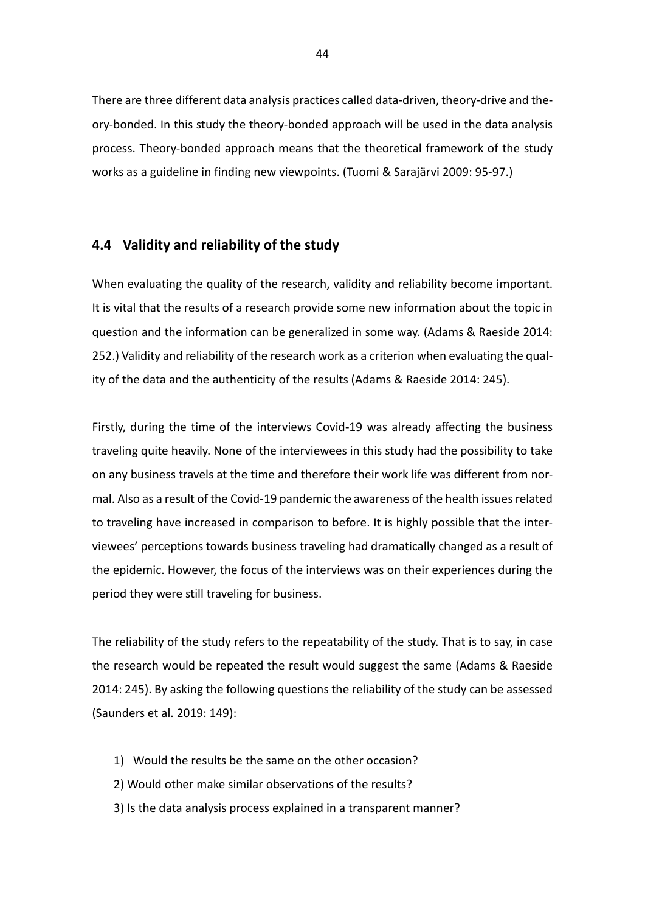There are three different data analysis practices called data-driven, theory-drive and theory-bonded. In this study the theory-bonded approach will be used in the data analysis process. Theory-bonded approach means that the theoretical framework of the study works as a guideline in finding new viewpoints. (Tuomi & Sarajärvi 2009: 95-97.)

## 4.4 Validity and reliability of the study

When evaluating the quality of the research, validity and reliability become important. It is vital that the results of a research provide some new information about the topic in question and the information can be generalized in some way. (Adams & Raeside 2014: 252.) Validity and reliability of the research work as a criterion when evaluating the quality of the data and the authenticity of the results (Adams & Raeside 2014: 245).

Firstly, during the time of the interviews Covid-19 was already affecting the business traveling quite heavily. None of the interviewees in this study had the possibility to take on any business travels at the time and therefore their work life was different from normal. Also as a result of the Covid-19 pandemic the awareness of the health issues related to traveling have increased in comparison to before. It is highly possible that the interviewees' perceptions towards business traveling had dramatically changed as a result of the epidemic. However, the focus of the interviews was on their experiences during the period they were still traveling for business.

The reliability of the study refers to the repeatability of the study. That is to say, in case the research would be repeated the result would suggest the same (Adams & Raeside 2014: 245). By asking the following questions the reliability of the study can be assessed (Saunders et al. 2019: 149):

1) Would the results be the same on the other occasion?
2) Would other make similar observations of the results?
3) Is the data analysis process explained in a transparent manner?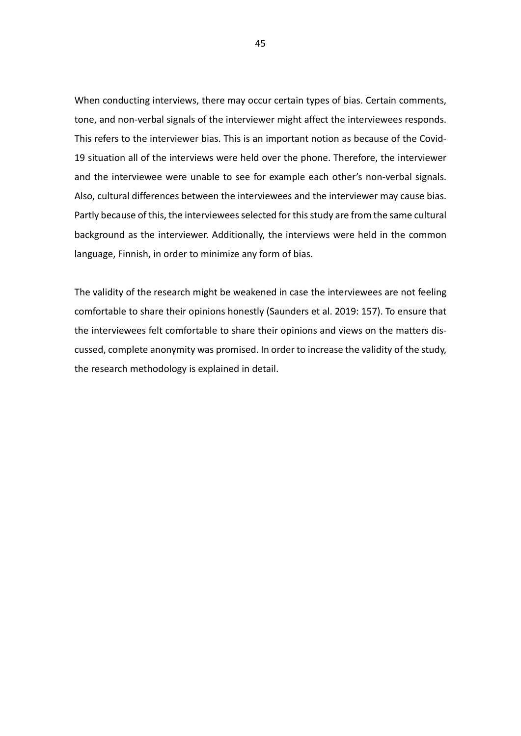When conducting interviews, there may occur certain types of bias. Certain comments, tone, and non-verbal signals of the interviewer might affect the interviewees responds. This refers to the interviewer bias. This is an important notion as because of the Covid-19 situation all of the interviews were held over the phone. Therefore, the interviewer and the interviewee were unable to see for example each other's non-verbal signals. Also, cultural differences between the interviewees and the interviewer may cause bias. Partly because of this, the interviewees selected for this study are from the same cultural background as the interviewer. Additionally, the interviews were held in the common language, Finnish, in order to minimize any form of bias.

The validity of the research might be weakened in case the interviewees are not feeling comfortable to share their opinions honestly (Saunders et al. 2019: 157). To ensure that the interviewees felt comfortable to share their opinions and views on the matters discussed, complete anonymity was promised. In order to increase the validity of the study, the research methodology is explained in detail.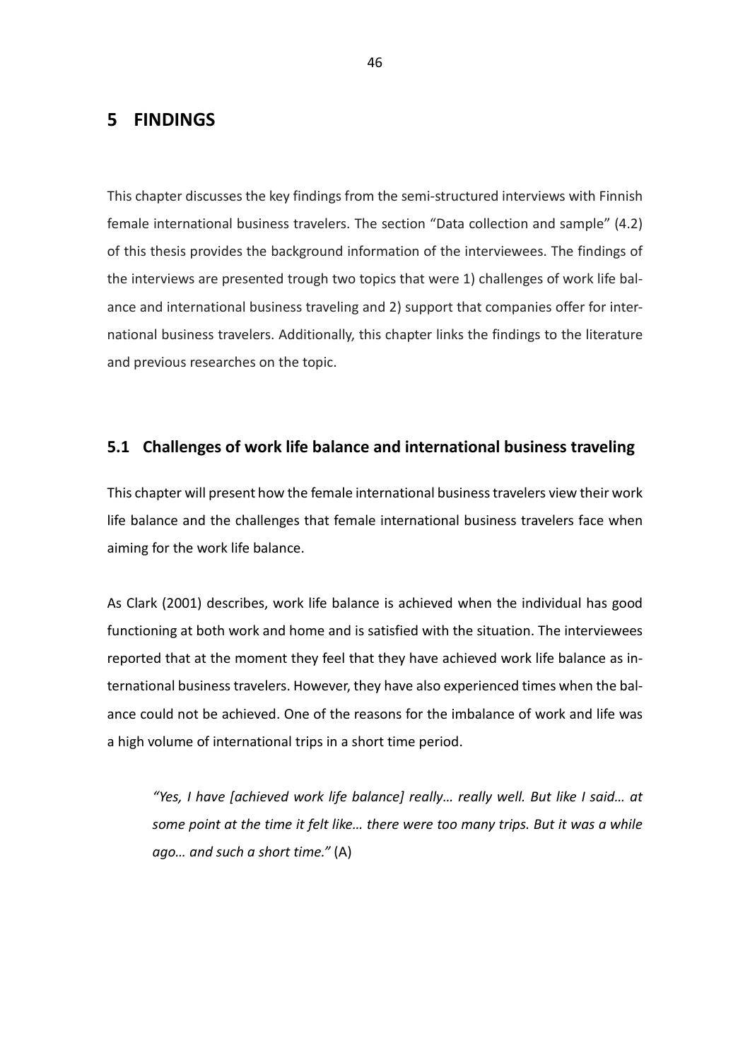# 5 FINDINGS

This chapter discusses the key findings from the semi-structured interviews with Finnish female international business travelers. The section "Data collection and sample" (4.2) of this thesis provides the background information of the interviewees. The findings of the interviews are presented trough two topics that were 1) challenges of work life balance and international business traveling and 2) support that companies offer for international business travelers. Additionally, this chapter links the findings to the literature and previous researches on the topic.

## 5.1 Challenges of work life balance and international business traveling

This chapter will present how the female international business travelers view their work life balance and the challenges that female international business travelers face when aiming for the work life balance.

As Clark (2001) describes, work life balance is achieved when the individual has good functioning at both work and home and is satisfied with the situation. The interviewees reported that at the moment they feel that they have achieved work life balance as international business travelers. However, they have also experienced times when the balance could not be achieved. One of the reasons for the imbalance of work and life was a high volume of international trips in a short time period.

> *"Yes, I have [achieved work life balance] really… really well. But like I said… at some point at the time it felt like… there were too many trips. But it was a while ago… and such a short time."* (A)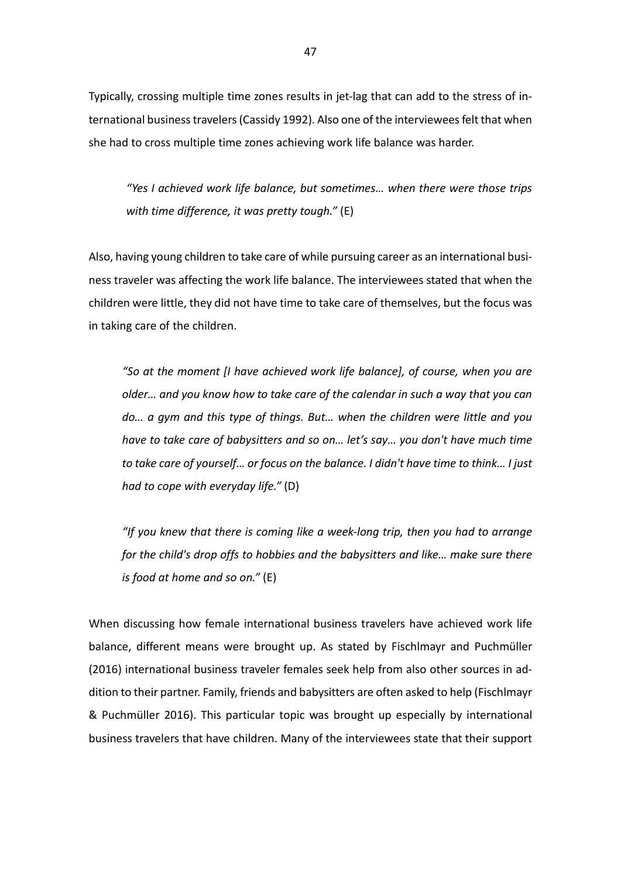Typically, crossing multiple time zones results in jet-lag that can add to the stress of international business travelers (Cassidy 1992). Also one of the interviewees felt that when she had to cross multiple time zones achieving work life balance was harder.

> *"Yes I achieved work life balance, but sometimes… when there were those trips with time difference, it was pretty tough."* (E)

Also, having young children to take care of while pursuing career as an international business traveler was affecting the work life balance. The interviewees stated that when the children were little, they did not have time to take care of themselves, but the focus was in taking care of the children.

> *"So at the moment [I have achieved work life balance], of course, when you are older… and you know how to take care of the calendar in such a way that you can do… a gym and this type of things. But… when the children were little and you have to take care of babysitters and so on… let's say… you don't have much time to take care of yourself… or focus on the balance. I didn't have time to think… I just had to cope with everyday life."* (D)

> *"If you knew that there is coming like a week-long trip, then you had to arrange for the child's drop offs to hobbies and the babysitters and like… make sure there is food at home and so on."* (E)

When discussing how female international business travelers have achieved work life balance, different means were brought up. As stated by Fischlmayr and Puchmüller (2016) international business traveler females seek help from also other sources in addition to their partner. Family, friends and babysitters are often asked to help (Fischlmayr & Puchmüller 2016). This particular topic was brought up especially by international business travelers that have children. Many of the interviewees state that their support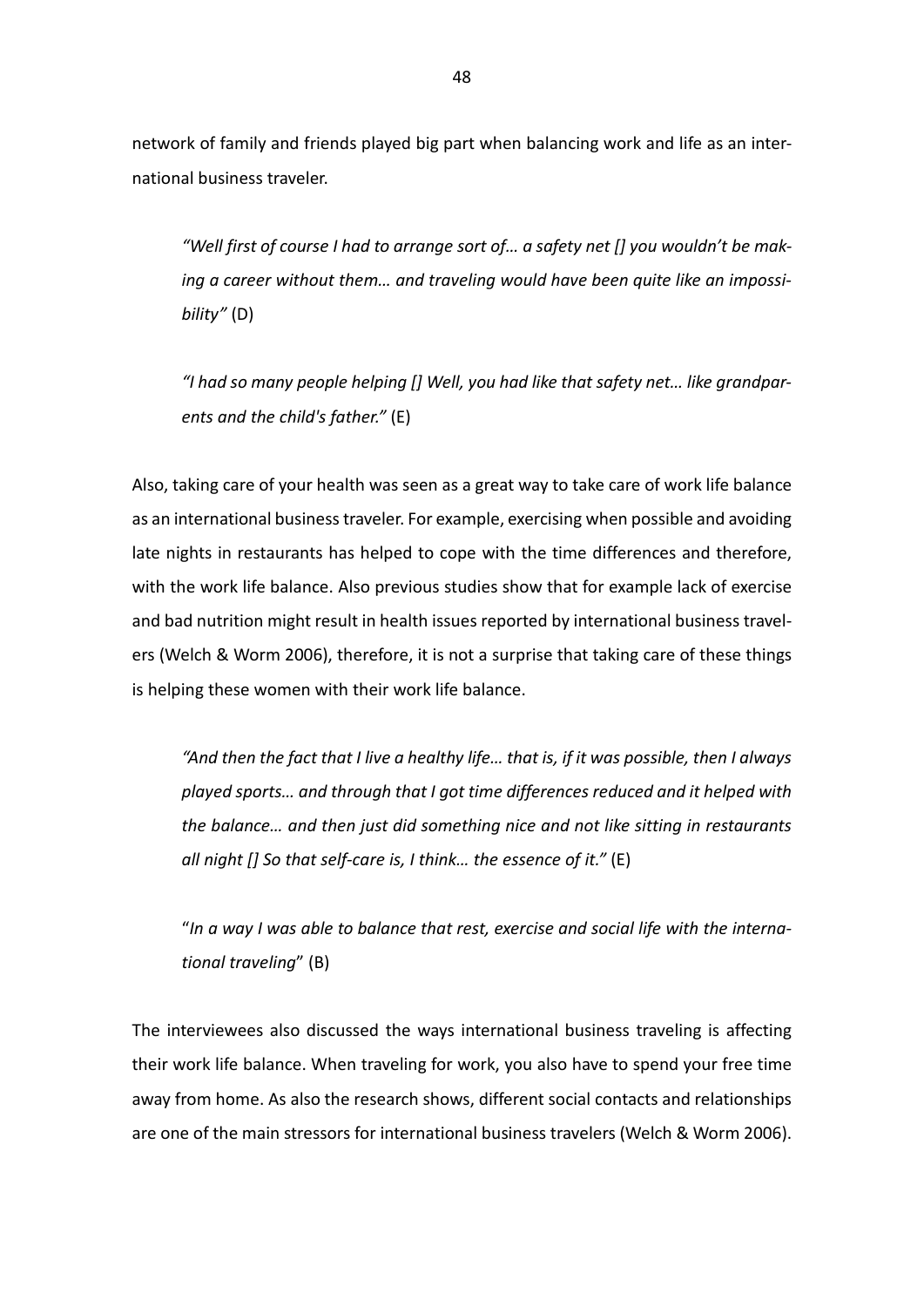network of family and friends played big part when balancing work and life as an international business traveler.

> *"Well first of course I had to arrange sort of… a safety net [] you wouldn't be making a career without them… and traveling would have been quite like an impossibility"* (D)

> *"I had so many people helping [] Well, you had like that safety net… like grandparents and the child's father."* (E)

Also, taking care of your health was seen as a great way to take care of work life balance as an international business traveler. For example, exercising when possible and avoiding late nights in restaurants has helped to cope with the time differences and therefore, with the work life balance. Also previous studies show that for example lack of exercise and bad nutrition might result in health issues reported by international business travelers (Welch & Worm 2006), therefore, it is not a surprise that taking care of these things is helping these women with their work life balance.

> *"And then the fact that I live a healthy life… that is, if it was possible, then I always played sports… and through that I got time differences reduced and it helped with the balance… and then just did something nice and not like sitting in restaurants all night [] So that self-care is, I think… the essence of it."* (E)

> "*In a way I was able to balance that rest, exercise and social life with the international traveling*" (B)

The interviewees also discussed the ways international business traveling is affecting their work life balance. When traveling for work, you also have to spend your free time away from home. As also the research shows, different social contacts and relationships are one of the main stressors for international business travelers (Welch & Worm 2006).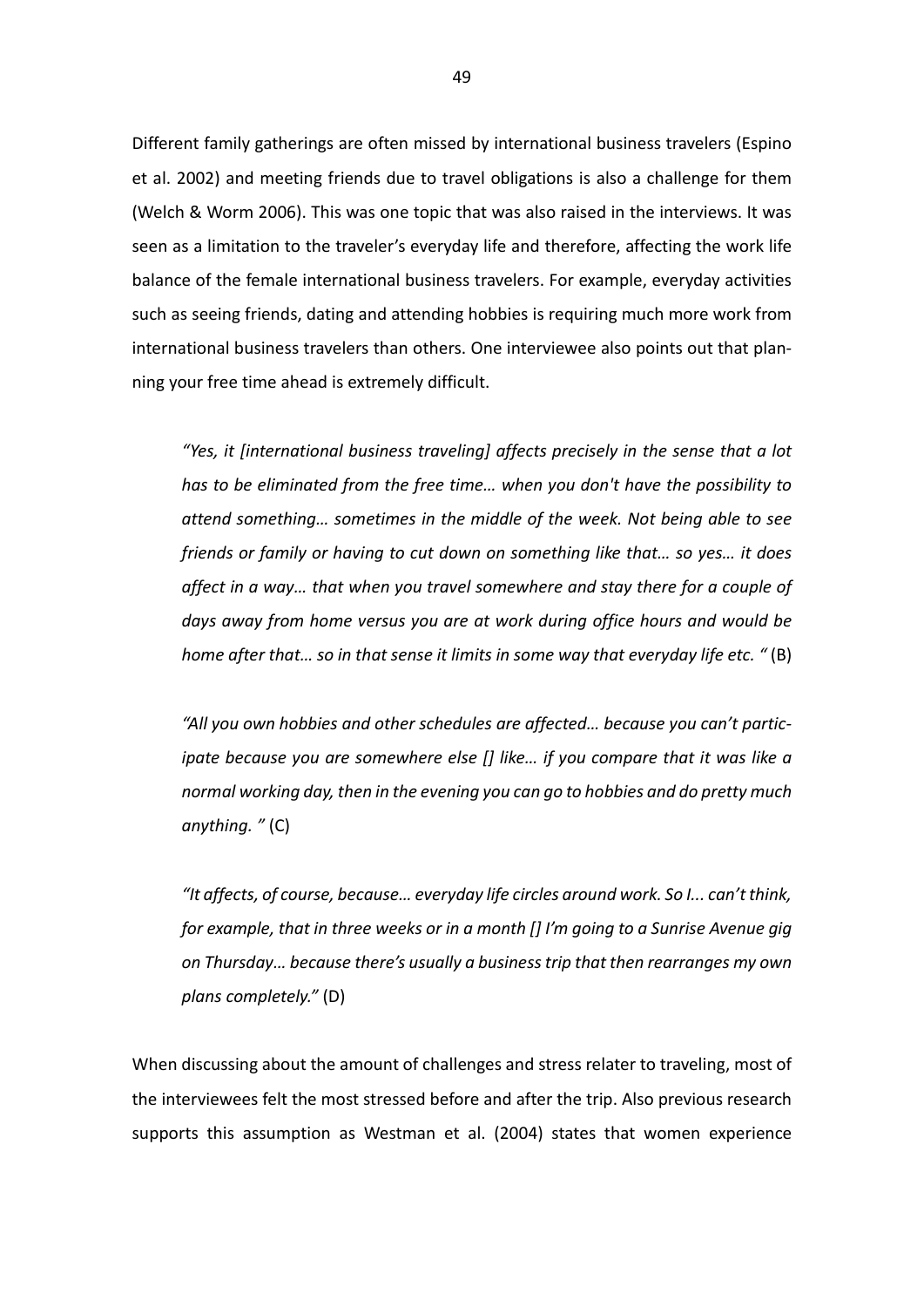Different family gatherings are often missed by international business travelers (Espino et al. 2002) and meeting friends due to travel obligations is also a challenge for them (Welch & Worm 2006). This was one topic that was also raised in the interviews. It was seen as a limitation to the traveler's everyday life and therefore, affecting the work life balance of the female international business travelers. For example, everyday activities such as seeing friends, dating and attending hobbies is requiring much more work from international business travelers than others. One interviewee also points out that planning your free time ahead is extremely difficult.

> *"Yes, it [international business traveling] affects precisely in the sense that a lot has to be eliminated from the free time… when you don't have the possibility to attend something… sometimes in the middle of the week. Not being able to see friends or family or having to cut down on something like that… so yes… it does affect in a way… that when you travel somewhere and stay there for a couple of days away from home versus you are at work during office hours and would be home after that… so in that sense it limits in some way that everyday life etc. "* (B)

> *"All you own hobbies and other schedules are affected… because you can't participate because you are somewhere else [] like… if you compare that it was like a normal working day, then in the evening you can go to hobbies and do pretty much anything. "* (C)

> *"It affects, of course, because… everyday life circles around work. So I... can't think, for example, that in three weeks or in a month [] I'm going to a Sunrise Avenue gig on Thursday… because there's usually a business trip that then rearranges my own plans completely."* (D)

When discussing about the amount of challenges and stress relater to traveling, most of the interviewees felt the most stressed before and after the trip. Also previous research supports this assumption as Westman et al. (2004) states that women experience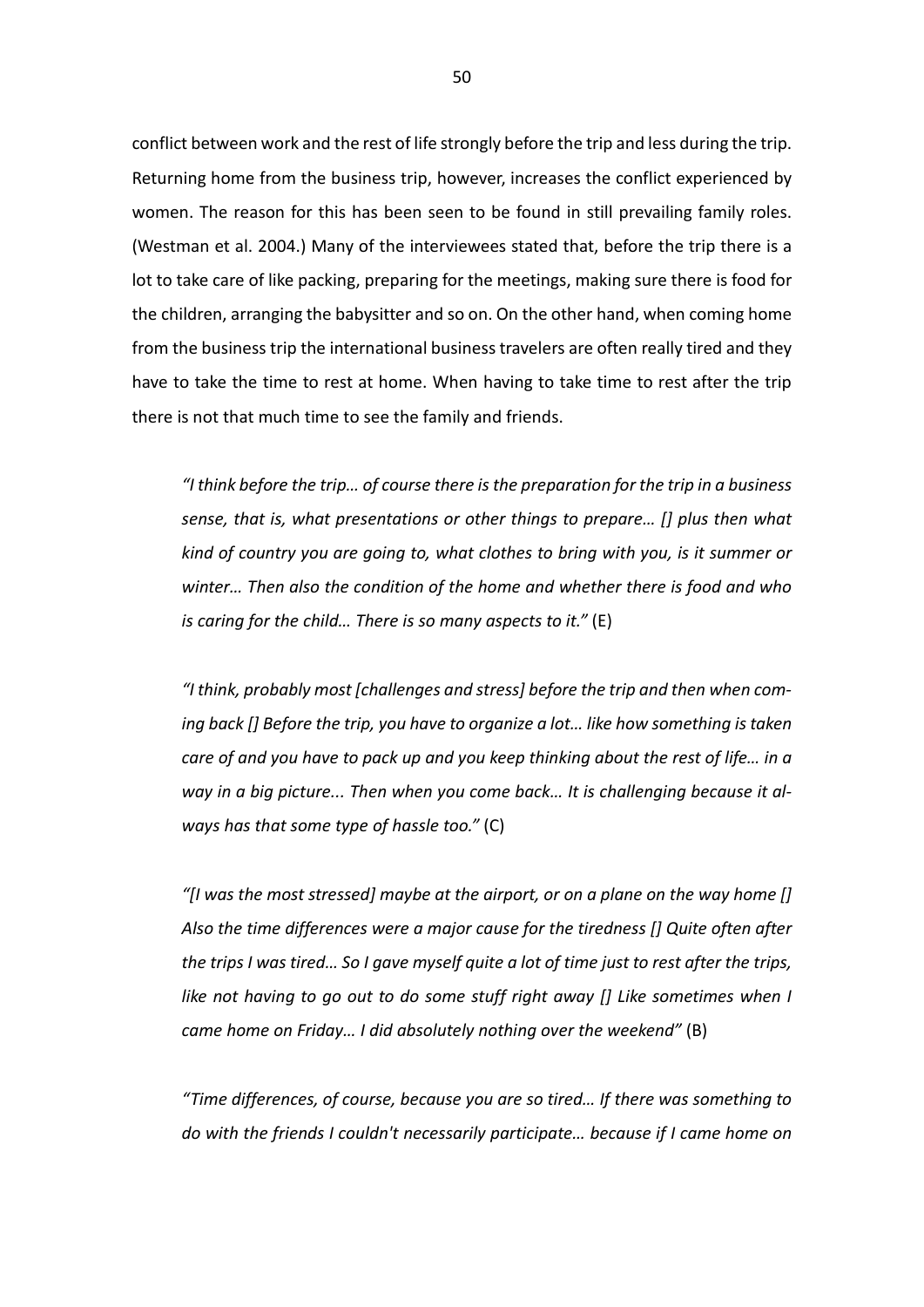conflict between work and the rest of life strongly before the trip and less during the trip. Returning home from the business trip, however, increases the conflict experienced by women. The reason for this has been seen to be found in still prevailing family roles. (Westman et al. 2004.) Many of the interviewees stated that, before the trip there is a lot to take care of like packing, preparing for the meetings, making sure there is food for the children, arranging the babysitter and so on. On the other hand, when coming home from the business trip the international business travelers are often really tired and they have to take the time to rest at home. When having to take time to rest after the trip there is not that much time to see the family and friends.

> *"I think before the trip… of course there is the preparation for the trip in a business sense, that is, what presentations or other things to prepare… [] plus then what kind of country you are going to, what clothes to bring with you, is it summer or winter… Then also the condition of the home and whether there is food and who is caring for the child… There is so many aspects to it."* (E)

> *"I think, probably most [challenges and stress] before the trip and then when coming back [] Before the trip, you have to organize a lot… like how something is taken care of and you have to pack up and you keep thinking about the rest of life… in a way in a big picture... Then when you come back… It is challenging because it always has that some type of hassle too."* (C)

> *"[I was the most stressed] maybe at the airport, or on a plane on the way home [] Also the time differences were a major cause for the tiredness [] Quite often after the trips I was tired… So I gave myself quite a lot of time just to rest after the trips, like not having to go out to do some stuff right away [] Like sometimes when I came home on Friday… I did absolutely nothing over the weekend"* (B)

> *"Time differences, of course, because you are so tired… If there was something to do with the friends I couldn't necessarily participate… because if I came home on*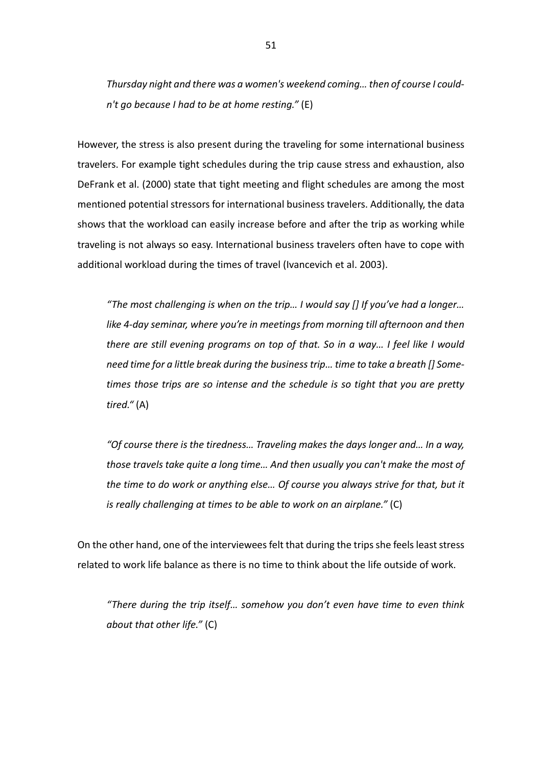*Thursday night and there was a women's weekend coming… then of course I couldn't go because I had to be at home resting."* (E)

However, the stress is also present during the traveling for some international business travelers. For example tight schedules during the trip cause stress and exhaustion, also DeFrank et al. (2000) state that tight meeting and flight schedules are among the most mentioned potential stressors for international business travelers. Additionally, the data shows that the workload can easily increase before and after the trip as working while traveling is not always so easy. International business travelers often have to cope with additional workload during the times of travel (Ivancevich et al. 2003).

> *"The most challenging is when on the trip… I would say [] If you've had a longer… like 4-day seminar, where you're in meetings from morning till afternoon and then there are still evening programs on top of that. So in a way… I feel like I would need time for a little break during the business trip… time to take a breath [] Sometimes those trips are so intense and the schedule is so tight that you are pretty tired."* (A)

> *"Of course there is the tiredness… Traveling makes the days longer and… In a way, those travels take quite a long time… And then usually you can't make the most of the time to do work or anything else… Of course you always strive for that, but it is really challenging at times to be able to work on an airplane."* (C)

On the other hand, one of the interviewees felt that during the trips she feels least stress related to work life balance as there is no time to think about the life outside of work.

> *"There during the trip itself… somehow you don't even have time to even think about that other life."* (C)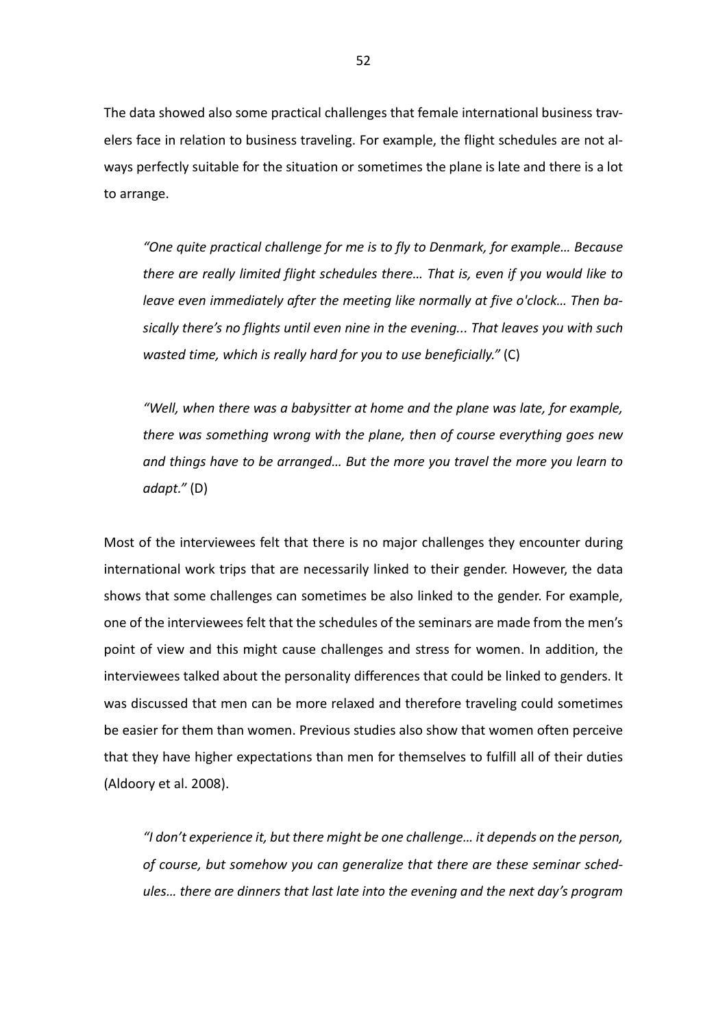The data showed also some practical challenges that female international business travelers face in relation to business traveling. For example, the flight schedules are not always perfectly suitable for the situation or sometimes the plane is late and there is a lot to arrange.

> *"One quite practical challenge for me is to fly to Denmark, for example… Because there are really limited flight schedules there… That is, even if you would like to leave even immediately after the meeting like normally at five o'clock… Then basically there's no flights until even nine in the evening... That leaves you with such wasted time, which is really hard for you to use beneficially."* (C)

> *"Well, when there was a babysitter at home and the plane was late, for example, there was something wrong with the plane, then of course everything goes new and things have to be arranged… But the more you travel the more you learn to adapt."* (D)

Most of the interviewees felt that there is no major challenges they encounter during international work trips that are necessarily linked to their gender. However, the data shows that some challenges can sometimes be also linked to the gender. For example, one of the interviewees felt that the schedules of the seminars are made from the men's point of view and this might cause challenges and stress for women. In addition, the interviewees talked about the personality differences that could be linked to genders. It was discussed that men can be more relaxed and therefore traveling could sometimes be easier for them than women. Previous studies also show that women often perceive that they have higher expectations than men for themselves to fulfill all of their duties (Aldoory et al. 2008).

> *"I don't experience it, but there might be one challenge… it depends on the person, of course, but somehow you can generalize that there are these seminar schedules… there are dinners that last late into the evening and the next day's program*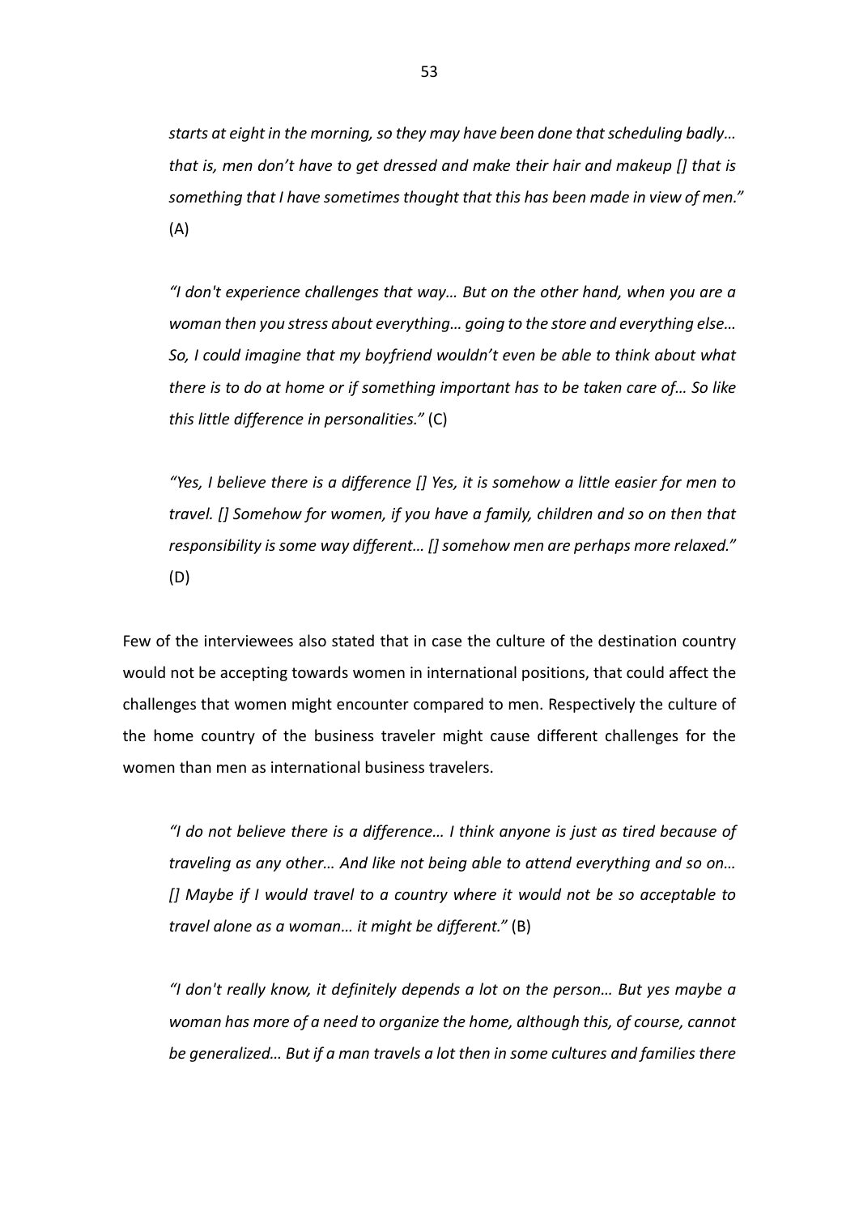*starts at eight in the morning, so they may have been done that scheduling badly… that is, men don’t have to get dressed and make their hair and makeup [] that is something that I have sometimes thought that this has been made in view of men.”* (A)

*“I don't experience challenges that way… But on the other hand, when you are a woman then you stress about everything… going to the store and everything else… So, I could imagine that my boyfriend wouldn’t even be able to think about what there is to do at home or if something important has to be taken care of… So like this little difference in personalities.”* (C)

*“Yes, I believe there is a difference [] Yes, it is somehow a little easier for men to travel. [] Somehow for women, if you have a family, children and so on then that responsibility is some way different… [] somehow men are perhaps more relaxed.”* (D)

Few of the interviewees also stated that in case the culture of the destination country would not be accepting towards women in international positions, that could affect the challenges that women might encounter compared to men. Respectively the culture of the home country of the business traveler might cause different challenges for the women than men as international business travelers.

*“I do not believe there is a difference… I think anyone is just as tired because of traveling as any other… And like not being able to attend everything and so on… [] Maybe if I would travel to a country where it would not be so acceptable to travel alone as a woman… it might be different.”* (B)

*“I don't really know, it definitely depends a lot on the person… But yes maybe a woman has more of a need to organize the home, although this, of course, cannot be generalized… But if a man travels a lot then in some cultures and families there*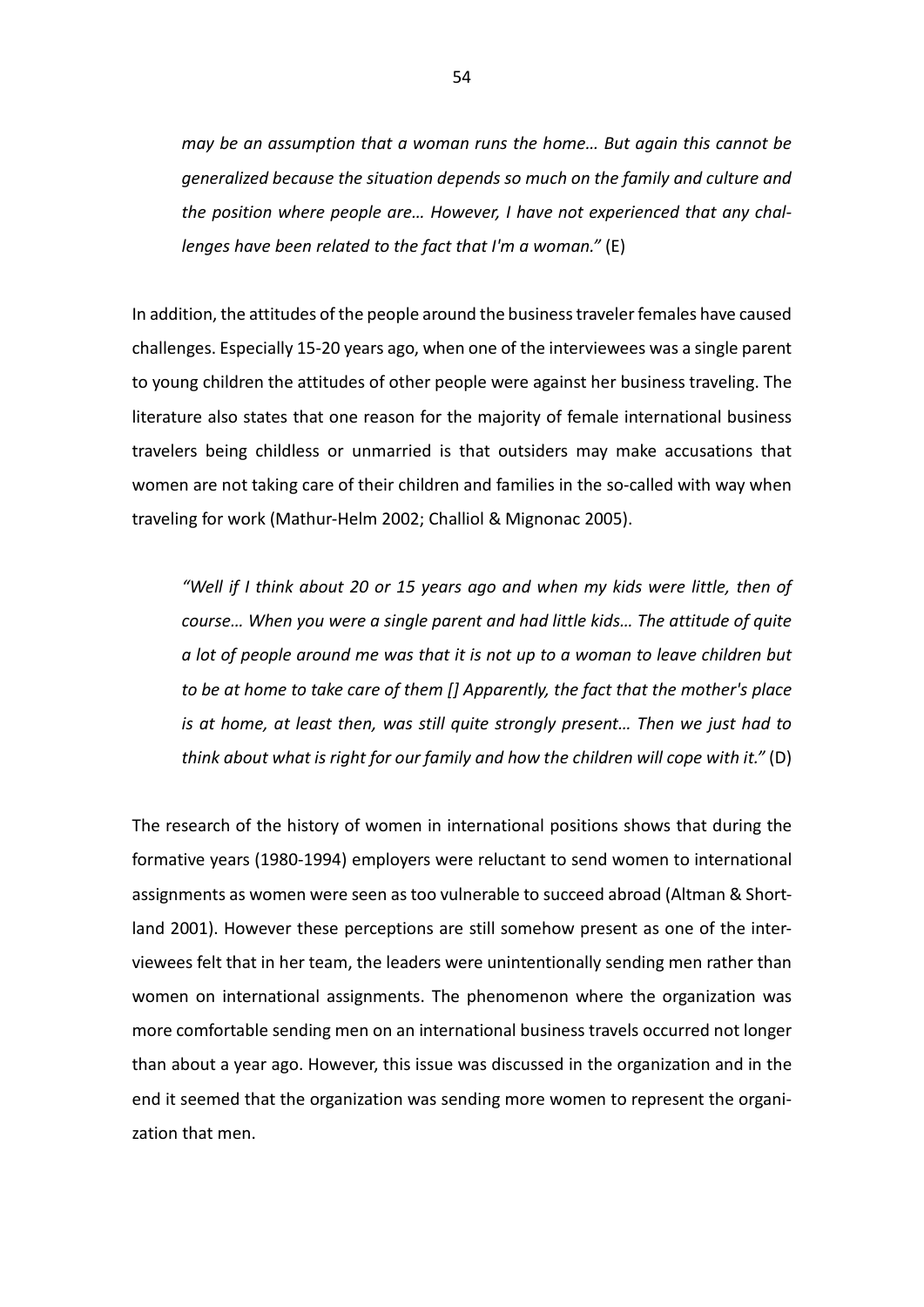*may be an assumption that a woman runs the home… But again this cannot be generalized because the situation depends so much on the family and culture and the position where people are… However, I have not experienced that any challenges have been related to the fact that I'm a woman."* (E)

In addition, the attitudes of the people around the business traveler females have caused challenges. Especially 15-20 years ago, when one of the interviewees was a single parent to young children the attitudes of other people were against her business traveling. The literature also states that one reason for the majority of female international business travelers being childless or unmarried is that outsiders may make accusations that women are not taking care of their children and families in the so-called with way when traveling for work (Mathur-Helm 2002; Challiol & Mignonac 2005).

*"Well if I think about 20 or 15 years ago and when my kids were little, then of course… When you were a single parent and had little kids… The attitude of quite a lot of people around me was that it is not up to a woman to leave children but to be at home to take care of them [] Apparently, the fact that the mother's place is at home, at least then, was still quite strongly present… Then we just had to think about what is right for our family and how the children will cope with it."* (D)

The research of the history of women in international positions shows that during the formative years (1980-1994) employers were reluctant to send women to international assignments as women were seen as too vulnerable to succeed abroad (Altman & Shortland 2001). However these perceptions are still somehow present as one of the interviewees felt that in her team, the leaders were unintentionally sending men rather than women on international assignments. The phenomenon where the organization was more comfortable sending men on an international business travels occurred not longer than about a year ago. However, this issue was discussed in the organization and in the end it seemed that the organization was sending more women to represent the organization that men.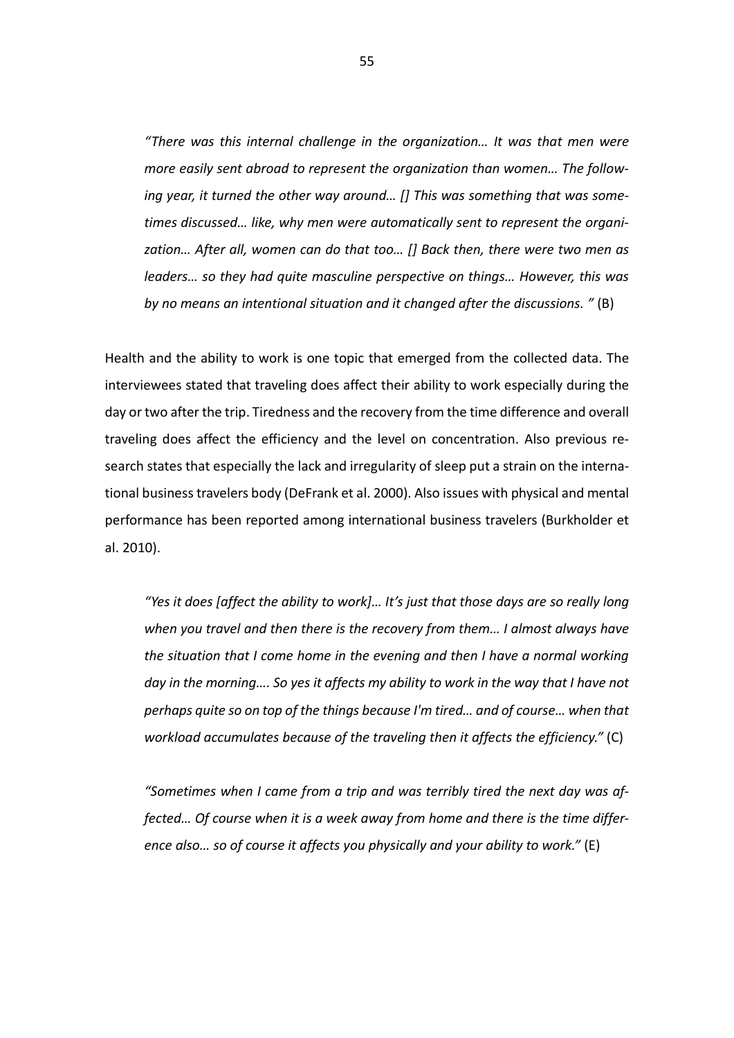*"There was this internal challenge in the organization… It was that men were more easily sent abroad to represent the organization than women… The following year, it turned the other way around… [] This was something that was sometimes discussed… like, why men were automatically sent to represent the organization… After all, women can do that too… [] Back then, there were two men as leaders… so they had quite masculine perspective on things… However, this was by no means an intentional situation and it changed after the discussions. "* (B)

Health and the ability to work is one topic that emerged from the collected data. The interviewees stated that traveling does affect their ability to work especially during the day or two after the trip. Tiredness and the recovery from the time difference and overall traveling does affect the efficiency and the level on concentration. Also previous research states that especially the lack and irregularity of sleep put a strain on the international business travelers body (DeFrank et al. 2000). Also issues with physical and mental performance has been reported among international business travelers (Burkholder et al. 2010).

*"Yes it does [affect the ability to work]… It's just that those days are so really long when you travel and then there is the recovery from them… I almost always have the situation that I come home in the evening and then I have a normal working day in the morning…. So yes it affects my ability to work in the way that I have not perhaps quite so on top of the things because I'm tired… and of course… when that workload accumulates because of the traveling then it affects the efficiency."* (C)

*"Sometimes when I came from a trip and was terribly tired the next day was affected… Of course when it is a week away from home and there is the time difference also… so of course it affects you physically and your ability to work."* (E)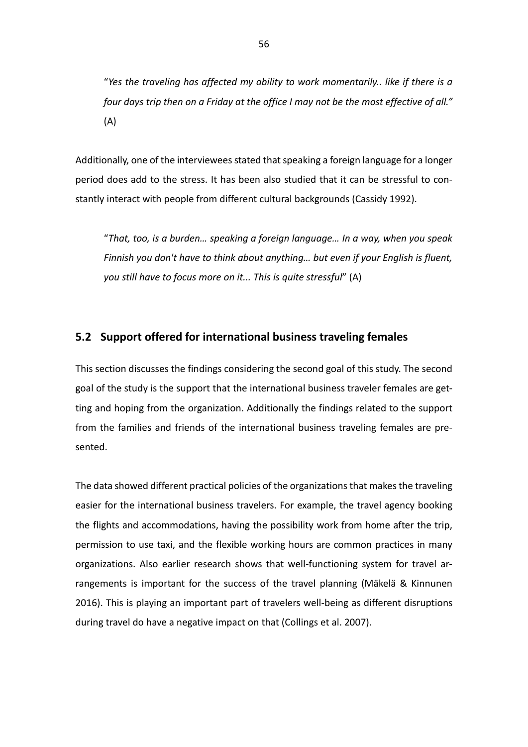"*Yes the traveling has affected my ability to work momentarily.. like if there is a four days trip then on a Friday at the office I may not be the most effective of all."* (A)

Additionally, one of the interviewees stated that speaking a foreign language for a longer period does add to the stress. It has been also studied that it can be stressful to constantly interact with people from different cultural backgrounds (Cassidy 1992).

"*That, too, is a burden… speaking a foreign language… In a way, when you speak Finnish you don't have to think about anything… but even if your English is fluent, you still have to focus more on it... This is quite stressful*" (A)

## 5.2 Support offered for international business traveling females

This section discusses the findings considering the second goal of this study. The second goal of the study is the support that the international business traveler females are getting and hoping from the organization. Additionally the findings related to the support from the families and friends of the international business traveling females are presented.

The data showed different practical policies of the organizations that makes the traveling easier for the international business travelers. For example, the travel agency booking the flights and accommodations, having the possibility work from home after the trip, permission to use taxi, and the flexible working hours are common practices in many organizations. Also earlier research shows that well-functioning system for travel arrangements is important for the success of the travel planning (Mäkelä & Kinnunen 2016). This is playing an important part of travelers well-being as different disruptions during travel do have a negative impact on that (Collings et al. 2007).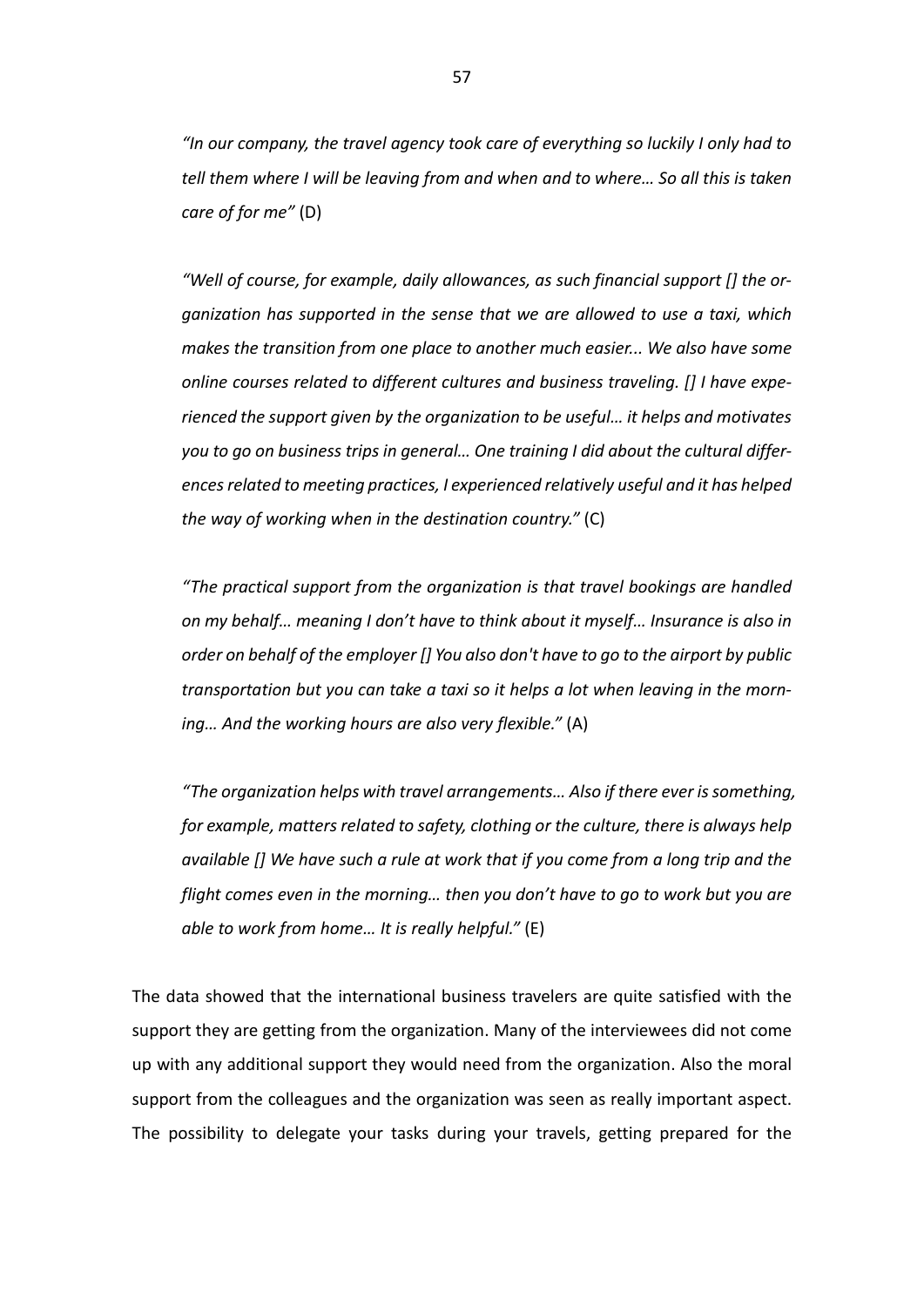*"In our company, the travel agency took care of everything so luckily I only had to tell them where I will be leaving from and when and to where… So all this is taken care of for me"* (D)

*"Well of course, for example, daily allowances, as such financial support [] the organization has supported in the sense that we are allowed to use a taxi, which makes the transition from one place to another much easier... We also have some online courses related to different cultures and business traveling. [] I have experienced the support given by the organization to be useful… it helps and motivates you to go on business trips in general… One training I did about the cultural differences related to meeting practices, I experienced relatively useful and it has helped the way of working when in the destination country."* (C)

*"The practical support from the organization is that travel bookings are handled on my behalf… meaning I don't have to think about it myself… Insurance is also in order on behalf of the employer [] You also don't have to go to the airport by public transportation but you can take a taxi so it helps a lot when leaving in the morning… And the working hours are also very flexible."* (A)

*"The organization helps with travel arrangements… Also if there ever is something, for example, matters related to safety, clothing or the culture, there is always help available [] We have such a rule at work that if you come from a long trip and the flight comes even in the morning… then you don't have to go to work but you are able to work from home… It is really helpful."* (E)

The data showed that the international business travelers are quite satisfied with the support they are getting from the organization. Many of the interviewees did not come up with any additional support they would need from the organization. Also the moral support from the colleagues and the organization was seen as really important aspect. The possibility to delegate your tasks during your travels, getting prepared for the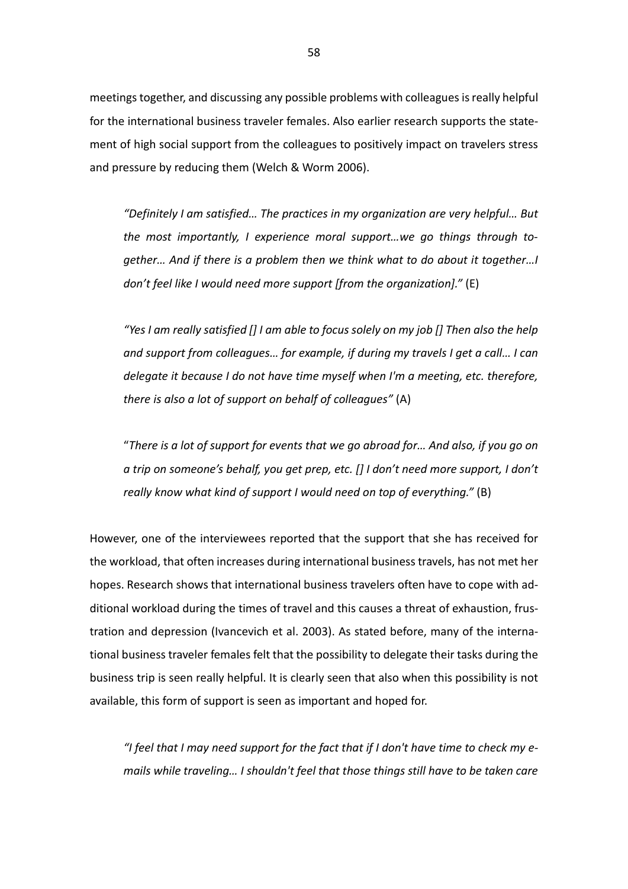meetings together, and discussing any possible problems with colleagues is really helpful for the international business traveler females. Also earlier research supports the statement of high social support from the colleagues to positively impact on travelers stress and pressure by reducing them (Welch & Worm 2006).

> *"Definitely I am satisfied… The practices in my organization are very helpful… But the most importantly, I experience moral support…we go things through together… And if there is a problem then we think what to do about it together…I don't feel like I would need more support [from the organization]."* (E)

> *"Yes I am really satisfied [] I am able to focus solely on my job [] Then also the help and support from colleagues… for example, if during my travels I get a call… I can delegate it because I do not have time myself when I'm a meeting, etc. therefore, there is also a lot of support on behalf of colleagues"* (A)

> "*There is a lot of support for events that we go abroad for… And also, if you go on a trip on someone's behalf, you get prep, etc. [] I don't need more support, I don't really know what kind of support I would need on top of everything."* (B)

However, one of the interviewees reported that the support that she has received for the workload, that often increases during international business travels, has not met her hopes. Research shows that international business travelers often have to cope with additional workload during the times of travel and this causes a threat of exhaustion, frustration and depression (Ivancevich et al. 2003). As stated before, many of the international business traveler females felt that the possibility to delegate their tasks during the business trip is seen really helpful. It is clearly seen that also when this possibility is not available, this form of support is seen as important and hoped for.

> *"I feel that I may need support for the fact that if I don't have time to check my e-mails while traveling… I shouldn't feel that those things still have to be taken care*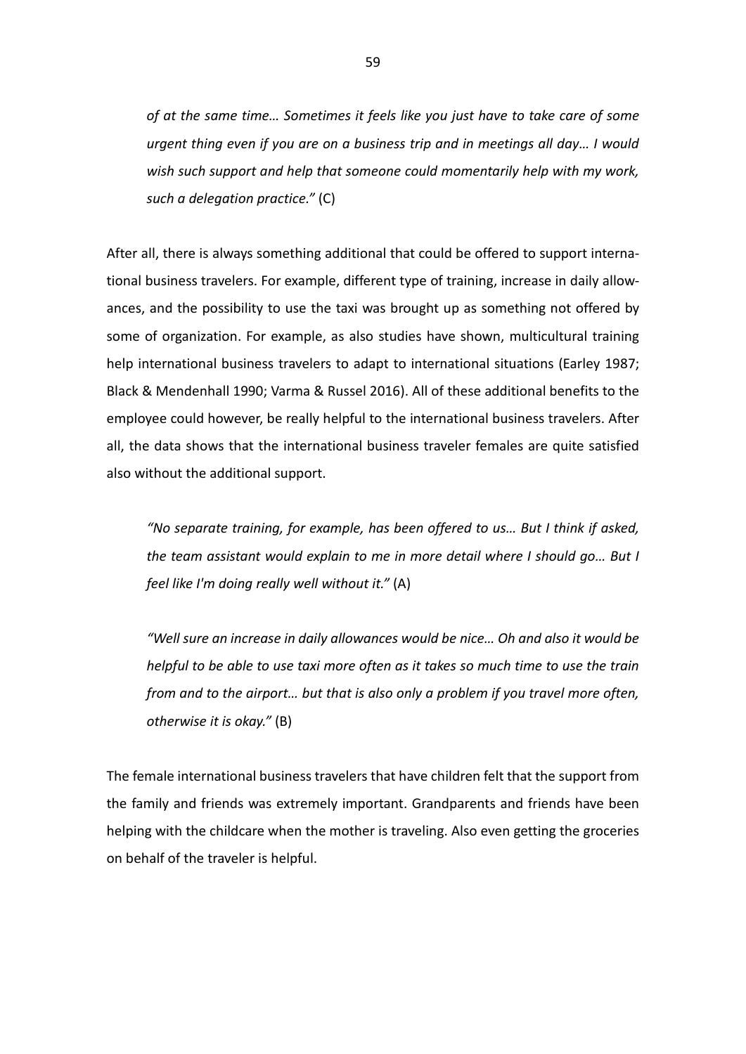*of at the same time… Sometimes it feels like you just have to take care of some urgent thing even if you are on a business trip and in meetings all day… I would wish such support and help that someone could momentarily help with my work, such a delegation practice."* (C)

After all, there is always something additional that could be offered to support international business travelers. For example, different type of training, increase in daily allowances, and the possibility to use the taxi was brought up as something not offered by some of organization. For example, as also studies have shown, multicultural training help international business travelers to adapt to international situations (Earley 1987; Black & Mendenhall 1990; Varma & Russel 2016). All of these additional benefits to the employee could however, be really helpful to the international business travelers. After all, the data shows that the international business traveler females are quite satisfied also without the additional support.

*"No separate training, for example, has been offered to us… But I think if asked, the team assistant would explain to me in more detail where I should go… But I feel like I'm doing really well without it."* (A)

*"Well sure an increase in daily allowances would be nice… Oh and also it would be helpful to be able to use taxi more often as it takes so much time to use the train from and to the airport… but that is also only a problem if you travel more often, otherwise it is okay."* (B)

The female international business travelers that have children felt that the support from the family and friends was extremely important. Grandparents and friends have been helping with the childcare when the mother is traveling. Also even getting the groceries on behalf of the traveler is helpful.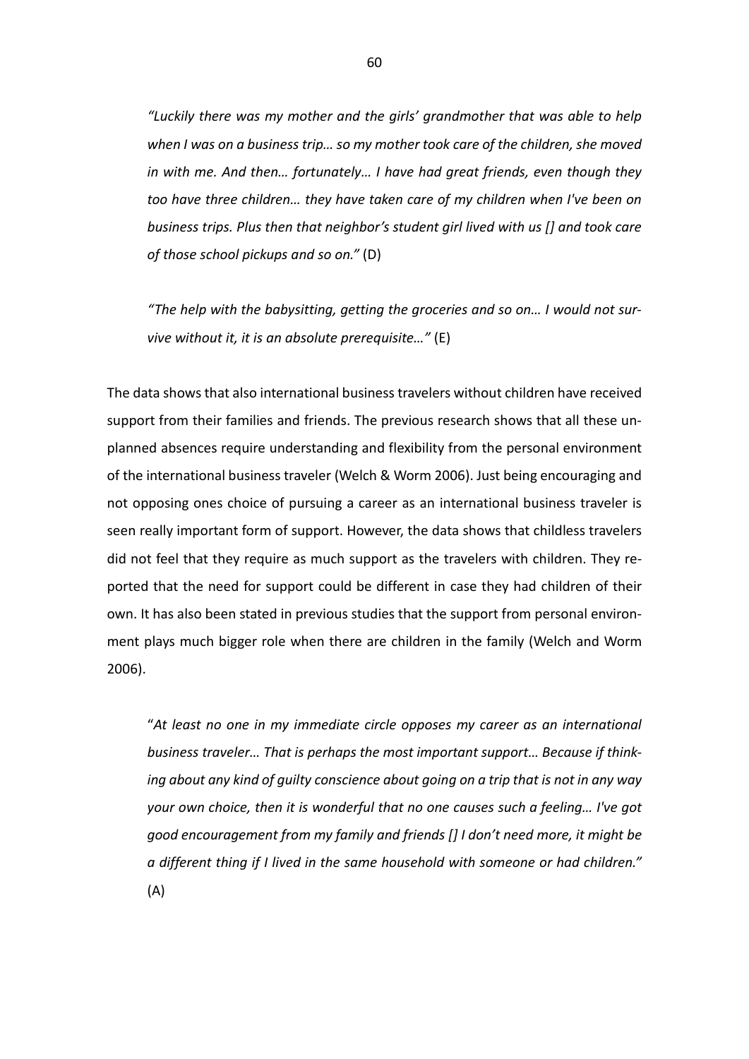> *"Luckily there was my mother and the girls' grandmother that was able to help when I was on a business trip… so my mother took care of the children, she moved in with me. And then… fortunately… I have had great friends, even though they too have three children… they have taken care of my children when I've been on business trips. Plus then that neighbor's student girl lived with us [] and took care of those school pickups and so on."* (D)

> *"The help with the babysitting, getting the groceries and so on… I would not survive without it, it is an absolute prerequisite…"* (E)

The data shows that also international business travelers without children have received support from their families and friends. The previous research shows that all these unplanned absences require understanding and flexibility from the personal environment of the international business traveler (Welch & Worm 2006). Just being encouraging and not opposing ones choice of pursuing a career as an international business traveler is seen really important form of support. However, the data shows that childless travelers did not feel that they require as much support as the travelers with children. They reported that the need for support could be different in case they had children of their own. It has also been stated in previous studies that the support from personal environment plays much bigger role when there are children in the family (Welch and Worm 2006).

> "*At least no one in my immediate circle opposes my career as an international business traveler… That is perhaps the most important support… Because if thinking about any kind of guilty conscience about going on a trip that is not in any way your own choice, then it is wonderful that no one causes such a feeling… I've got good encouragement from my family and friends [] I don't need more, it might be a different thing if I lived in the same household with someone or had children."* (A)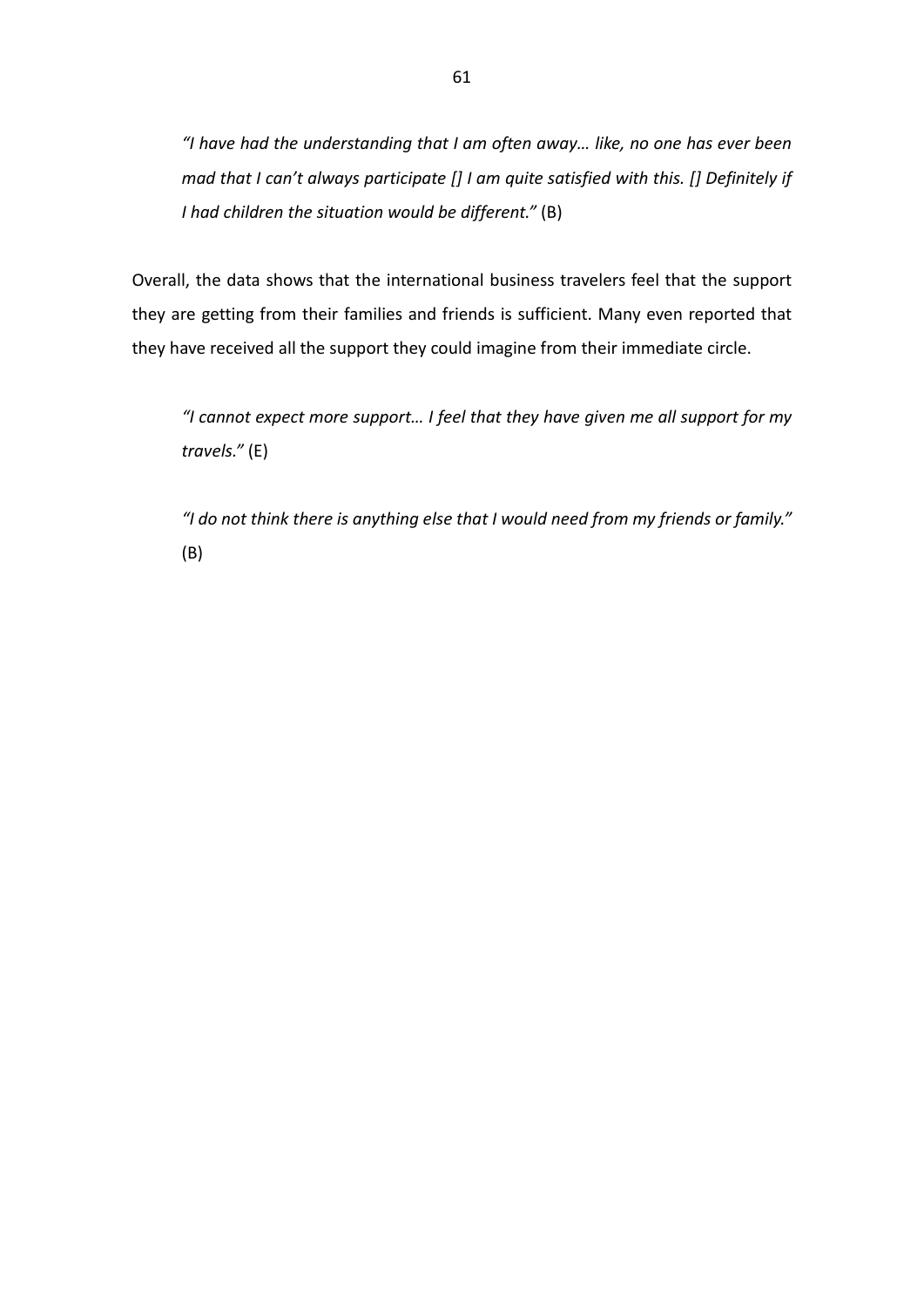> *"I have had the understanding that I am often away… like, no one has ever been mad that I can't always participate [] I am quite satisfied with this. [] Definitely if I had children the situation would be different."* (B)

Overall, the data shows that the international business travelers feel that the support they are getting from their families and friends is sufficient. Many even reported that they have received all the support they could imagine from their immediate circle.

> *"I cannot expect more support… I feel that they have given me all support for my travels."* (E)

> *"I do not think there is anything else that I would need from my friends or family."* (B)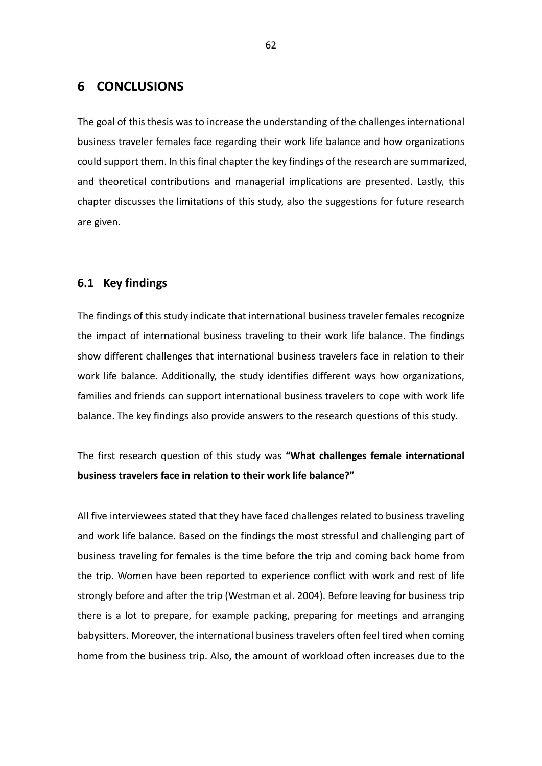# 6 CONCLUSIONS

The goal of this thesis was to increase the understanding of the challenges international business traveler females face regarding their work life balance and how organizations could support them. In this final chapter the key findings of the research are summarized, and theoretical contributions and managerial implications are presented. Lastly, this chapter discusses the limitations of this study, also the suggestions for future research are given.

## 6.1 Key findings

The findings of this study indicate that international business traveler females recognize the impact of international business traveling to their work life balance. The findings show different challenges that international business travelers face in relation to their work life balance. Additionally, the study identifies different ways how organizations, families and friends can support international business travelers to cope with work life balance. The key findings also provide answers to the research questions of this study.

The first research question of this study was **"What challenges female international business travelers face in relation to their work life balance?"**

All five interviewees stated that they have faced challenges related to business traveling and work life balance. Based on the findings the most stressful and challenging part of business traveling for females is the time before the trip and coming back home from the trip. Women have been reported to experience conflict with work and rest of life strongly before and after the trip (Westman et al. 2004). Before leaving for business trip there is a lot to prepare, for example packing, preparing for meetings and arranging babysitters. Moreover, the international business travelers often feel tired when coming home from the business trip. Also, the amount of workload often increases due to the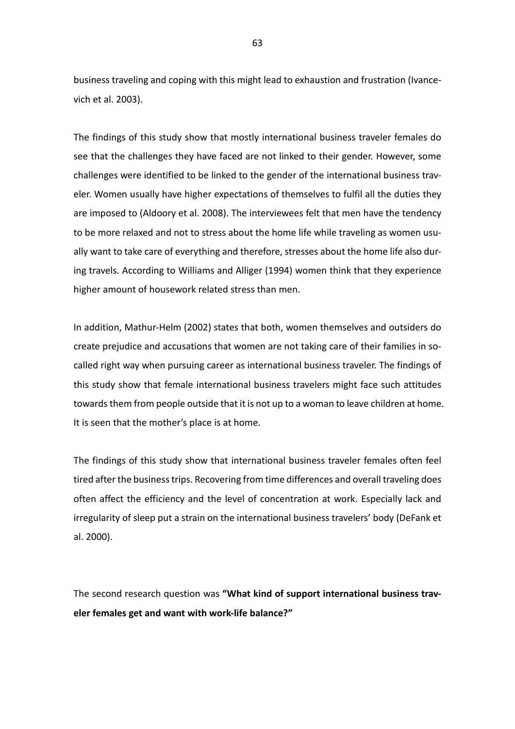business traveling and coping with this might lead to exhaustion and frustration (Ivancevich et al. 2003).

The findings of this study show that mostly international business traveler females do see that the challenges they have faced are not linked to their gender. However, some challenges were identified to be linked to the gender of the international business traveler. Women usually have higher expectations of themselves to fulfil all the duties they are imposed to (Aldoory et al. 2008). The interviewees felt that men have the tendency to be more relaxed and not to stress about the home life while traveling as women usually want to take care of everything and therefore, stresses about the home life also during travels. According to Williams and Alliger (1994) women think that they experience higher amount of housework related stress than men.

In addition, Mathur-Helm (2002) states that both, women themselves and outsiders do create prejudice and accusations that women are not taking care of their families in so-called right way when pursuing career as international business traveler. The findings of this study show that female international business travelers might face such attitudes towards them from people outside that it is not up to a woman to leave children at home. It is seen that the mother's place is at home.

The findings of this study show that international business traveler females often feel tired after the business trips. Recovering from time differences and overall traveling does often affect the efficiency and the level of concentration at work. Especially lack and irregularity of sleep put a strain on the international business travelers' body (DeFank et al. 2000).

The second research question was **"What kind of support international business traveler females get and want with work-life balance?"**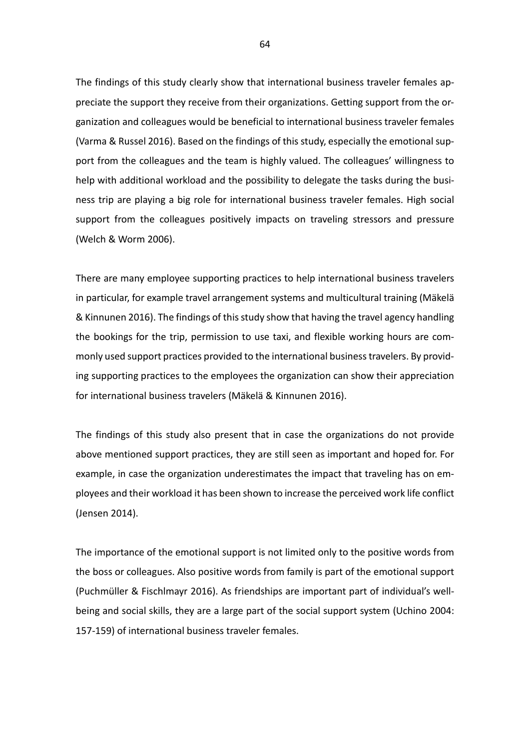The findings of this study clearly show that international business traveler females appreciate the support they receive from their organizations. Getting support from the organization and colleagues would be beneficial to international business traveler females (Varma & Russel 2016). Based on the findings of this study, especially the emotional support from the colleagues and the team is highly valued. The colleagues' willingness to help with additional workload and the possibility to delegate the tasks during the business trip are playing a big role for international business traveler females. High social support from the colleagues positively impacts on traveling stressors and pressure (Welch & Worm 2006).

There are many employee supporting practices to help international business travelers in particular, for example travel arrangement systems and multicultural training (Mäkelä & Kinnunen 2016). The findings of this study show that having the travel agency handling the bookings for the trip, permission to use taxi, and flexible working hours are commonly used support practices provided to the international business travelers. By providing supporting practices to the employees the organization can show their appreciation for international business travelers (Mäkelä & Kinnunen 2016).

The findings of this study also present that in case the organizations do not provide above mentioned support practices, they are still seen as important and hoped for. For example, in case the organization underestimates the impact that traveling has on employees and their workload it has been shown to increase the perceived work life conflict (Jensen 2014).

The importance of the emotional support is not limited only to the positive words from the boss or colleagues. Also positive words from family is part of the emotional support (Puchmüller & Fischlmayr 2016). As friendships are important part of individual's well-being and social skills, they are a large part of the social support system (Uchino 2004: 157-159) of international business traveler females.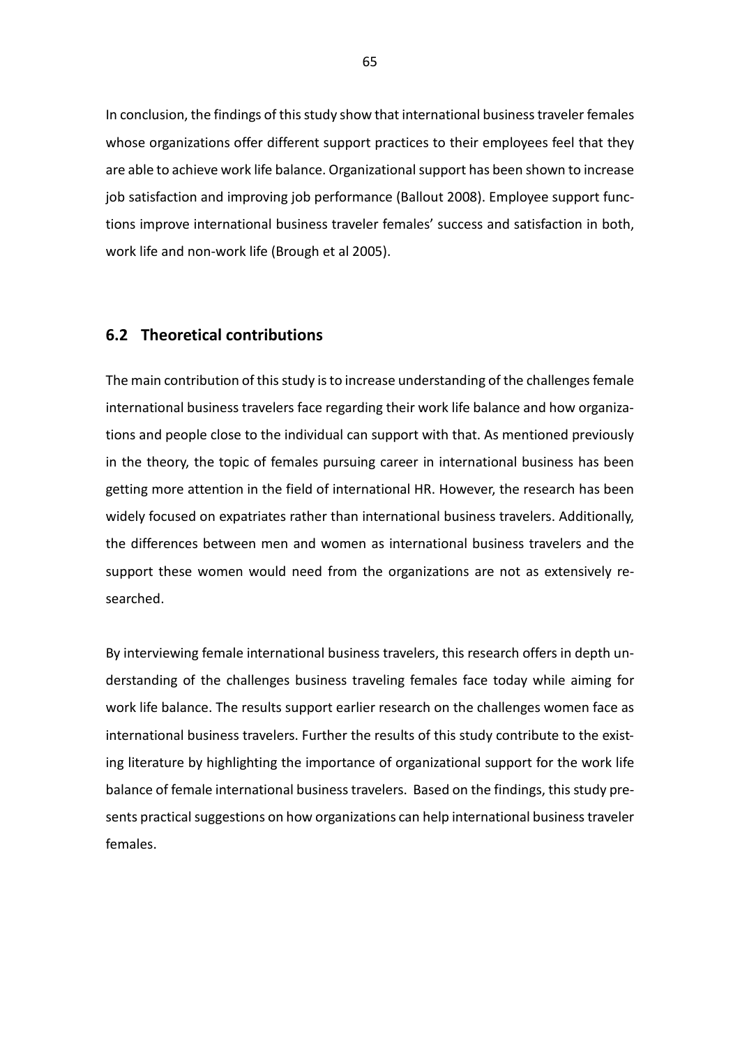In conclusion, the findings of this study show that international business traveler females whose organizations offer different support practices to their employees feel that they are able to achieve work life balance. Organizational support has been shown to increase job satisfaction and improving job performance (Ballout 2008). Employee support functions improve international business traveler females' success and satisfaction in both, work life and non-work life (Brough et al 2005).

## 6.2 Theoretical contributions

The main contribution of this study is to increase understanding of the challenges female international business travelers face regarding their work life balance and how organizations and people close to the individual can support with that. As mentioned previously in the theory, the topic of females pursuing career in international business has been getting more attention in the field of international HR. However, the research has been widely focused on expatriates rather than international business travelers. Additionally, the differences between men and women as international business travelers and the support these women would need from the organizations are not as extensively researched.

By interviewing female international business travelers, this research offers in depth understanding of the challenges business traveling females face today while aiming for work life balance. The results support earlier research on the challenges women face as international business travelers. Further the results of this study contribute to the existing literature by highlighting the importance of organizational support for the work life balance of female international business travelers. Based on the findings, this study presents practical suggestions on how organizations can help international business traveler females.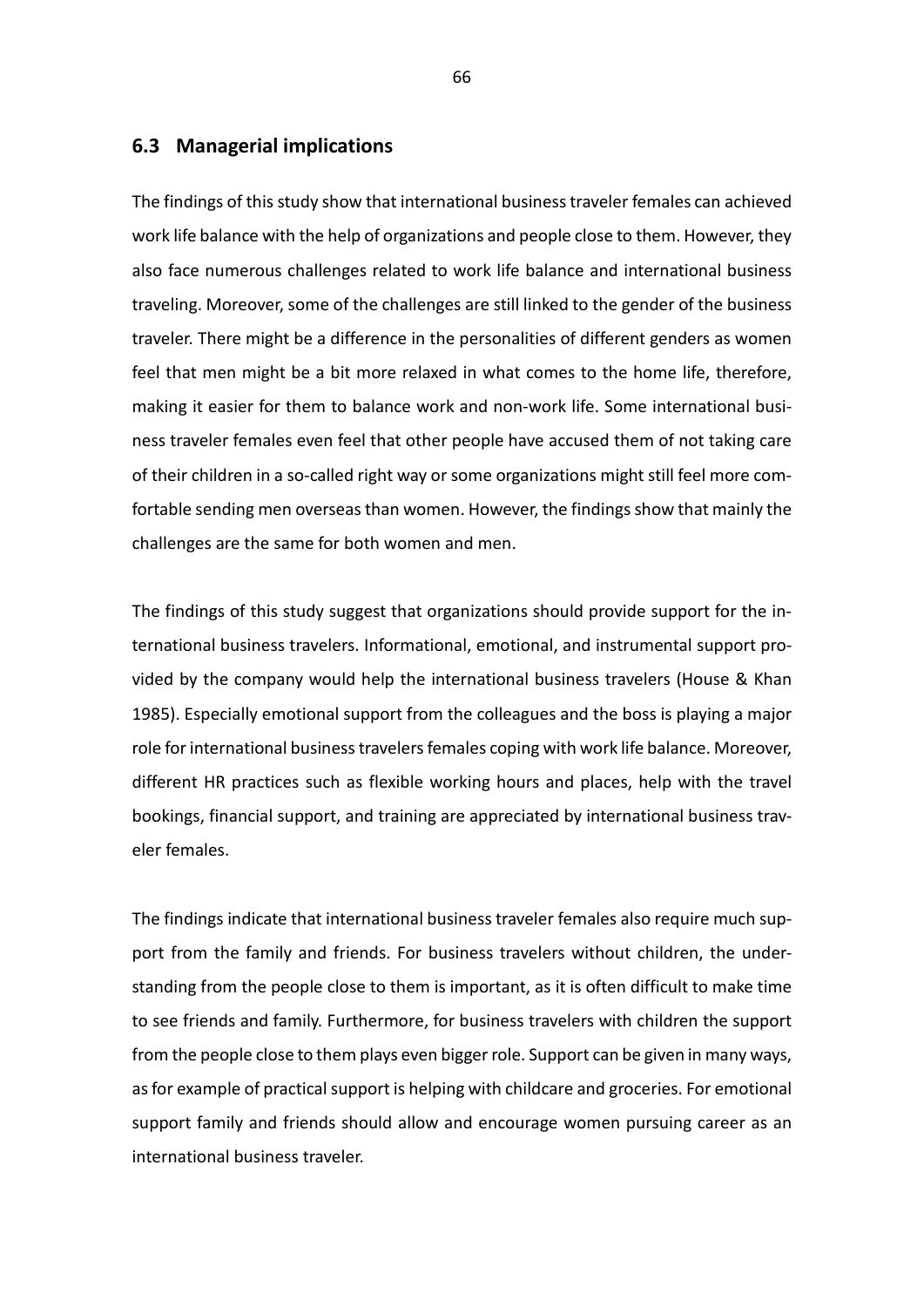## 6.3 Managerial implications

The findings of this study show that international business traveler females can achieved work life balance with the help of organizations and people close to them. However, they also face numerous challenges related to work life balance and international business traveling. Moreover, some of the challenges are still linked to the gender of the business traveler. There might be a difference in the personalities of different genders as women feel that men might be a bit more relaxed in what comes to the home life, therefore, making it easier for them to balance work and non-work life. Some international business traveler females even feel that other people have accused them of not taking care of their children in a so-called right way or some organizations might still feel more comfortable sending men overseas than women. However, the findings show that mainly the challenges are the same for both women and men.

The findings of this study suggest that organizations should provide support for the international business travelers. Informational, emotional, and instrumental support provided by the company would help the international business travelers (House & Khan 1985). Especially emotional support from the colleagues and the boss is playing a major role for international business travelers females coping with work life balance. Moreover, different HR practices such as flexible working hours and places, help with the travel bookings, financial support, and training are appreciated by international business traveler females.

The findings indicate that international business traveler females also require much support from the family and friends. For business travelers without children, the understanding from the people close to them is important, as it is often difficult to make time to see friends and family. Furthermore, for business travelers with children the support from the people close to them plays even bigger role. Support can be given in many ways, as for example of practical support is helping with childcare and groceries. For emotional support family and friends should allow and encourage women pursuing career as an international business traveler.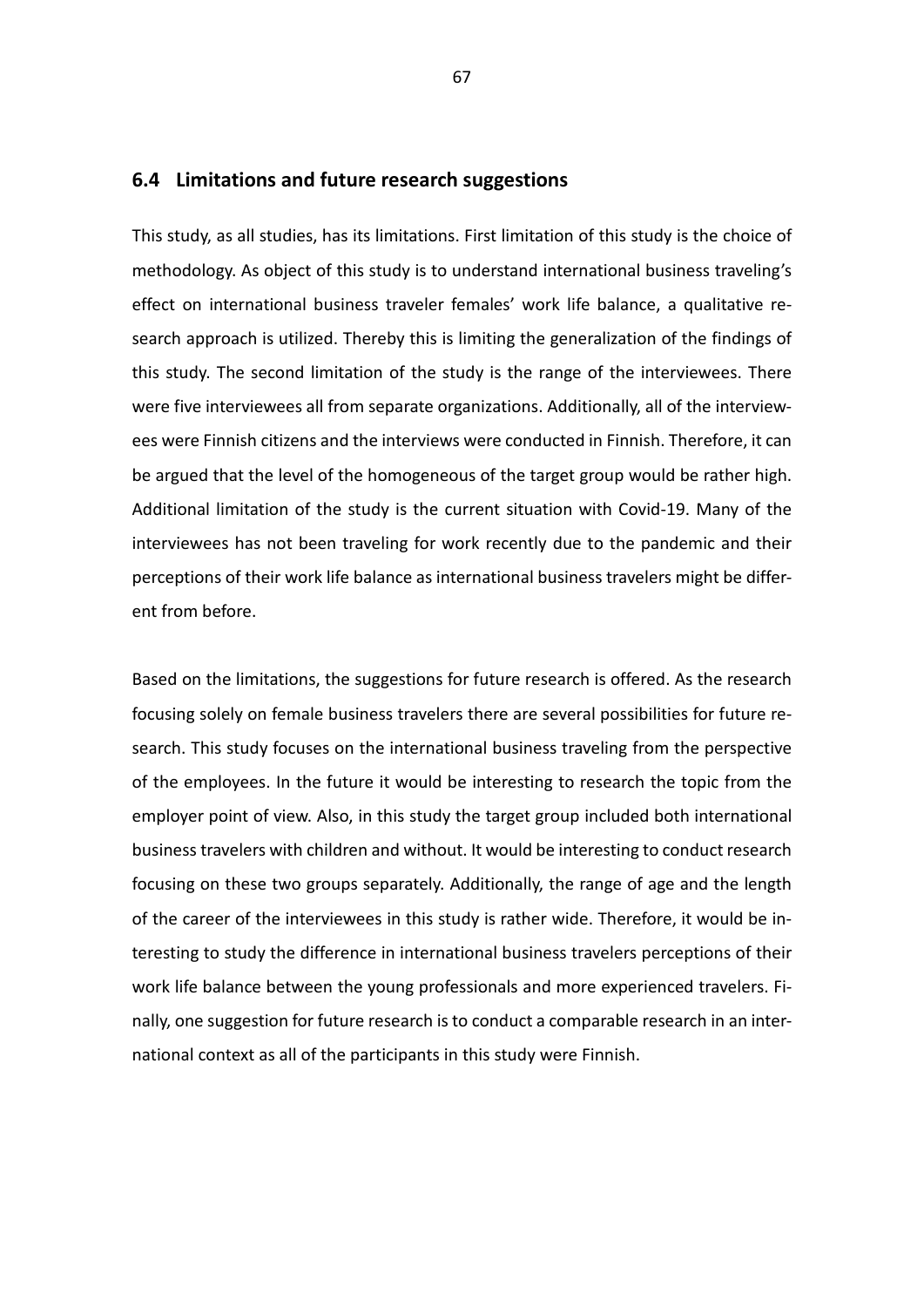## 6.4 Limitations and future research suggestions

This study, as all studies, has its limitations. First limitation of this study is the choice of methodology. As object of this study is to understand international business traveling's effect on international business traveler females' work life balance, a qualitative research approach is utilized. Thereby this is limiting the generalization of the findings of this study. The second limitation of the study is the range of the interviewees. There were five interviewees all from separate organizations. Additionally, all of the interviewees were Finnish citizens and the interviews were conducted in Finnish. Therefore, it can be argued that the level of the homogeneous of the target group would be rather high. Additional limitation of the study is the current situation with Covid-19. Many of the interviewees has not been traveling for work recently due to the pandemic and their perceptions of their work life balance as international business travelers might be different from before.

Based on the limitations, the suggestions for future research is offered. As the research focusing solely on female business travelers there are several possibilities for future research. This study focuses on the international business traveling from the perspective of the employees. In the future it would be interesting to research the topic from the employer point of view. Also, in this study the target group included both international business travelers with children and without. It would be interesting to conduct research focusing on these two groups separately. Additionally, the range of age and the length of the career of the interviewees in this study is rather wide. Therefore, it would be interesting to study the difference in international business travelers perceptions of their work life balance between the young professionals and more experienced travelers. Finally, one suggestion for future research is to conduct a comparable research in an international context as all of the participants in this study were Finnish.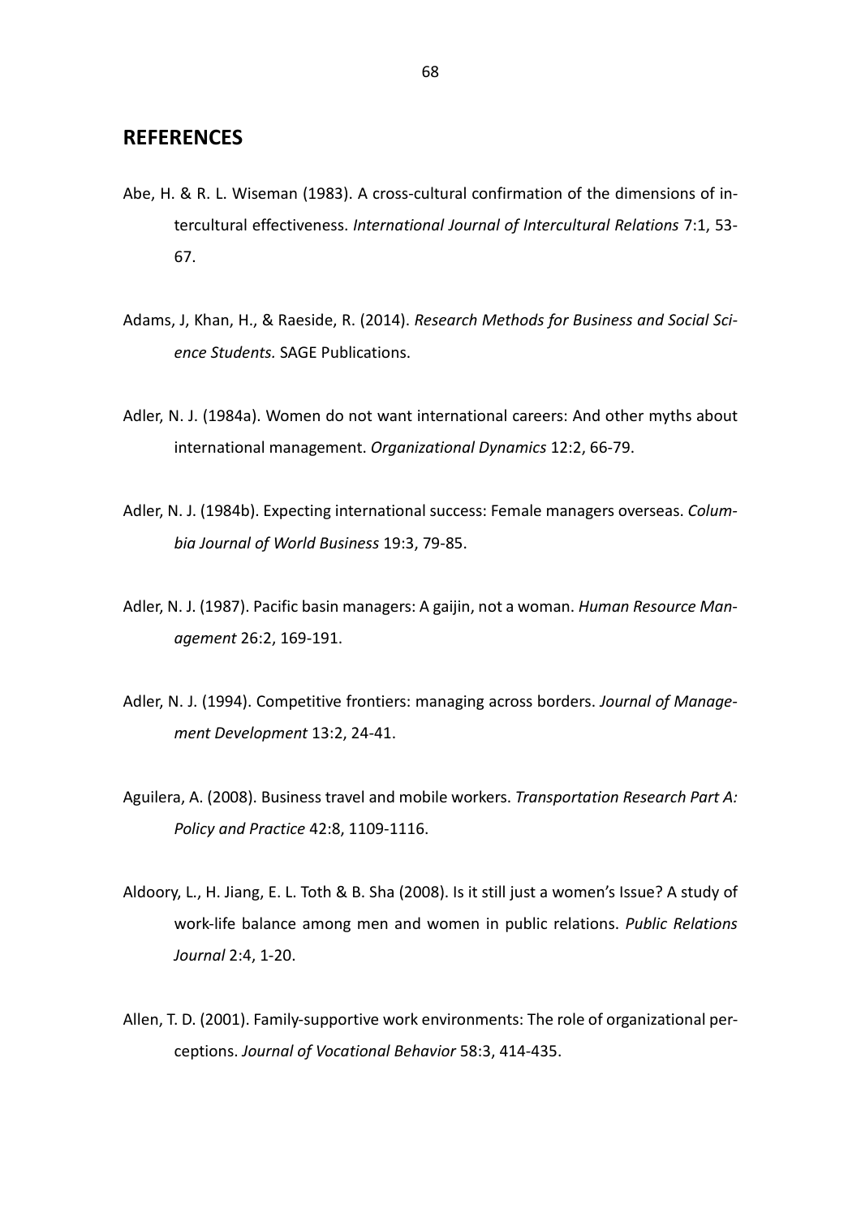## REFERENCES

Abe, H. & R. L. Wiseman (1983). A cross-cultural confirmation of the dimensions of intercultural effectiveness. *International Journal of Intercultural Relations* 7:1, 53-67.

Adams, J, Khan, H., & Raeside, R. (2014). *Research Methods for Business and Social Science Students.* SAGE Publications.

Adler, N. J. (1984a). Women do not want international careers: And other myths about international management. *Organizational Dynamics* 12:2, 66-79.

Adler, N. J. (1984b). Expecting international success: Female managers overseas. *Columbia Journal of World Business* 19:3, 79-85.

Adler, N. J. (1987). Pacific basin managers: A gaijin, not a woman. *Human Resource Management* 26:2, 169-191.

Adler, N. J. (1994). Competitive frontiers: managing across borders. *Journal of Management Development* 13:2, 24-41.

Aguilera, A. (2008). Business travel and mobile workers. *Transportation Research Part A: Policy and Practice* 42:8, 1109-1116.

Aldoory, L., H. Jiang, E. L. Toth & B. Sha (2008). Is it still just a women's Issue? A study of work-life balance among men and women in public relations. *Public Relations Journal* 2:4, 1-20.

Allen, T. D. (2001). Family-supportive work environments: The role of organizational perceptions. *Journal of Vocational Behavior* 58:3, 414-435.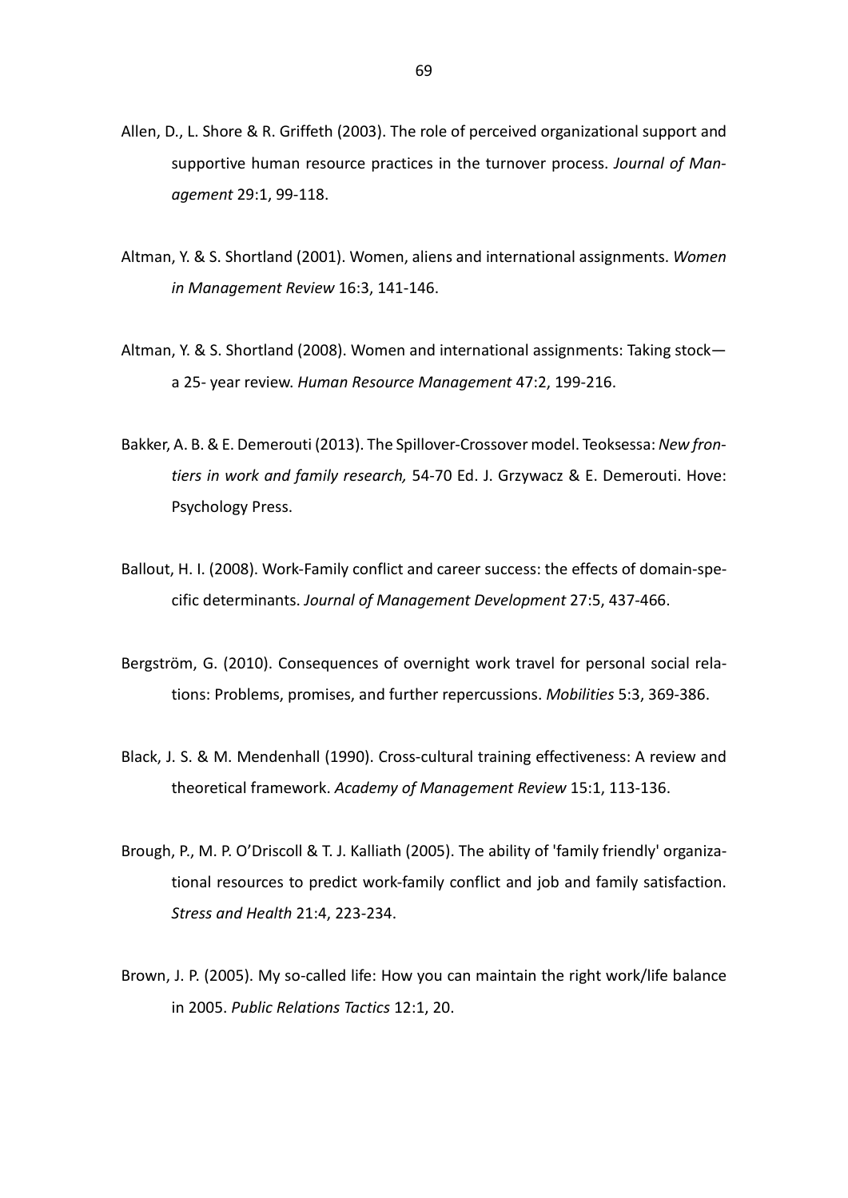Allen, D., L. Shore & R. Griffeth (2003). The role of perceived organizational support and supportive human resource practices in the turnover process. *Journal of Management* 29:1, 99-118.

Altman, Y. & S. Shortland (2001). Women, aliens and international assignments. *Women in Management Review* 16:3, 141-146.

Altman, Y. & S. Shortland (2008). Women and international assignments: Taking stock—a 25- year review. *Human Resource Management* 47:2, 199-216.

Bakker, A. B. & E. Demerouti (2013). The Spillover-Crossover model. Teoksessa: *New frontiers in work and family research,* 54-70 Ed. J. Grzywacz & E. Demerouti. Hove: Psychology Press.

Ballout, H. I. (2008). Work-Family conflict and career success: the effects of domain-specific determinants. *Journal of Management Development* 27:5, 437-466.

Bergström, G. (2010). Consequences of overnight work travel for personal social relations: Problems, promises, and further repercussions. *Mobilities* 5:3, 369-386.

Black, J. S. & M. Mendenhall (1990). Cross-cultural training effectiveness: A review and theoretical framework. *Academy of Management Review* 15:1, 113-136.

Brough, P., M. P. O'Driscoll & T. J. Kalliath (2005). The ability of 'family friendly' organizational resources to predict work-family conflict and job and family satisfaction. *Stress and Health* 21:4, 223-234.

Brown, J. P. (2005). My so-called life: How you can maintain the right work/life balance in 2005. *Public Relations Tactics* 12:1, 20.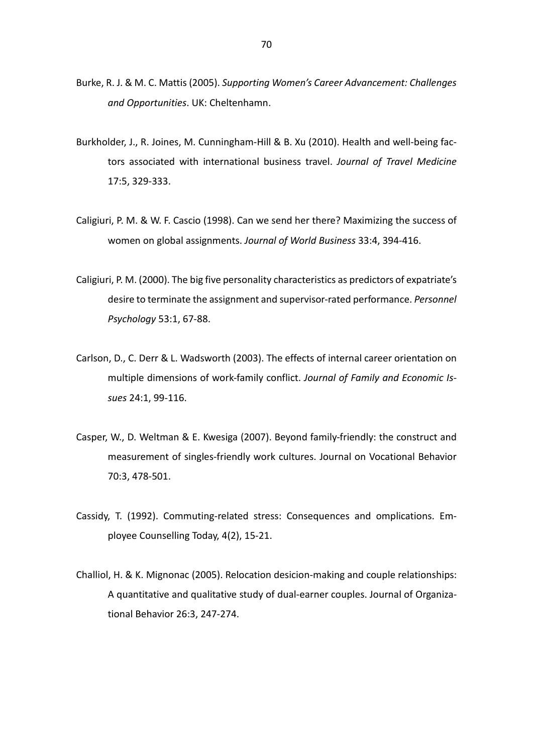Burke, R. J. & M. C. Mattis (2005). *Supporting Women's Career Advancement: Challenges and Opportunities*. UK: Cheltenhamn.

Burkholder, J., R. Joines, M. Cunningham-Hill & B. Xu (2010). Health and well-being factors associated with international business travel. *Journal of Travel Medicine* 17:5, 329-333.

Caligiuri, P. M. & W. F. Cascio (1998). Can we send her there? Maximizing the success of women on global assignments. *Journal of World Business* 33:4, 394-416.

Caligiuri, P. M. (2000). The big five personality characteristics as predictors of expatriate's desire to terminate the assignment and supervisor-rated performance. *Personnel Psychology* 53:1, 67-88.

Carlson, D., C. Derr & L. Wadsworth (2003). The effects of internal career orientation on multiple dimensions of work-family conflict. *Journal of Family and Economic Issues* 24:1, 99-116.

Casper, W., D. Weltman & E. Kwesiga (2007). Beyond family-friendly: the construct and measurement of singles-friendly work cultures. Journal on Vocational Behavior 70:3, 478-501.

Cassidy, T. (1992). Commuting-related stress: Consequences and omplications. Employee Counselling Today, 4(2), 15-21.

Challiol, H. & K. Mignonac (2005). Relocation desicion-making and couple relationships: A quantitative and qualitative study of dual-earner couples. Journal of Organizational Behavior 26:3, 247-274.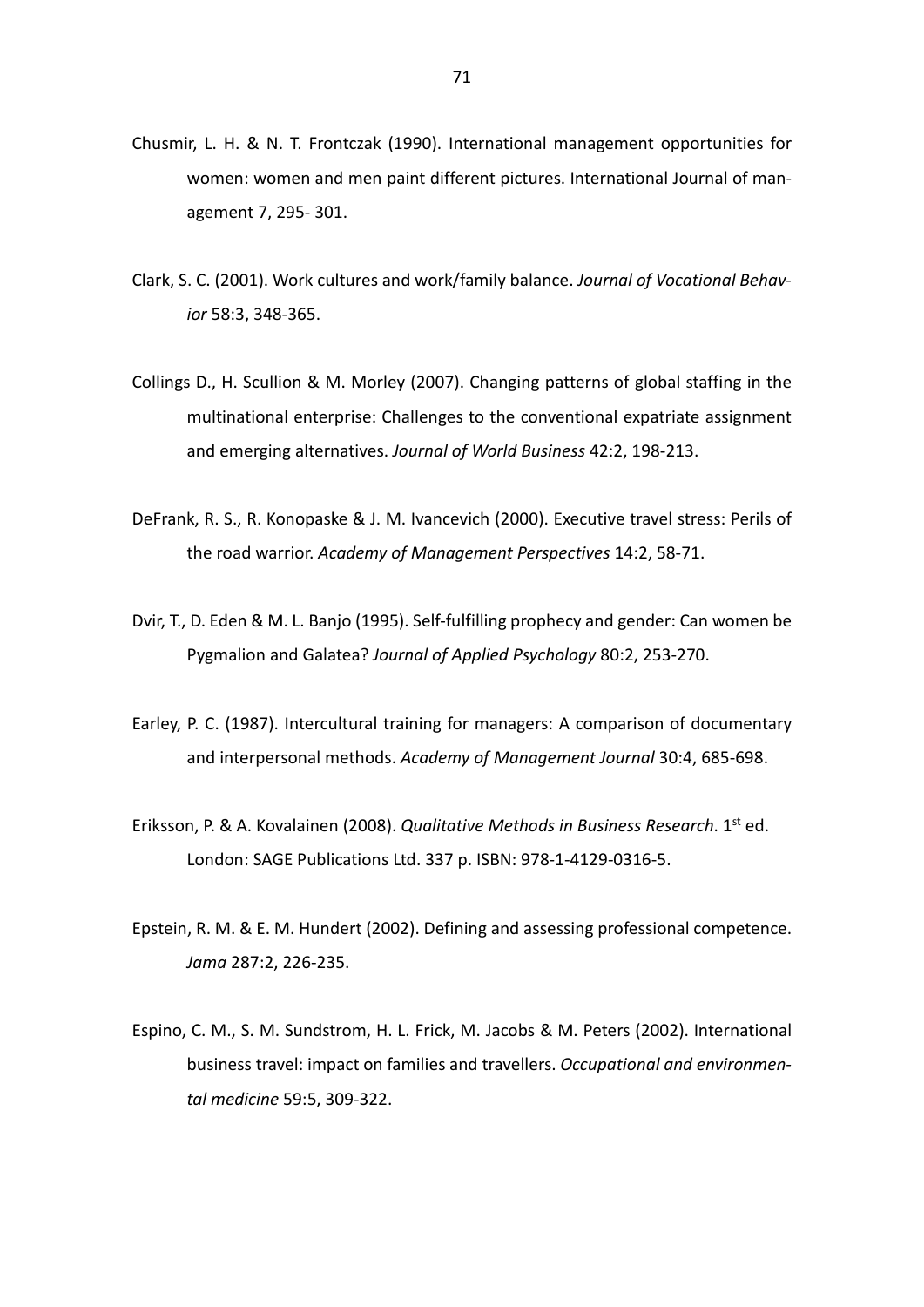Chusmir, L. H. & N. T. Frontczak (1990). International management opportunities for women: women and men paint different pictures. International Journal of management 7, 295- 301.

Clark, S. C. (2001). Work cultures and work/family balance. *Journal of Vocational Behavior* 58:3, 348-365.

Collings D., H. Scullion & M. Morley (2007). Changing patterns of global staffing in the multinational enterprise: Challenges to the conventional expatriate assignment and emerging alternatives. *Journal of World Business* 42:2, 198-213.

DeFrank, R. S., R. Konopaske & J. M. Ivancevich (2000). Executive travel stress: Perils of the road warrior. *Academy of Management Perspectives* 14:2, 58-71.

Dvir, T., D. Eden & M. L. Banjo (1995). Self-fulfilling prophecy and gender: Can women be Pygmalion and Galatea? *Journal of Applied Psychology* 80:2, 253-270.

Earley, P. C. (1987). Intercultural training for managers: A comparison of documentary and interpersonal methods. *Academy of Management Journal* 30:4, 685-698.

Eriksson, P. & A. Kovalainen (2008). *Qualitative Methods in Business Research*. 1st ed. London: SAGE Publications Ltd. 337 p. ISBN: 978-1-4129-0316-5.

Epstein, R. M. & E. M. Hundert (2002). Defining and assessing professional competence. *Jama* 287:2, 226-235.

Espino, C. M., S. M. Sundstrom, H. L. Frick, M. Jacobs & M. Peters (2002). International business travel: impact on families and travellers. *Occupational and environmental medicine* 59:5, 309-322.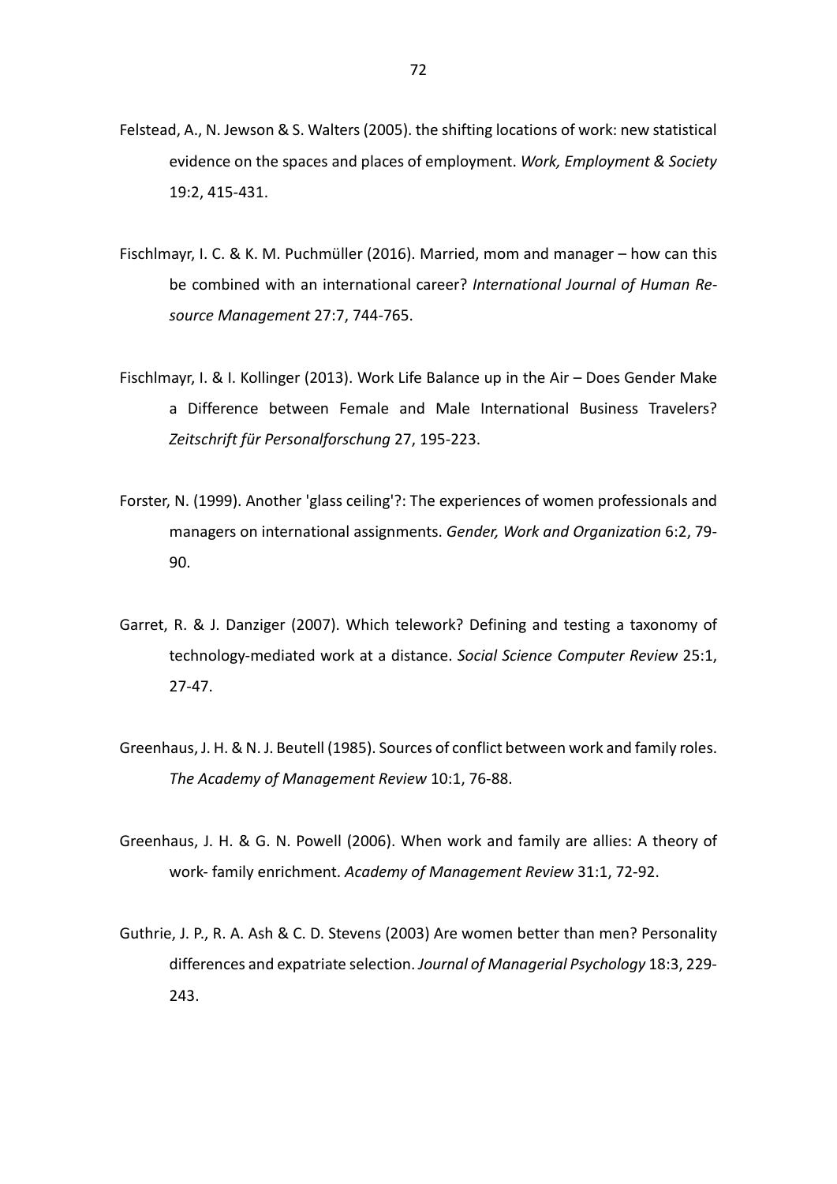Felstead, A., N. Jewson & S. Walters (2005). the shifting locations of work: new statistical evidence on the spaces and places of employment. *Work, Employment & Society* 19:2, 415-431.

Fischlmayr, I. C. & K. M. Puchmüller (2016). Married, mom and manager – how can this be combined with an international career? *International Journal of Human Resource Management* 27:7, 744-765.

Fischlmayr, I. & I. Kollinger (2013). Work Life Balance up in the Air – Does Gender Make a Difference between Female and Male International Business Travelers? *Zeitschrift für Personalforschung* 27, 195-223.

Forster, N. (1999). Another 'glass ceiling'?: The experiences of women professionals and managers on international assignments. *Gender, Work and Organization* 6:2, 79-90.

Garret, R. & J. Danziger (2007). Which telework? Defining and testing a taxonomy of technology-mediated work at a distance. *Social Science Computer Review* 25:1, 27-47.

Greenhaus, J. H. & N. J. Beutell (1985). Sources of conflict between work and family roles. *The Academy of Management Review* 10:1, 76-88.

Greenhaus, J. H. & G. N. Powell (2006). When work and family are allies: A theory of work- family enrichment. *Academy of Management Review* 31:1, 72-92.

Guthrie, J. P., R. A. Ash & C. D. Stevens (2003) Are women better than men? Personality differences and expatriate selection. *Journal of Managerial Psychology* 18:3, 229-243.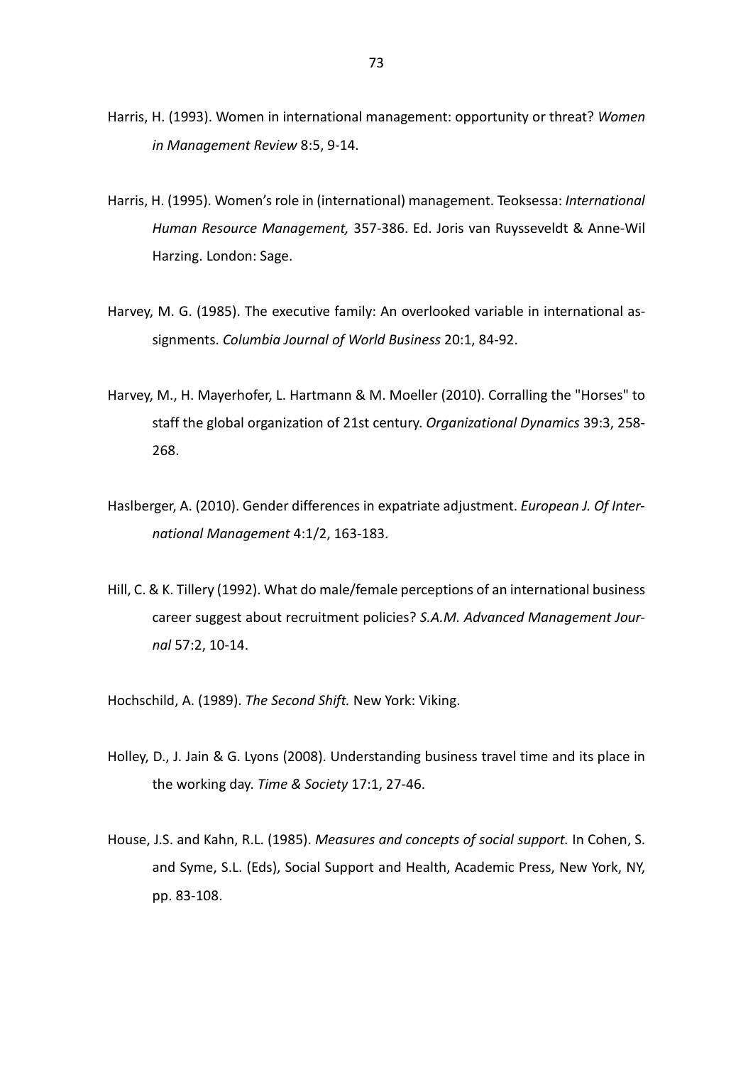Harris, H. (1993). Women in international management: opportunity or threat? *Women in Management Review* 8:5, 9-14.

Harris, H. (1995). Women's role in (international) management. Teoksessa: *International Human Resource Management,* 357-386. Ed. Joris van Ruysseveldt & Anne-Wil Harzing. London: Sage.

Harvey, M. G. (1985). The executive family: An overlooked variable in international assignments. *Columbia Journal of World Business* 20:1, 84-92.

Harvey, M., H. Mayerhofer, L. Hartmann & M. Moeller (2010). Corralling the "Horses" to staff the global organization of 21st century. *Organizational Dynamics* 39:3, 258-268.

Haslberger, A. (2010). Gender differences in expatriate adjustment. *European J. Of International Management* 4:1/2, 163-183.

Hill, C. & K. Tillery (1992). What do male/female perceptions of an international business career suggest about recruitment policies? *S.A.M. Advanced Management Journal* 57:2, 10-14.

Hochschild, A. (1989). *The Second Shift.* New York: Viking.

Holley, D., J. Jain & G. Lyons (2008). Understanding business travel time and its place in the working day. *Time & Society* 17:1, 27-46.

House, J.S. and Kahn, R.L. (1985). *Measures and concepts of social support.* In Cohen, S. and Syme, S.L. (Eds), Social Support and Health, Academic Press, New York, NY, pp. 83-108.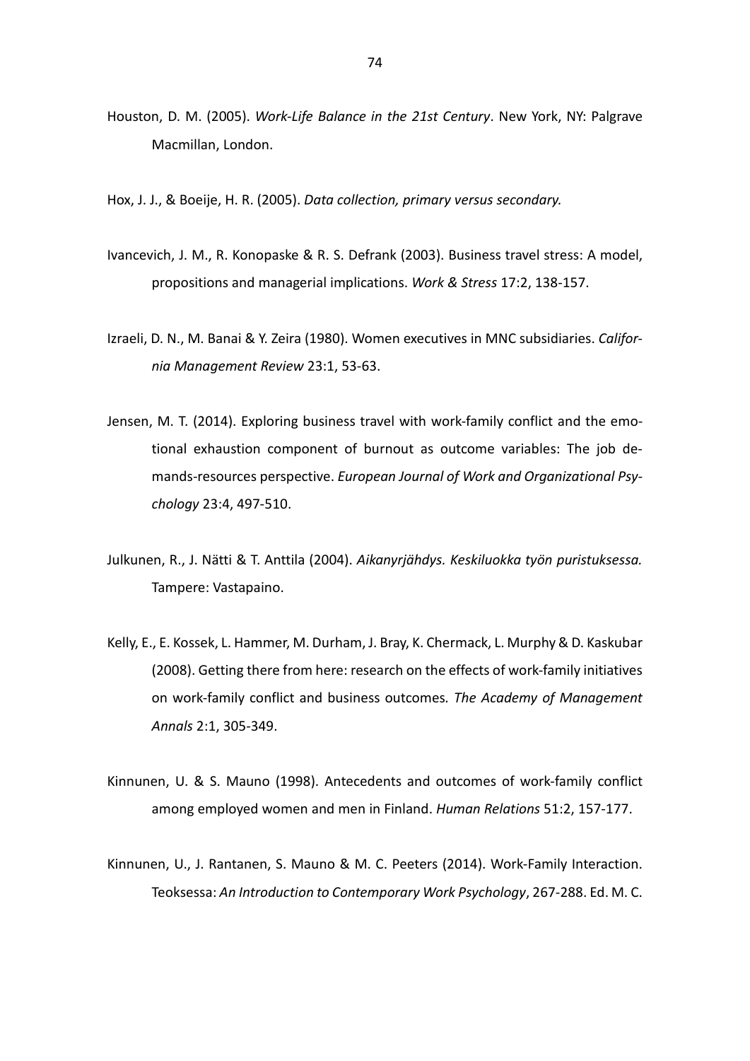Houston, D. M. (2005). *Work-Life Balance in the 21st Century*. New York, NY: Palgrave Macmillan, London.

Hox, J. J., & Boeije, H. R. (2005). *Data collection, primary versus secondary.*

Ivancevich, J. M., R. Konopaske & R. S. Defrank (2003). Business travel stress: A model, propositions and managerial implications. *Work & Stress* 17:2, 138-157.

Izraeli, D. N., M. Banai & Y. Zeira (1980). Women executives in MNC subsidiaries. *California Management Review* 23:1, 53-63.

Jensen, M. T. (2014). Exploring business travel with work-family conflict and the emotional exhaustion component of burnout as outcome variables: The job demands-resources perspective. *European Journal of Work and Organizational Psychology* 23:4, 497-510.

Julkunen, R., J. Nätti & T. Anttila (2004). *Aikanyrjähdys. Keskiluokka työn puristuksessa.* Tampere: Vastapaino.

Kelly, E., E. Kossek, L. Hammer, M. Durham, J. Bray, K. Chermack, L. Murphy & D. Kaskubar (2008). Getting there from here: research on the effects of work-family initiatives on work-family conflict and business outcomes*. The Academy of Management Annals* 2:1, 305-349.

Kinnunen, U. & S. Mauno (1998). Antecedents and outcomes of work-family conflict among employed women and men in Finland. *Human Relations* 51:2, 157-177.

Kinnunen, U., J. Rantanen, S. Mauno & M. C. Peeters (2014). Work-Family Interaction. Teoksessa: *An Introduction to Contemporary Work Psychology*, 267-288. Ed. M. C.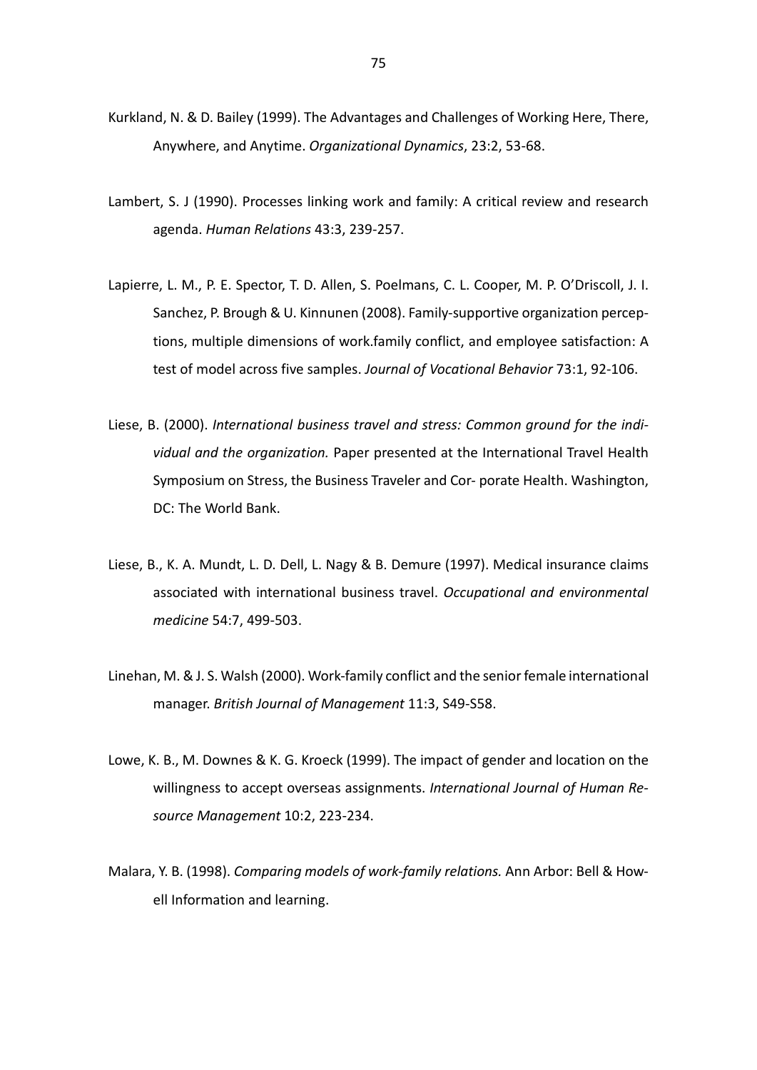Kurkland, N. & D. Bailey (1999). The Advantages and Challenges of Working Here, There, Anywhere, and Anytime. *Organizational Dynamics*, 23:2, 53-68.

Lambert, S. J (1990). Processes linking work and family: A critical review and research agenda. *Human Relations* 43:3, 239-257.

Lapierre, L. M., P. E. Spector, T. D. Allen, S. Poelmans, C. L. Cooper, M. P. O'Driscoll, J. I. Sanchez, P. Brough & U. Kinnunen (2008). Family-supportive organization perceptions, multiple dimensions of work.family conflict, and employee satisfaction: A test of model across five samples. *Journal of Vocational Behavior* 73:1, 92-106.

Liese, B. (2000). *International business travel and stress: Common ground for the individual and the organization.* Paper presented at the International Travel Health Symposium on Stress, the Business Traveler and Cor- porate Health. Washington, DC: The World Bank.

Liese, B., K. A. Mundt, L. D. Dell, L. Nagy & B. Demure (1997). Medical insurance claims associated with international business travel. *Occupational and environmental medicine* 54:7, 499-503.

Linehan, M. & J. S. Walsh (2000). Work-family conflict and the senior female international manager. *British Journal of Management* 11:3, S49-S58.

Lowe, K. B., M. Downes & K. G. Kroeck (1999). The impact of gender and location on the willingness to accept overseas assignments. *International Journal of Human Resource Management* 10:2, 223-234.

Malara, Y. B. (1998). *Comparing models of work-family relations.* Ann Arbor: Bell & Howell Information and learning.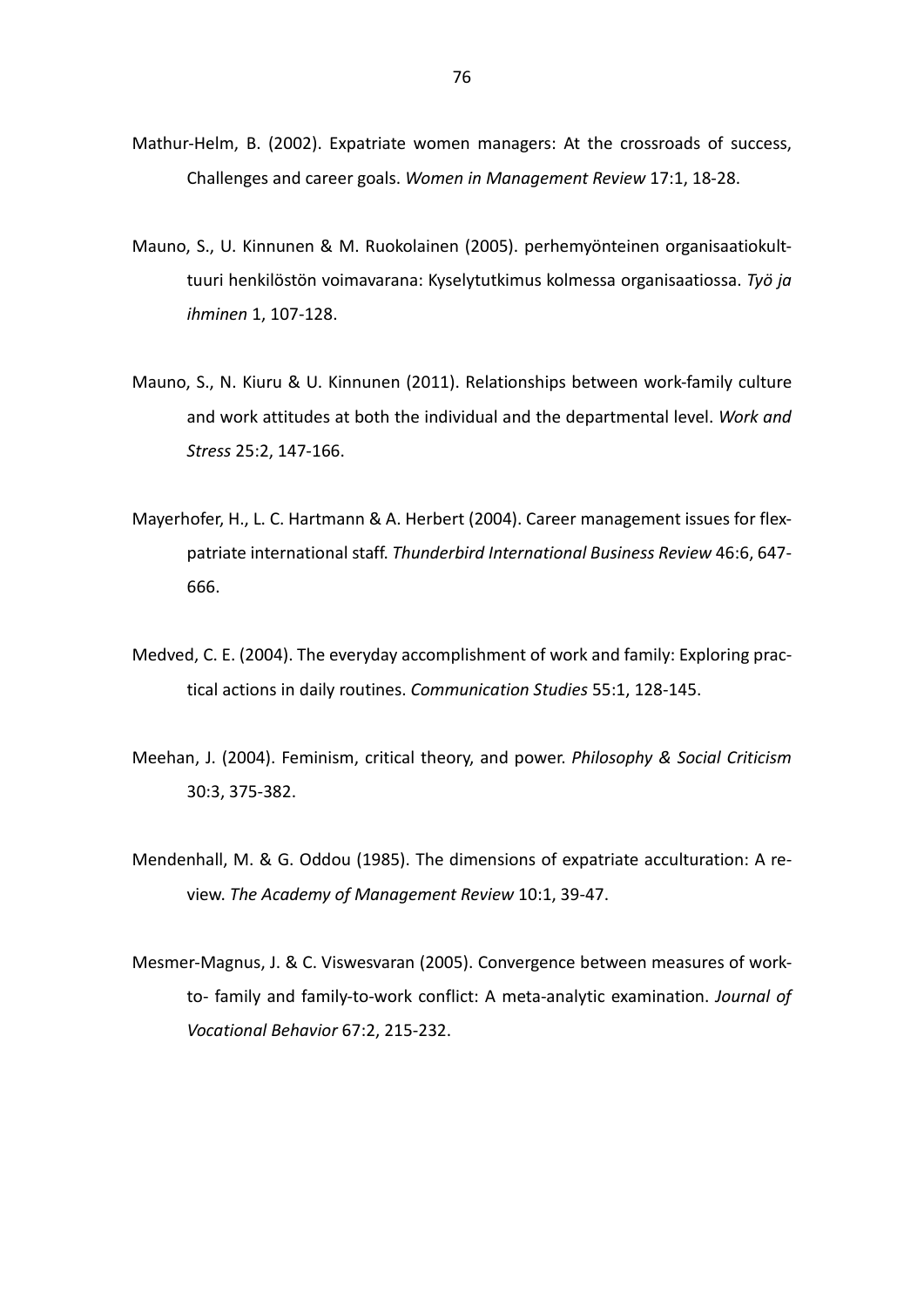Mathur-Helm, B. (2002). Expatriate women managers: At the crossroads of success, Challenges and career goals. *Women in Management Review* 17:1, 18-28.

Mauno, S., U. Kinnunen & M. Ruokolainen (2005). perhemyönteinen organisaatiokulttuuri henkilöstön voimavarana: Kyselytutkimus kolmessa organisaatiossa. *Työ ja ihminen* 1, 107-128.

Mauno, S., N. Kiuru & U. Kinnunen (2011). Relationships between work-family culture and work attitudes at both the individual and the departmental level. *Work and Stress* 25:2, 147-166.

Mayerhofer, H., L. C. Hartmann & A. Herbert (2004). Career management issues for flexpatriate international staff. *Thunderbird International Business Review* 46:6, 647-666.

Medved, C. E. (2004). The everyday accomplishment of work and family: Exploring practical actions in daily routines. *Communication Studies* 55:1, 128-145.

Meehan, J. (2004). Feminism, critical theory, and power. *Philosophy & Social Criticism* 30:3, 375-382.

Mendenhall, M. & G. Oddou (1985). The dimensions of expatriate acculturation: A review. *The Academy of Management Review* 10:1, 39-47.

Mesmer-Magnus, J. & C. Viswesvaran (2005). Convergence between measures of work-to- family and family-to-work conflict: A meta-analytic examination. *Journal of Vocational Behavior* 67:2, 215-232.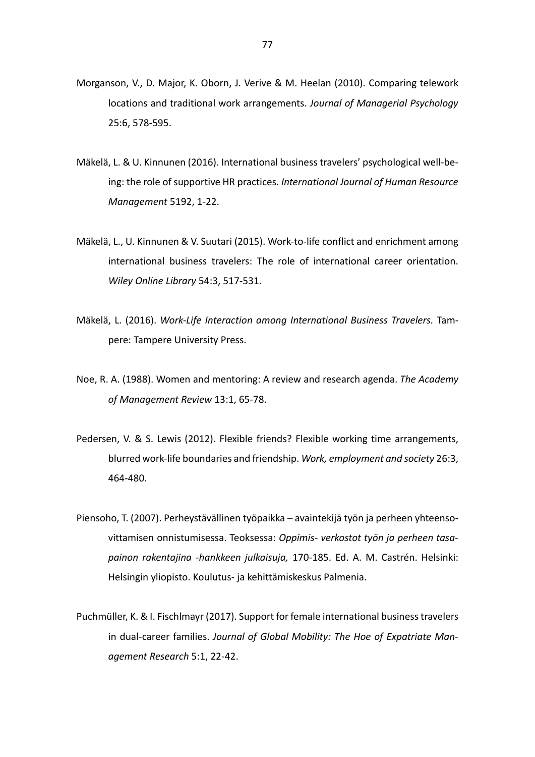Morganson, V., D. Major, K. Oborn, J. Verive & M. Heelan (2010). Comparing telework locations and traditional work arrangements. *Journal of Managerial Psychology* 25:6, 578-595.

Mäkelä, L. & U. Kinnunen (2016). International business travelers' psychological well-being: the role of supportive HR practices. *International Journal of Human Resource Management* 5192, 1-22.

Mäkelä, L., U. Kinnunen & V. Suutari (2015). Work-to-life conflict and enrichment among international business travelers: The role of international career orientation. *Wiley Online Library* 54:3, 517-531.

Mäkelä, L. (2016). *Work-Life Interaction among International Business Travelers.* Tampere: Tampere University Press.

Noe, R. A. (1988). Women and mentoring: A review and research agenda. *The Academy of Management Review* 13:1, 65-78.

Pedersen, V. & S. Lewis (2012). Flexible friends? Flexible working time arrangements, blurred work-life boundaries and friendship. *Work, employment and society* 26:3, 464-480.

Piensoho, T. (2007). Perheystävällinen työpaikka – avaintekijä työn ja perheen yhteensovittamisen onnistumisessa. Teoksessa: *Oppimis- verkostot työn ja perheen tasapainon rakentajina -hankkeen julkaisuja,* 170-185. Ed. A. M. Castrén. Helsinki: Helsingin yliopisto. Koulutus- ja kehittämiskeskus Palmenia.

Puchmüller, K. & I. Fischlmayr (2017). Support for female international business travelers in dual-career families. *Journal of Global Mobility: The Hoe of Expatriate Management Research* 5:1, 22-42.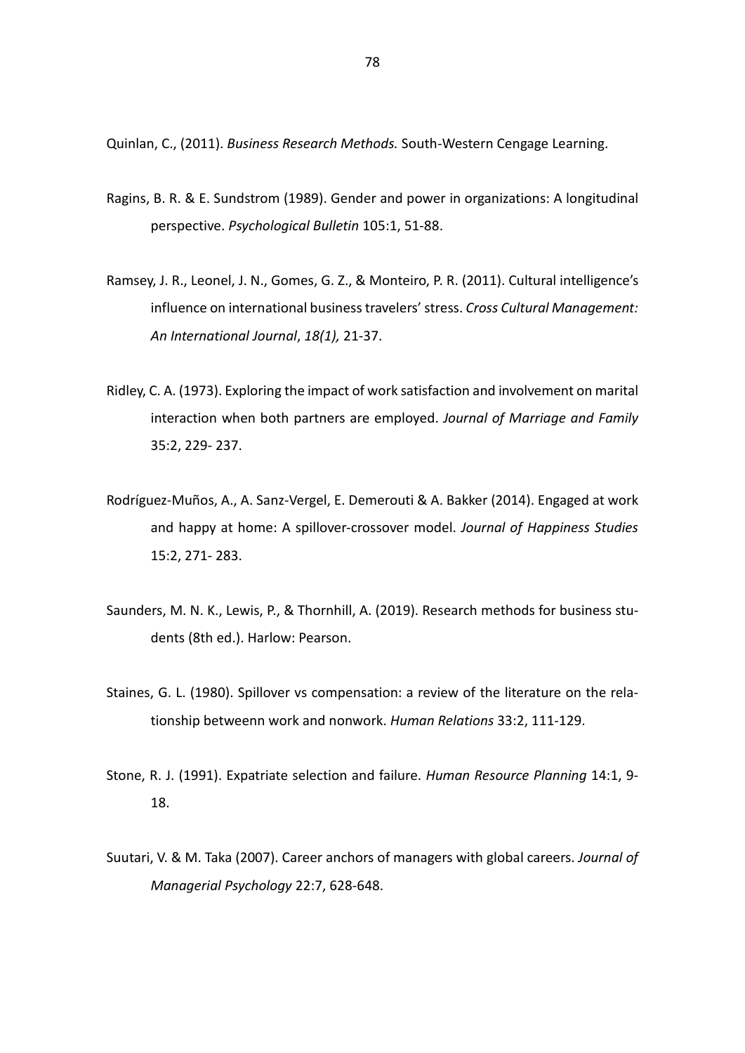Quinlan, C., (2011). *Business Research Methods.* South-Western Cengage Learning.

Ragins, B. R. & E. Sundstrom (1989). Gender and power in organizations: A longitudinal perspective. *Psychological Bulletin* 105:1, 51-88.

Ramsey, J. R., Leonel, J. N., Gomes, G. Z., & Monteiro, P. R. (2011). Cultural intelligence's influence on international business travelers' stress. *Cross Cultural Management: An International Journal*, *18(1),* 21-37.

Ridley, C. A. (1973). Exploring the impact of work satisfaction and involvement on marital interaction when both partners are employed. *Journal of Marriage and Family* 35:2, 229- 237.

Rodríguez-Muños, A., A. Sanz-Vergel, E. Demerouti & A. Bakker (2014). Engaged at work and happy at home: A spillover-crossover model. *Journal of Happiness Studies* 15:2, 271- 283.

Saunders, M. N. K., Lewis, P., & Thornhill, A. (2019). Research methods for business students (8th ed.). Harlow: Pearson.

Staines, G. L. (1980). Spillover vs compensation: a review of the literature on the relationship betweenn work and nonwork. *Human Relations* 33:2, 111-129.

Stone, R. J. (1991). Expatriate selection and failure. *Human Resource Planning* 14:1, 9-18.

Suutari, V. & M. Taka (2007). Career anchors of managers with global careers. *Journal of Managerial Psychology* 22:7, 628-648.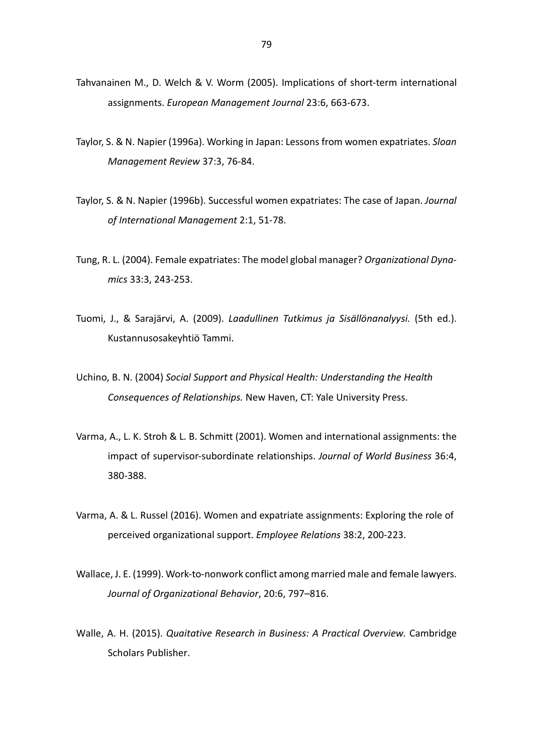Tahvanainen M., D. Welch & V. Worm (2005). Implications of short-term international assignments. *European Management Journal* 23:6, 663-673.

Taylor, S. & N. Napier (1996a). Working in Japan: Lessons from women expatriates. *Sloan Management Review* 37:3, 76-84.

Taylor, S. & N. Napier (1996b). Successful women expatriates: The case of Japan. *Journal of International Management* 2:1, 51-78.

Tung, R. L. (2004). Female expatriates: The model global manager? *Organizational Dynamics* 33:3, 243-253.

Tuomi, J., & Sarajärvi, A. (2009). *Laadullinen Tutkimus ja Sisällönanalyysi.* (5th ed.). Kustannusosakeyhtiö Tammi.

Uchino, B. N. (2004) *Social Support and Physical Health: Understanding the Health Consequences of Relationships.* New Haven, CT: Yale University Press.

Varma, A., L. K. Stroh & L. B. Schmitt (2001). Women and international assignments: the impact of supervisor-subordinate relationships. *Journal of World Business* 36:4, 380-388.

Varma, A. & L. Russel (2016). Women and expatriate assignments: Exploring the role of perceived organizational support. *Employee Relations* 38:2, 200-223.

Wallace, J. E. (1999). Work-to-nonwork conflict among married male and female lawyers. *Journal of Organizational Behavior*, 20:6, 797–816.

Walle, A. H. (2015). *Quaitative Research in Business: A Practical Overview.* Cambridge Scholars Publisher.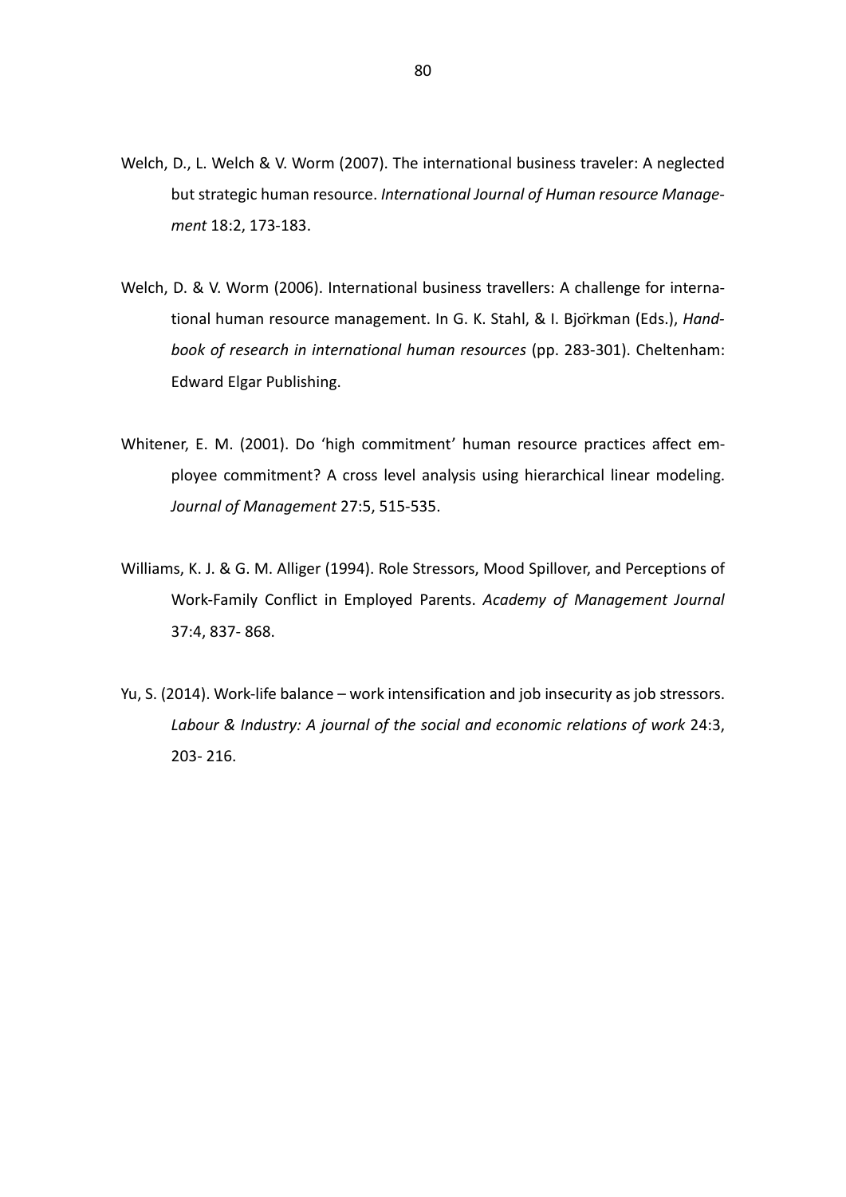Welch, D., L. Welch & V. Worm (2007). The international business traveler: A neglected but strategic human resource. *International Journal of Human resource Management* 18:2, 173-183.

Welch, D. & V. Worm (2006). International business travellers: A challenge for international human resource management. In G. K. Stahl, & I. Björkman (Eds.), *Handbook of research in international human resources* (pp. 283-301). Cheltenham: Edward Elgar Publishing.

Whitener, E. M. (2001). Do 'high commitment' human resource practices affect employee commitment? A cross level analysis using hierarchical linear modeling. *Journal of Management* 27:5, 515-535.

Williams, K. J. & G. M. Alliger (1994). Role Stressors, Mood Spillover, and Perceptions of Work-Family Conflict in Employed Parents. *Academy of Management Journal* 37:4, 837- 868.

Yu, S. (2014). Work-life balance – work intensification and job insecurity as job stressors. *Labour & Industry: A journal of the social and economic relations of work* 24:3, 203- 216.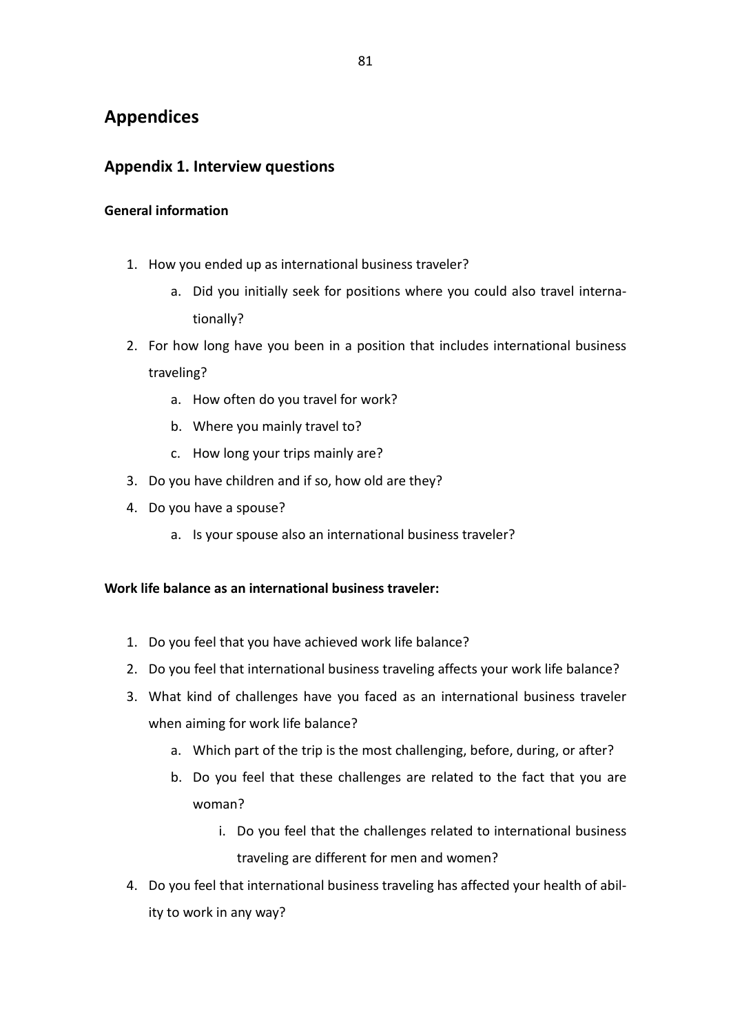# Appendices

## Appendix 1. Interview questions

**General information**

1. How you ended up as international business traveler?
    a. Did you initially seek for positions where you could also travel internationally?
2. For how long have you been in a position that includes international business traveling?
    a. How often do you travel for work?
    b. Where you mainly travel to?
    c. How long your trips mainly are?
3. Do you have children and if so, how old are they?
4. Do you have a spouse?
    a. Is your spouse also an international business traveler?

**Work life balance as an international business traveler:**

1. Do you feel that you have achieved work life balance?
2. Do you feel that international business traveling affects your work life balance?
3. What kind of challenges have you faced as an international business traveler when aiming for work life balance?
    a. Which part of the trip is the most challenging, before, during, or after?
    b. Do you feel that these challenges are related to the fact that you are woman?
        i. Do you feel that the challenges related to international business traveling are different for men and women?
4. Do you feel that international business traveling has affected your health of ability to work in any way?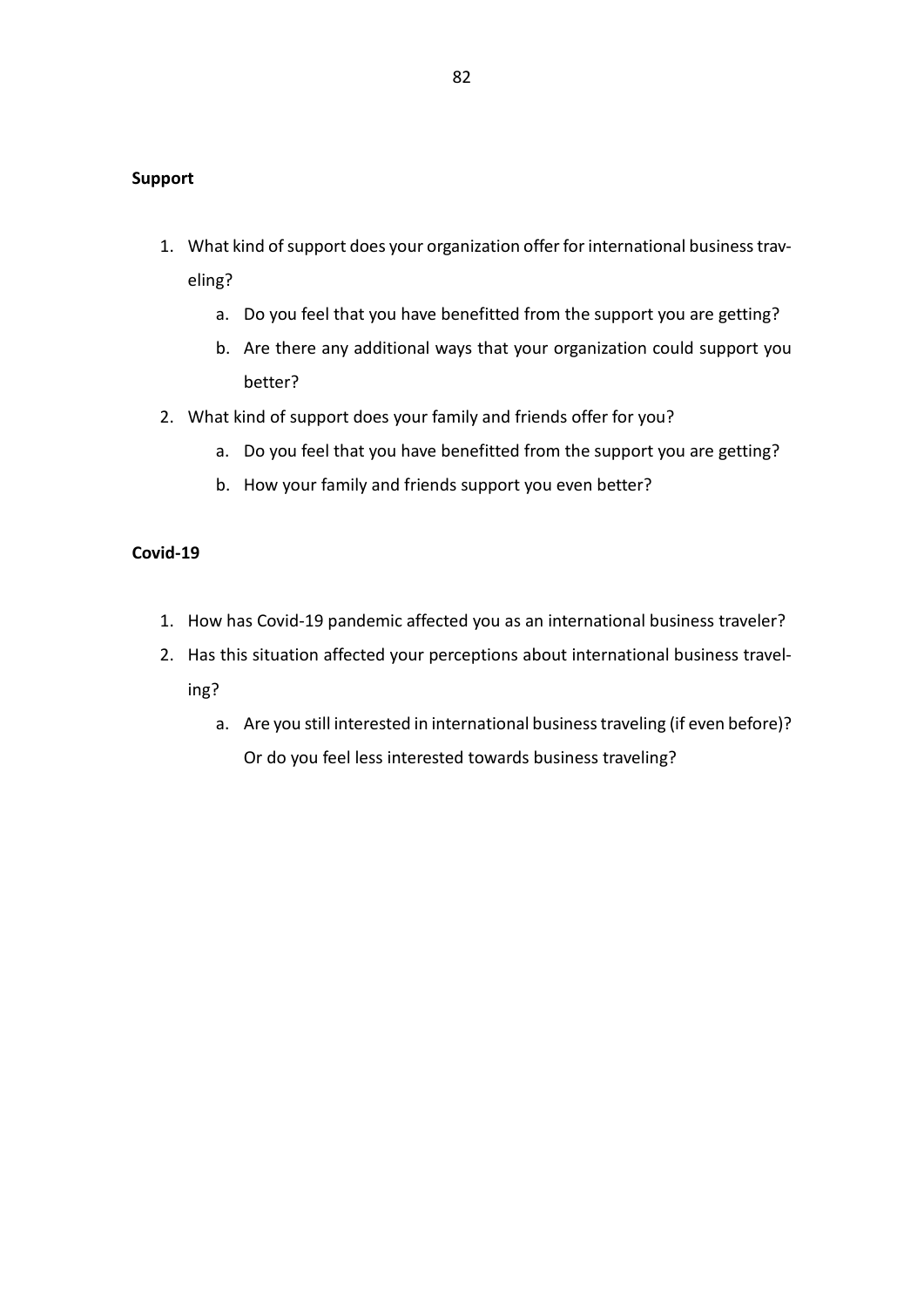**Support**

1. What kind of support does your organization offer for international business traveling?
    a. Do you feel that you have benefitted from the support you are getting?
    b. Are there any additional ways that your organization could support you better?
2. What kind of support does your family and friends offer for you?
    a. Do you feel that you have benefitted from the support you are getting?
    b. How your family and friends support you even better?

**Covid-19**

1. How has Covid-19 pandemic affected you as an international business traveler?
2. Has this situation affected your perceptions about international business traveling?
    a. Are you still interested in international business traveling (if even before)? Or do you feel less interested towards business traveling?